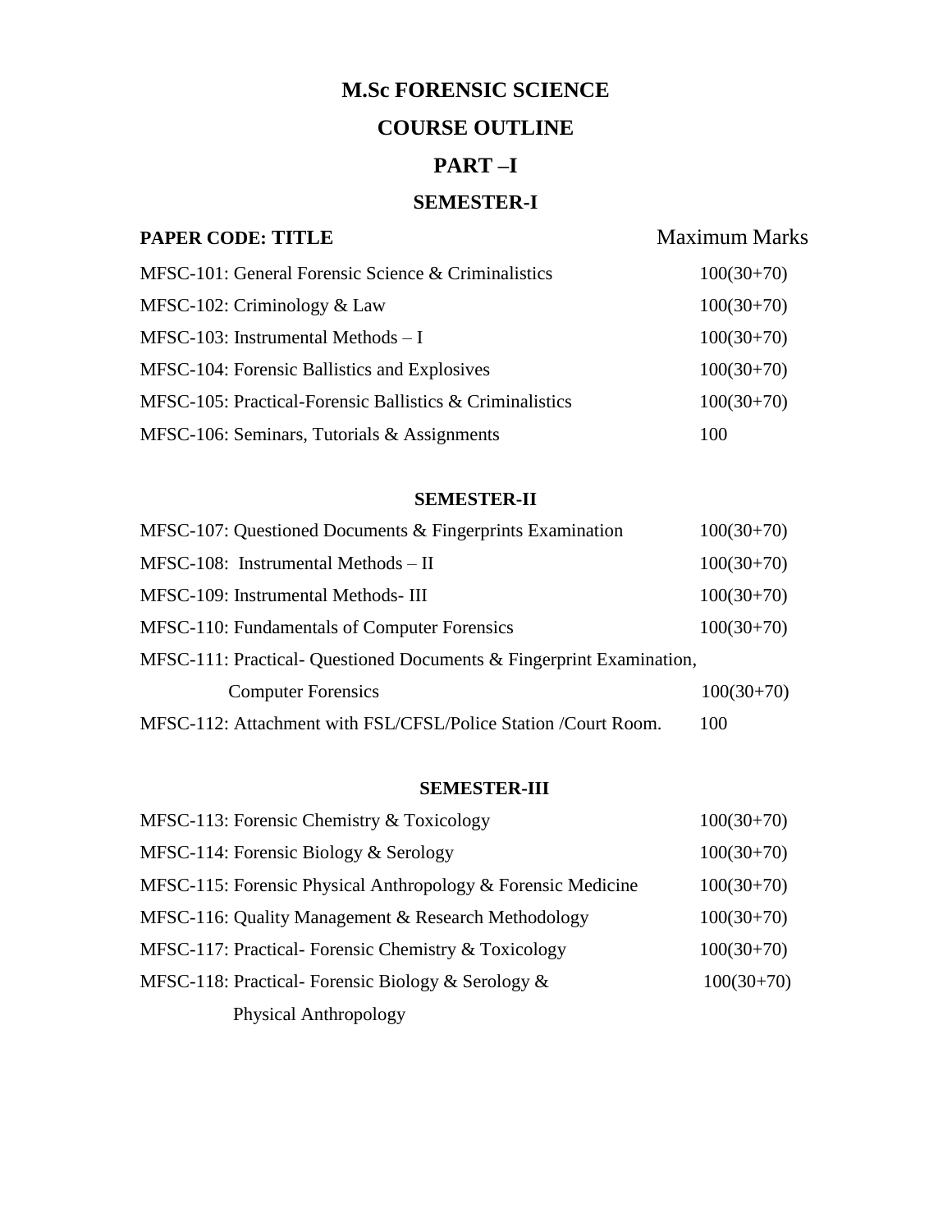# M.Sc FORENSIC SCIENCE

# COURSE OUTLINE

## PART –I

### SEMESTER-I

| PAPER CODE: TITLE | Maximum Marks |
|---|---|
| MFSC-101: General Forensic Science & Criminalistics | 100(30+70) |
| MFSC-102: Criminology & Law | 100(30+70) |
| MFSC-103: Instrumental Methods – I | 100(30+70) |
| MFSC-104: Forensic Ballistics and Explosives | 100(30+70) |
| MFSC-105: Practical-Forensic Ballistics & Criminalistics | 100(30+70) |
| MFSC-106: Seminars, Tutorials & Assignments | 100 |

### SEMESTER-II

| | |
|---|---|
| MFSC-107: Questioned Documents & Fingerprints Examination | 100(30+70) |
| MFSC-108: Instrumental Methods – II | 100(30+70) |
| MFSC-109: Instrumental Methods- III | 100(30+70) |
| MFSC-110: Fundamentals of Computer Forensics | 100(30+70) |
| MFSC-111: Practical- Questioned Documents & Fingerprint Examination, Computer Forensics | 100(30+70) |
| MFSC-112: Attachment with FSL/CFSL/Police Station /Court Room. | 100 |

### SEMESTER-III

| | |
|---|---|
| MFSC-113: Forensic Chemistry & Toxicology | 100(30+70) |
| MFSC-114: Forensic Biology & Serology | 100(30+70) |
| MFSC-115: Forensic Physical Anthropology & Forensic Medicine | 100(30+70) |
| MFSC-116: Quality Management & Research Methodology | 100(30+70) |
| MFSC-117: Practical- Forensic Chemistry & Toxicology | 100(30+70) |
| MFSC-118: Practical- Forensic Biology & Serology & Physical Anthropology | 100(30+70) |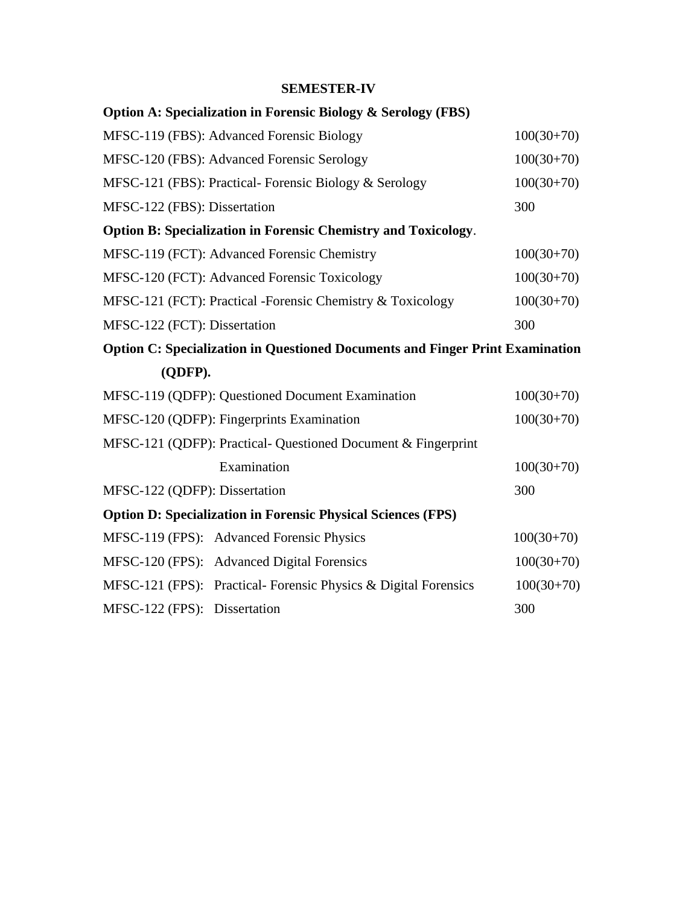## SEMESTER-IV

**Option A: Specialization in Forensic Biology & Serology (FBS)**

| | |
|---|---|
| MFSC-119 (FBS): Advanced Forensic Biology | 100(30+70) |
| MFSC-120 (FBS): Advanced Forensic Serology | 100(30+70) |
| MFSC-121 (FBS): Practical- Forensic Biology & Serology | 100(30+70) |
| MFSC-122 (FBS): Dissertation | 300 |

**Option B: Specialization in Forensic Chemistry and Toxicology**.

| | |
|---|---|
| MFSC-119 (FCT): Advanced Forensic Chemistry | 100(30+70) |
| MFSC-120 (FCT): Advanced Forensic Toxicology | 100(30+70) |
| MFSC-121 (FCT): Practical -Forensic Chemistry & Toxicology | 100(30+70) |
| MFSC-122 (FCT): Dissertation | 300 |

**Option C: Specialization in Questioned Documents and Finger Print Examination (QDFP).**

| | |
|---|---|
| MFSC-119 (QDFP): Questioned Document Examination | 100(30+70) |
| MFSC-120 (QDFP): Fingerprints Examination | 100(30+70) |
| MFSC-121 (QDFP): Practical- Questioned Document & Fingerprint Examination | 100(30+70) |
| MFSC-122 (QDFP): Dissertation | 300 |

**Option D: Specialization in Forensic Physical Sciences (FPS)**

| | |
|---|---|
| MFSC-119 (FPS): Advanced Forensic Physics | 100(30+70) |
| MFSC-120 (FPS): Advanced Digital Forensics | 100(30+70) |
| MFSC-121 (FPS): Practical- Forensic Physics & Digital Forensics | 100(30+70) |
| MFSC-122 (FPS): Dissertation | 300 |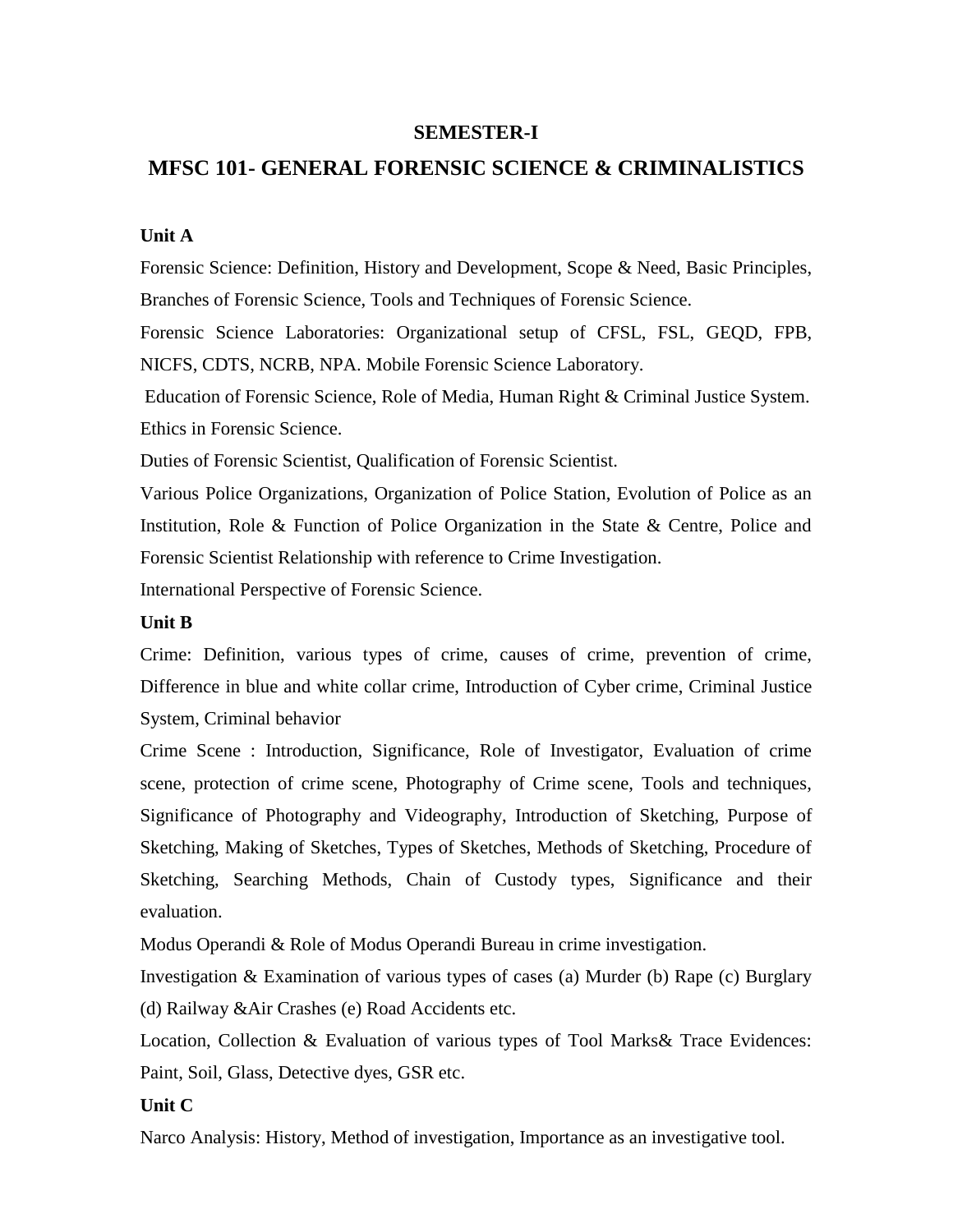## SEMESTER-I

# MFSC 101- GENERAL FORENSIC SCIENCE & CRIMINALISTICS

**Unit A**

Forensic Science: Definition, History and Development, Scope & Need, Basic Principles, Branches of Forensic Science, Tools and Techniques of Forensic Science.

Forensic Science Laboratories: Organizational setup of CFSL, FSL, GEQD, FPB, NICFS, CDTS, NCRB, NPA. Mobile Forensic Science Laboratory.

Education of Forensic Science, Role of Media, Human Right & Criminal Justice System. Ethics in Forensic Science.

Duties of Forensic Scientist, Qualification of Forensic Scientist.

Various Police Organizations, Organization of Police Station, Evolution of Police as an Institution, Role & Function of Police Organization in the State & Centre, Police and Forensic Scientist Relationship with reference to Crime Investigation.

International Perspective of Forensic Science.

**Unit B**

Crime: Definition, various types of crime, causes of crime, prevention of crime, Difference in blue and white collar crime, Introduction of Cyber crime, Criminal Justice System, Criminal behavior

Crime Scene : Introduction, Significance, Role of Investigator, Evaluation of crime scene, protection of crime scene, Photography of Crime scene, Tools and techniques, Significance of Photography and Videography, Introduction of Sketching, Purpose of Sketching, Making of Sketches, Types of Sketches, Methods of Sketching, Procedure of Sketching, Searching Methods, Chain of Custody types, Significance and their evaluation.

Modus Operandi & Role of Modus Operandi Bureau in crime investigation.

Investigation & Examination of various types of cases (a) Murder (b) Rape (c) Burglary (d) Railway &Air Crashes (e) Road Accidents etc.

Location, Collection & Evaluation of various types of Tool Marks& Trace Evidences: Paint, Soil, Glass, Detective dyes, GSR etc.

**Unit C**

Narco Analysis: History, Method of investigation, Importance as an investigative tool.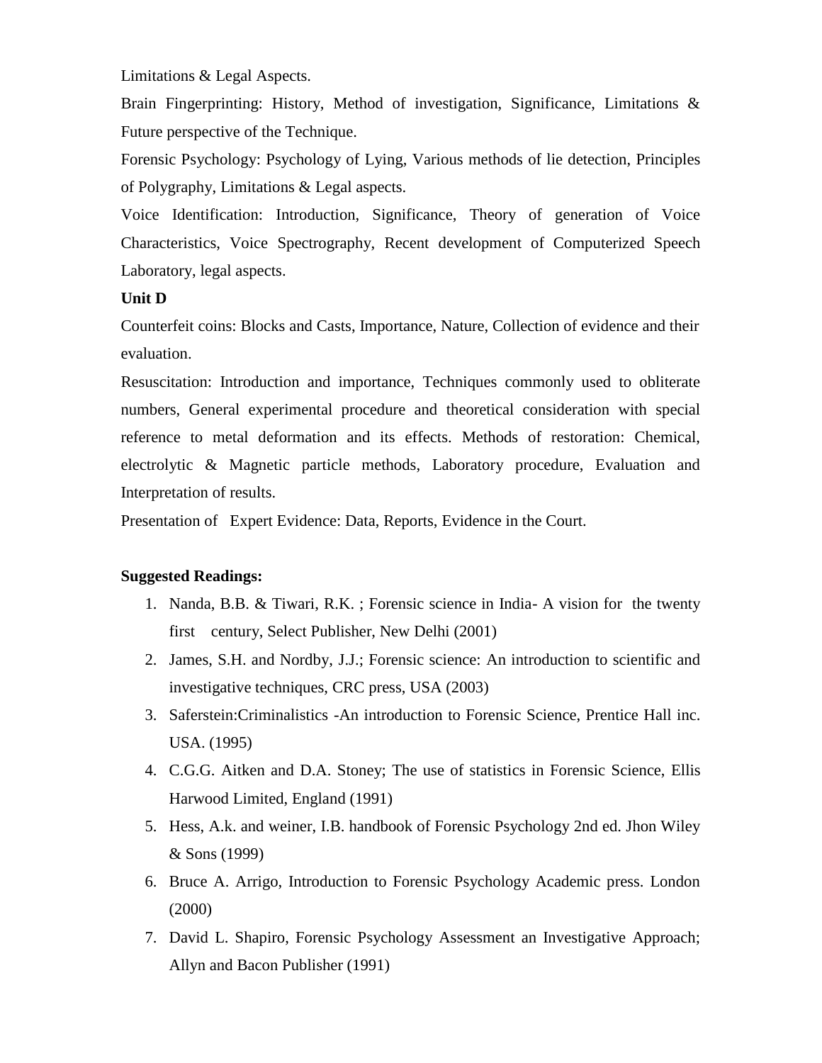Limitations & Legal Aspects.

Brain Fingerprinting: History, Method of investigation, Significance, Limitations & Future perspective of the Technique.

Forensic Psychology: Psychology of Lying, Various methods of lie detection, Principles of Polygraphy, Limitations & Legal aspects.

Voice Identification: Introduction, Significance, Theory of generation of Voice Characteristics, Voice Spectrography, Recent development of Computerized Speech Laboratory, legal aspects.

**Unit D**

Counterfeit coins: Blocks and Casts, Importance, Nature, Collection of evidence and their evaluation.

Resuscitation: Introduction and importance, Techniques commonly used to obliterate numbers, General experimental procedure and theoretical consideration with special reference to metal deformation and its effects. Methods of restoration: Chemical, electrolytic & Magnetic particle methods, Laboratory procedure, Evaluation and Interpretation of results.

Presentation of Expert Evidence: Data, Reports, Evidence in the Court.

**Suggested Readings:**

1. Nanda, B.B. & Tiwari, R.K. ; Forensic science in India- A vision for the twenty first century, Select Publisher, New Delhi (2001)
2. James, S.H. and Nordby, J.J.; Forensic science: An introduction to scientific and investigative techniques, CRC press, USA (2003)
3. Saferstein:Criminalistics -An introduction to Forensic Science, Prentice Hall inc. USA. (1995)
4. C.G.G. Aitken and D.A. Stoney; The use of statistics in Forensic Science, Ellis Harwood Limited, England (1991)
5. Hess, A.k. and weiner, I.B. handbook of Forensic Psychology 2nd ed. Jhon Wiley & Sons (1999)
6. Bruce A. Arrigo, Introduction to Forensic Psychology Academic press. London (2000)
7. David L. Shapiro, Forensic Psychology Assessment an Investigative Approach; Allyn and Bacon Publisher (1991)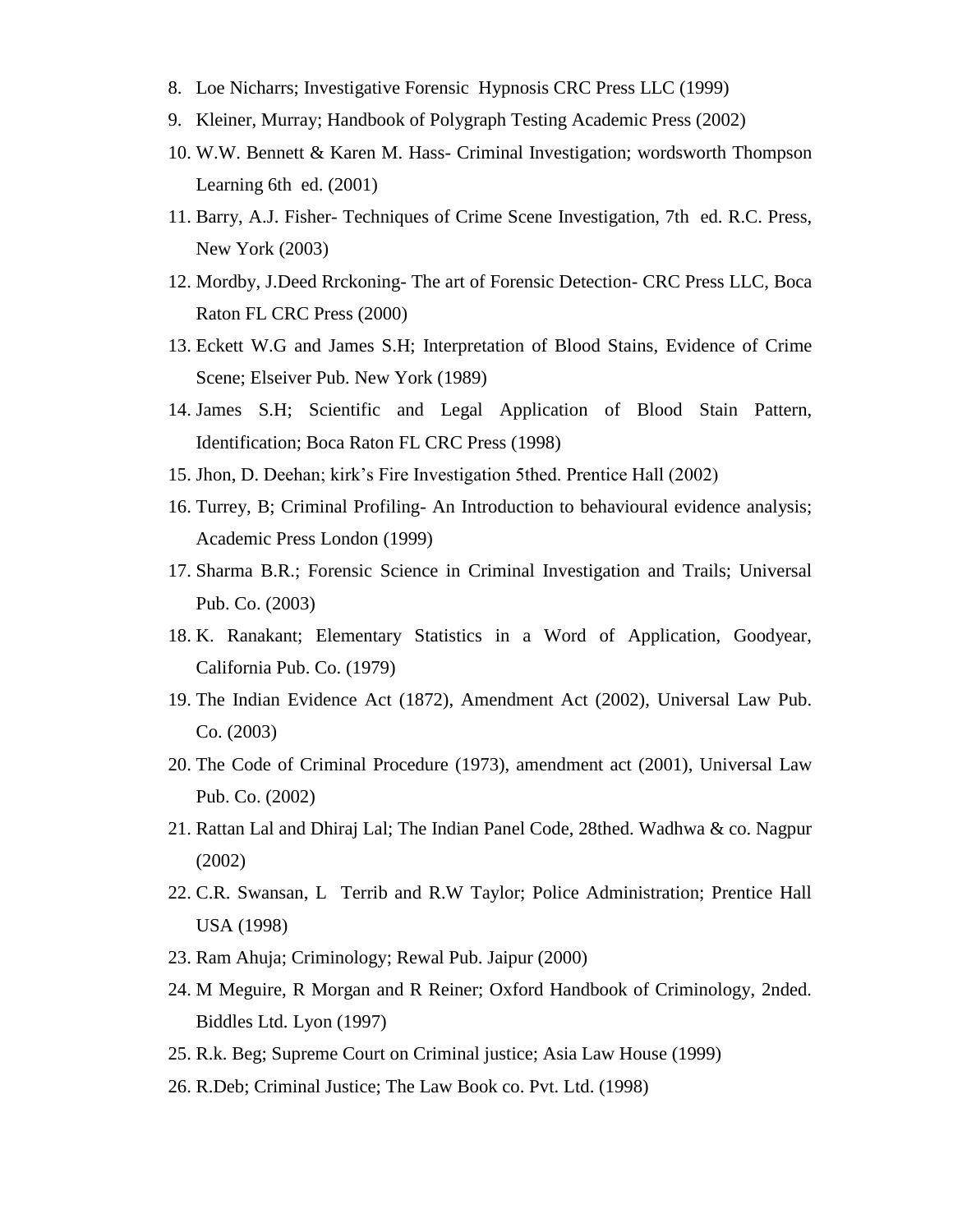8. Loe Nicharrs; Investigative Forensic Hypnosis CRC Press LLC (1999)
9. Kleiner, Murray; Handbook of Polygraph Testing Academic Press (2002)
10. W.W. Bennett & Karen M. Hass- Criminal Investigation; wordsworth Thompson Learning 6th ed. (2001)
11. Barry, A.J. Fisher- Techniques of Crime Scene Investigation, 7th ed. R.C. Press, New York (2003)
12. Mordby, J.Deed Rrckoning- The art of Forensic Detection- CRC Press LLC, Boca Raton FL CRC Press (2000)
13. Eckett W.G and James S.H; Interpretation of Blood Stains, Evidence of Crime Scene; Elseiver Pub. New York (1989)
14. James S.H; Scientific and Legal Application of Blood Stain Pattern, Identification; Boca Raton FL CRC Press (1998)
15. Jhon, D. Deehan; kirk's Fire Investigation 5thed. Prentice Hall (2002)
16. Turrey, B; Criminal Profiling- An Introduction to behavioural evidence analysis; Academic Press London (1999)
17. Sharma B.R.; Forensic Science in Criminal Investigation and Trails; Universal Pub. Co. (2003)
18. K. Ranakant; Elementary Statistics in a Word of Application, Goodyear, California Pub. Co. (1979)
19. The Indian Evidence Act (1872), Amendment Act (2002), Universal Law Pub. Co. (2003)
20. The Code of Criminal Procedure (1973), amendment act (2001), Universal Law Pub. Co. (2002)
21. Rattan Lal and Dhiraj Lal; The Indian Panel Code, 28thed. Wadhwa & co. Nagpur (2002)
22. C.R. Swansan, L Terrib and R.W Taylor; Police Administration; Prentice Hall USA (1998)
23. Ram Ahuja; Criminology; Rewal Pub. Jaipur (2000)
24. M Meguire, R Morgan and R Reiner; Oxford Handbook of Criminology, 2nded. Biddles Ltd. Lyon (1997)
25. R.k. Beg; Supreme Court on Criminal justice; Asia Law House (1999)
26. R.Deb; Criminal Justice; The Law Book co. Pvt. Ltd. (1998)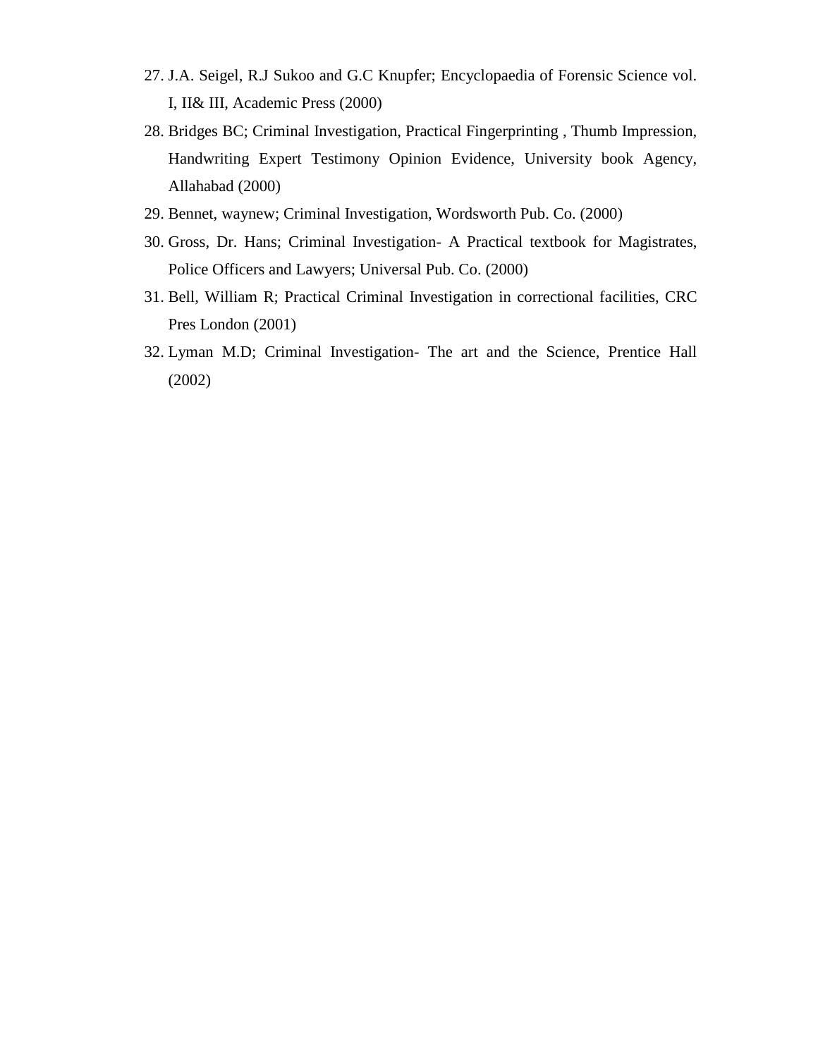27. J.A. Seigel, R.J Sukoo and G.C Knupfer; Encyclopaedia of Forensic Science vol. I, II& III, Academic Press (2000)
28. Bridges BC; Criminal Investigation, Practical Fingerprinting , Thumb Impression, Handwriting Expert Testimony Opinion Evidence, University book Agency, Allahabad (2000)
29. Bennet, waynew; Criminal Investigation, Wordsworth Pub. Co. (2000)
30. Gross, Dr. Hans; Criminal Investigation- A Practical textbook for Magistrates, Police Officers and Lawyers; Universal Pub. Co. (2000)
31. Bell, William R; Practical Criminal Investigation in correctional facilities, CRC Pres London (2001)
32. Lyman M.D; Criminal Investigation- The art and the Science, Prentice Hall (2002)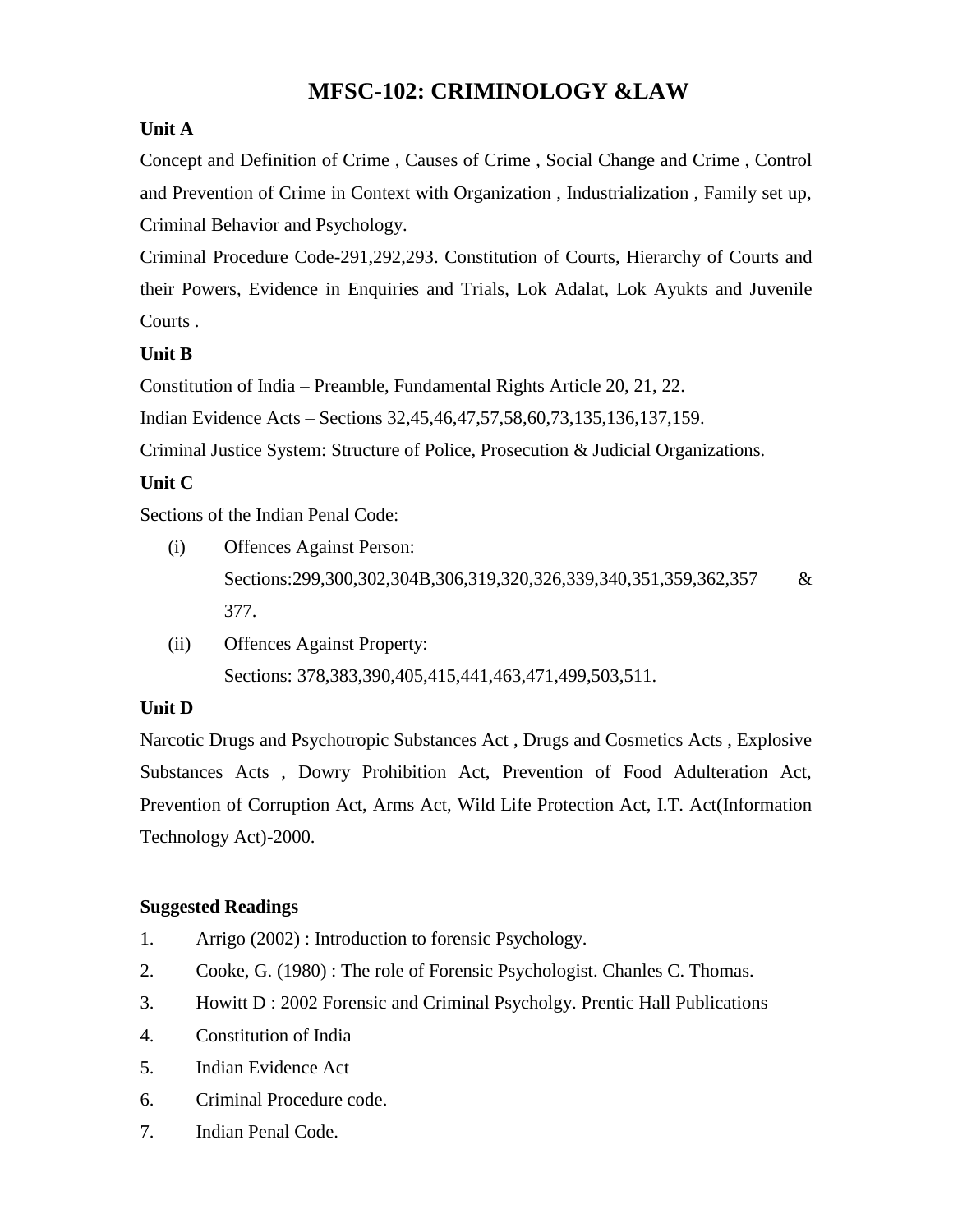# MFSC-102: CRIMINOLOGY &LAW

**Unit A**

Concept and Definition of Crime , Causes of Crime , Social Change and Crime , Control and Prevention of Crime in Context with Organization , Industrialization , Family set up, Criminal Behavior and Psychology.

Criminal Procedure Code-291,292,293. Constitution of Courts, Hierarchy of Courts and their Powers, Evidence in Enquiries and Trials, Lok Adalat, Lok Ayukts and Juvenile Courts .

**Unit B**

Constitution of India – Preamble, Fundamental Rights Article 20, 21, 22.

Indian Evidence Acts – Sections 32,45,46,47,57,58,60,73,135,136,137,159.

Criminal Justice System: Structure of Police, Prosecution & Judicial Organizations.

**Unit C**

Sections of the Indian Penal Code:

(i) Offences Against Person:
Sections:299,300,302,304B,306,319,320,326,339,340,351,359,362,357 & 377.

(ii) Offences Against Property:
Sections: 378,383,390,405,415,441,463,471,499,503,511.

**Unit D**

Narcotic Drugs and Psychotropic Substances Act , Drugs and Cosmetics Acts , Explosive Substances Acts , Dowry Prohibition Act, Prevention of Food Adulteration Act, Prevention of Corruption Act, Arms Act, Wild Life Protection Act, I.T. Act(Information Technology Act)-2000.

**Suggested Readings**

1. Arrigo (2002) : Introduction to forensic Psychology.
2. Cooke, G. (1980) : The role of Forensic Psychologist. Chanles C. Thomas.
3. Howitt D : 2002 Forensic and Criminal Psycholgy. Prentic Hall Publications
4. Constitution of India
5. Indian Evidence Act
6. Criminal Procedure code.
7. Indian Penal Code.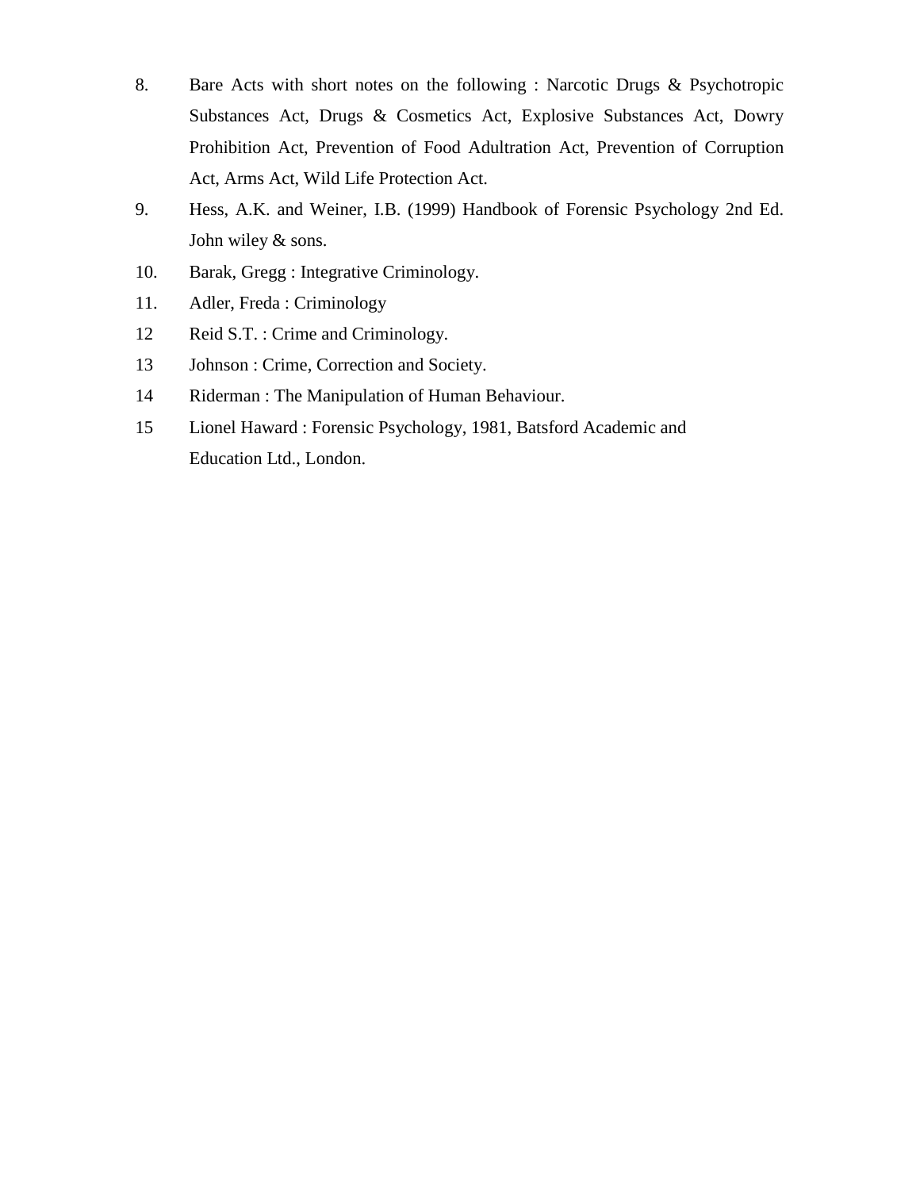8. Bare Acts with short notes on the following : Narcotic Drugs & Psychotropic Substances Act, Drugs & Cosmetics Act, Explosive Substances Act, Dowry Prohibition Act, Prevention of Food Adultration Act, Prevention of Corruption Act, Arms Act, Wild Life Protection Act.
9. Hess, A.K. and Weiner, I.B. (1999) Handbook of Forensic Psychology 2nd Ed. John wiley & sons.
10. Barak, Gregg : Integrative Criminology.
11. Adler, Freda : Criminology
12 Reid S.T. : Crime and Criminology.
13 Johnson : Crime, Correction and Society.
14 Riderman : The Manipulation of Human Behaviour.
15 Lionel Haward : Forensic Psychology, 1981, Batsford Academic and Education Ltd., London.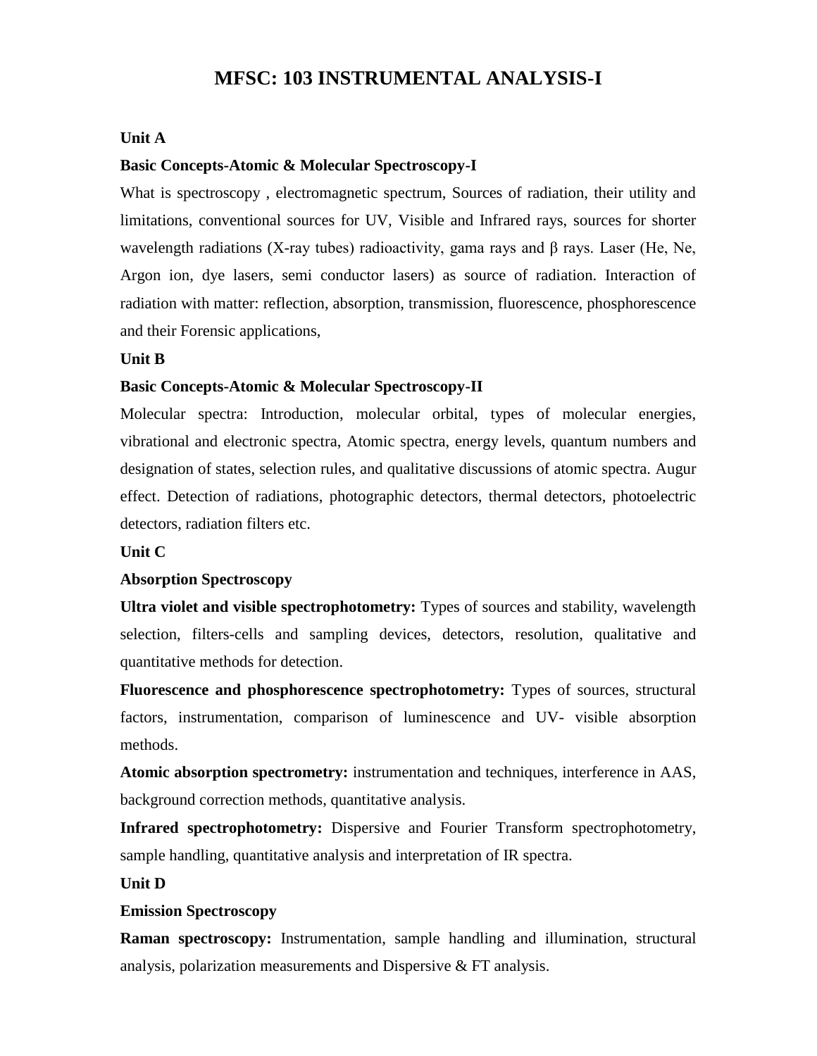# MFSC: 103 INSTRUMENTAL ANALYSIS-I

**Unit A**

**Basic Concepts-Atomic & Molecular Spectroscopy-I**

What is spectroscopy , electromagnetic spectrum, Sources of radiation, their utility and limitations, conventional sources for UV, Visible and Infrared rays, sources for shorter wavelength radiations (X-ray tubes) radioactivity, gama rays and β rays. Laser (He, Ne, Argon ion, dye lasers, semi conductor lasers) as source of radiation. Interaction of radiation with matter: reflection, absorption, transmission, fluorescence, phosphorescence and their Forensic applications,

**Unit B**

**Basic Concepts-Atomic & Molecular Spectroscopy-II**

Molecular spectra: Introduction, molecular orbital, types of molecular energies, vibrational and electronic spectra, Atomic spectra, energy levels, quantum numbers and designation of states, selection rules, and qualitative discussions of atomic spectra. Augur effect. Detection of radiations, photographic detectors, thermal detectors, photoelectric detectors, radiation filters etc.

**Unit C**

**Absorption Spectroscopy**

**Ultra violet and visible spectrophotometry:** Types of sources and stability, wavelength selection, filters-cells and sampling devices, detectors, resolution, qualitative and quantitative methods for detection.

**Fluorescence and phosphorescence spectrophotometry:** Types of sources, structural factors, instrumentation, comparison of luminescence and UV- visible absorption methods.

**Atomic absorption spectrometry:** instrumentation and techniques, interference in AAS, background correction methods, quantitative analysis.

**Infrared spectrophotometry:** Dispersive and Fourier Transform spectrophotometry, sample handling, quantitative analysis and interpretation of IR spectra.

**Unit D**

**Emission Spectroscopy**

**Raman spectroscopy:** Instrumentation, sample handling and illumination, structural analysis, polarization measurements and Dispersive & FT analysis.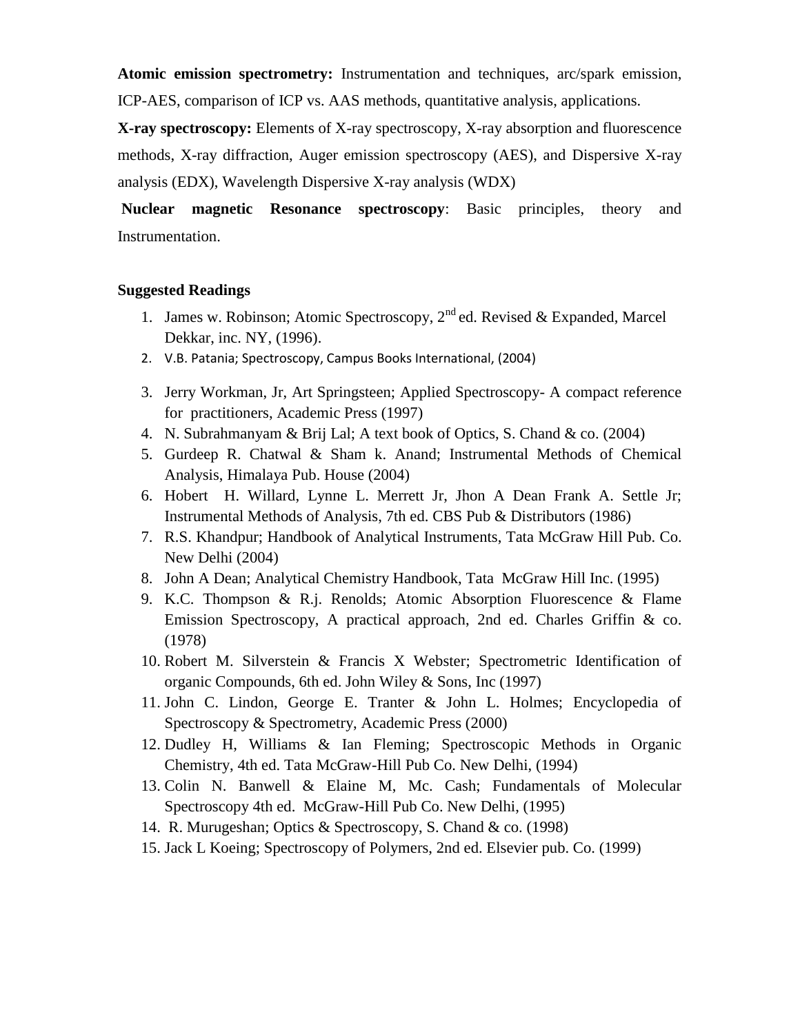**Atomic emission spectrometry:** Instrumentation and techniques, arc/spark emission, ICP-AES, comparison of ICP vs. AAS methods, quantitative analysis, applications.

**X-ray spectroscopy:** Elements of X-ray spectroscopy, X-ray absorption and fluorescence methods, X-ray diffraction, Auger emission spectroscopy (AES), and Dispersive X-ray analysis (EDX), Wavelength Dispersive X-ray analysis (WDX)

**Nuclear magnetic Resonance spectroscopy**: Basic principles, theory and Instrumentation.

**Suggested Readings**

1. James w. Robinson; Atomic Spectroscopy, 2nd ed. Revised & Expanded, Marcel Dekkar, inc. NY, (1996).
2. V.B. Patania; Spectroscopy, Campus Books International, (2004)
3. Jerry Workman, Jr, Art Springsteen; Applied Spectroscopy- A compact reference for practitioners, Academic Press (1997)
4. N. Subrahmanyam & Brij Lal; A text book of Optics, S. Chand & co. (2004)
5. Gurdeep R. Chatwal & Sham k. Anand; Instrumental Methods of Chemical Analysis, Himalaya Pub. House (2004)
6. Hobert H. Willard, Lynne L. Merrett Jr, Jhon A Dean Frank A. Settle Jr; Instrumental Methods of Analysis, 7th ed. CBS Pub & Distributors (1986)
7. R.S. Khandpur; Handbook of Analytical Instruments, Tata McGraw Hill Pub. Co. New Delhi (2004)
8. John A Dean; Analytical Chemistry Handbook, Tata McGraw Hill Inc. (1995)
9. K.C. Thompson & R.j. Renolds; Atomic Absorption Fluorescence & Flame Emission Spectroscopy, A practical approach, 2nd ed. Charles Griffin & co. (1978)
10. Robert M. Silverstein & Francis X Webster; Spectrometric Identification of organic Compounds, 6th ed. John Wiley & Sons, Inc (1997)
11. John C. Lindon, George E. Tranter & John L. Holmes; Encyclopedia of Spectroscopy & Spectrometry, Academic Press (2000)
12. Dudley H, Williams & Ian Fleming; Spectroscopic Methods in Organic Chemistry, 4th ed. Tata McGraw-Hill Pub Co. New Delhi, (1994)
13. Colin N. Banwell & Elaine M, Mc. Cash; Fundamentals of Molecular Spectroscopy 4th ed. McGraw-Hill Pub Co. New Delhi, (1995)
14. R. Murugeshan; Optics & Spectroscopy, S. Chand & co. (1998)
15. Jack L Koeing; Spectroscopy of Polymers, 2nd ed. Elsevier pub. Co. (1999)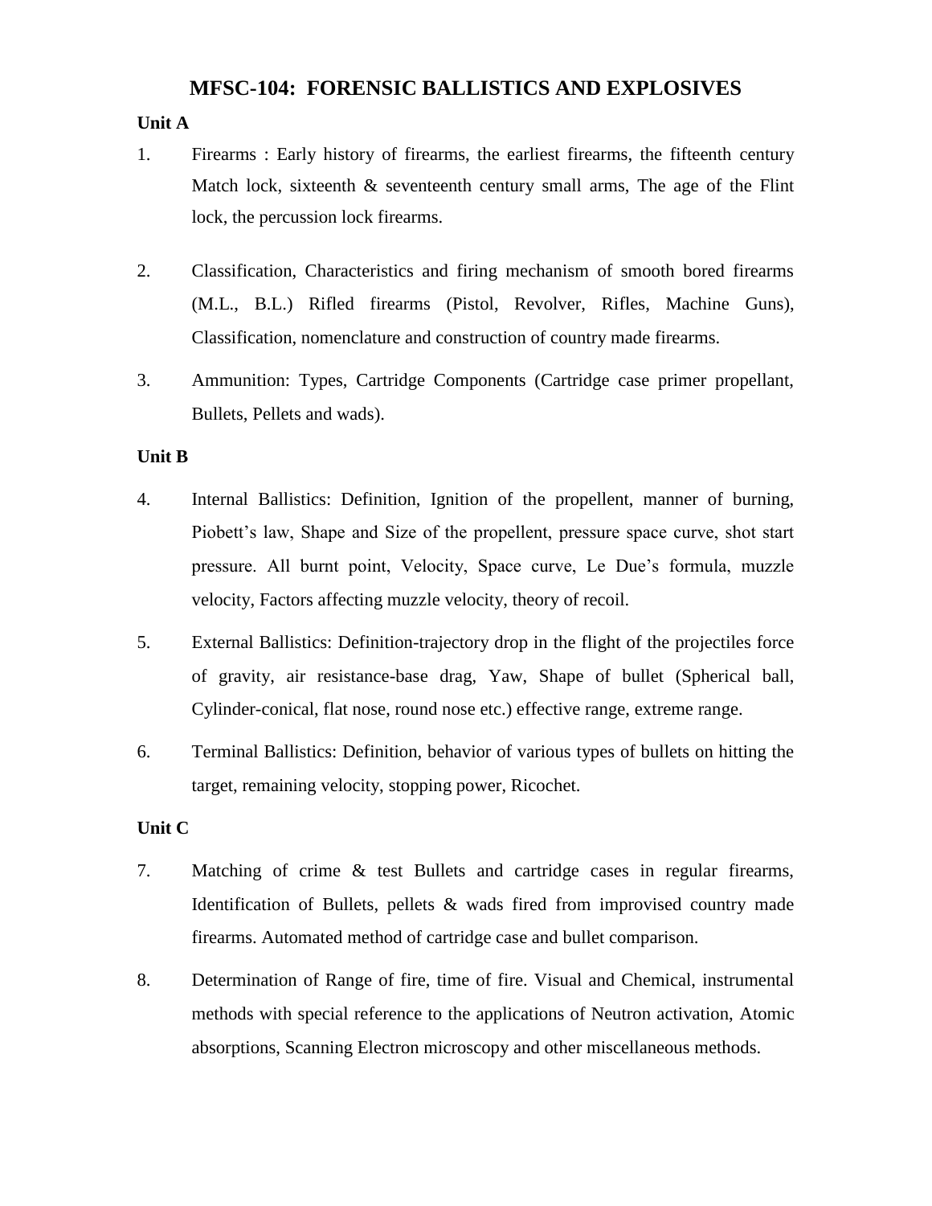# MFSC-104: FORENSIC BALLISTICS AND EXPLOSIVES

**Unit A**

1. Firearms : Early history of firearms, the earliest firearms, the fifteenth century Match lock, sixteenth & seventeenth century small arms, The age of the Flint lock, the percussion lock firearms.

2. Classification, Characteristics and firing mechanism of smooth bored firearms (M.L., B.L.) Rifled firearms (Pistol, Revolver, Rifles, Machine Guns), Classification, nomenclature and construction of country made firearms.

3. Ammunition: Types, Cartridge Components (Cartridge case primer propellant, Bullets, Pellets and wads).

**Unit B**

4. Internal Ballistics: Definition, Ignition of the propellent, manner of burning, Piobett's law, Shape and Size of the propellent, pressure space curve, shot start pressure. All burnt point, Velocity, Space curve, Le Due's formula, muzzle velocity, Factors affecting muzzle velocity, theory of recoil.

5. External Ballistics: Definition-trajectory drop in the flight of the projectiles force of gravity, air resistance-base drag, Yaw, Shape of bullet (Spherical ball, Cylinder-conical, flat nose, round nose etc.) effective range, extreme range.

6. Terminal Ballistics: Definition, behavior of various types of bullets on hitting the target, remaining velocity, stopping power, Ricochet.

**Unit C**

7. Matching of crime & test Bullets and cartridge cases in regular firearms, Identification of Bullets, pellets & wads fired from improvised country made firearms. Automated method of cartridge case and bullet comparison.

8. Determination of Range of fire, time of fire. Visual and Chemical, instrumental methods with special reference to the applications of Neutron activation, Atomic absorptions, Scanning Electron microscopy and other miscellaneous methods.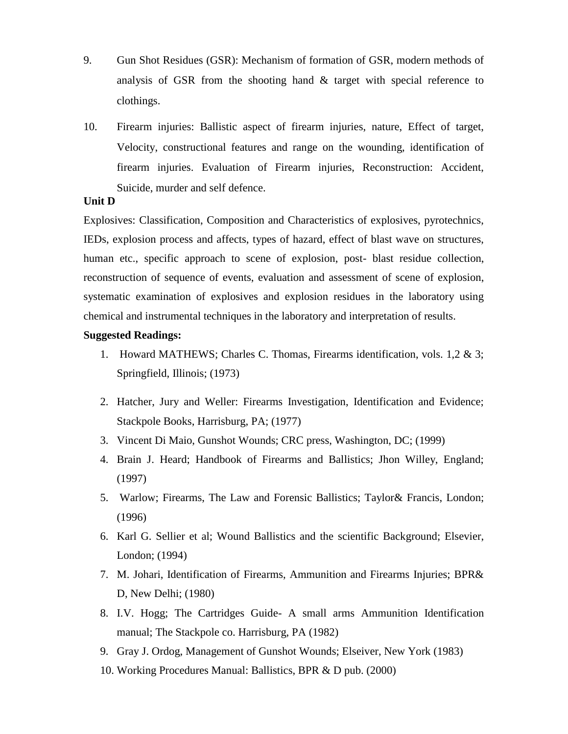9. Gun Shot Residues (GSR): Mechanism of formation of GSR, modern methods of analysis of GSR from the shooting hand & target with special reference to clothings.

10. Firearm injuries: Ballistic aspect of firearm injuries, nature, Effect of target, Velocity, constructional features and range on the wounding, identification of firearm injuries. Evaluation of Firearm injuries, Reconstruction: Accident, Suicide, murder and self defence.

**Unit D**

Explosives: Classification, Composition and Characteristics of explosives, pyrotechnics, IEDs, explosion process and affects, types of hazard, effect of blast wave on structures, human etc., specific approach to scene of explosion, post- blast residue collection, reconstruction of sequence of events, evaluation and assessment of scene of explosion, systematic examination of explosives and explosion residues in the laboratory using chemical and instrumental techniques in the laboratory and interpretation of results.

**Suggested Readings:**

1. Howard MATHEWS; Charles C. Thomas, Firearms identification, vols. 1,2 & 3; Springfield, Illinois; (1973)
2. Hatcher, Jury and Weller: Firearms Investigation, Identification and Evidence; Stackpole Books, Harrisburg, PA; (1977)
3. Vincent Di Maio, Gunshot Wounds; CRC press, Washington, DC; (1999)
4. Brain J. Heard; Handbook of Firearms and Ballistics; Jhon Willey, England; (1997)
5. Warlow; Firearms, The Law and Forensic Ballistics; Taylor& Francis, London; (1996)
6. Karl G. Sellier et al; Wound Ballistics and the scientific Background; Elsevier, London; (1994)
7. M. Johari, Identification of Firearms, Ammunition and Firearms Injuries; BPR& D, New Delhi; (1980)
8. I.V. Hogg; The Cartridges Guide- A small arms Ammunition Identification manual; The Stackpole co. Harrisburg, PA (1982)
9. Gray J. Ordog, Management of Gunshot Wounds; Elseiver, New York (1983)
10. Working Procedures Manual: Ballistics, BPR & D pub. (2000)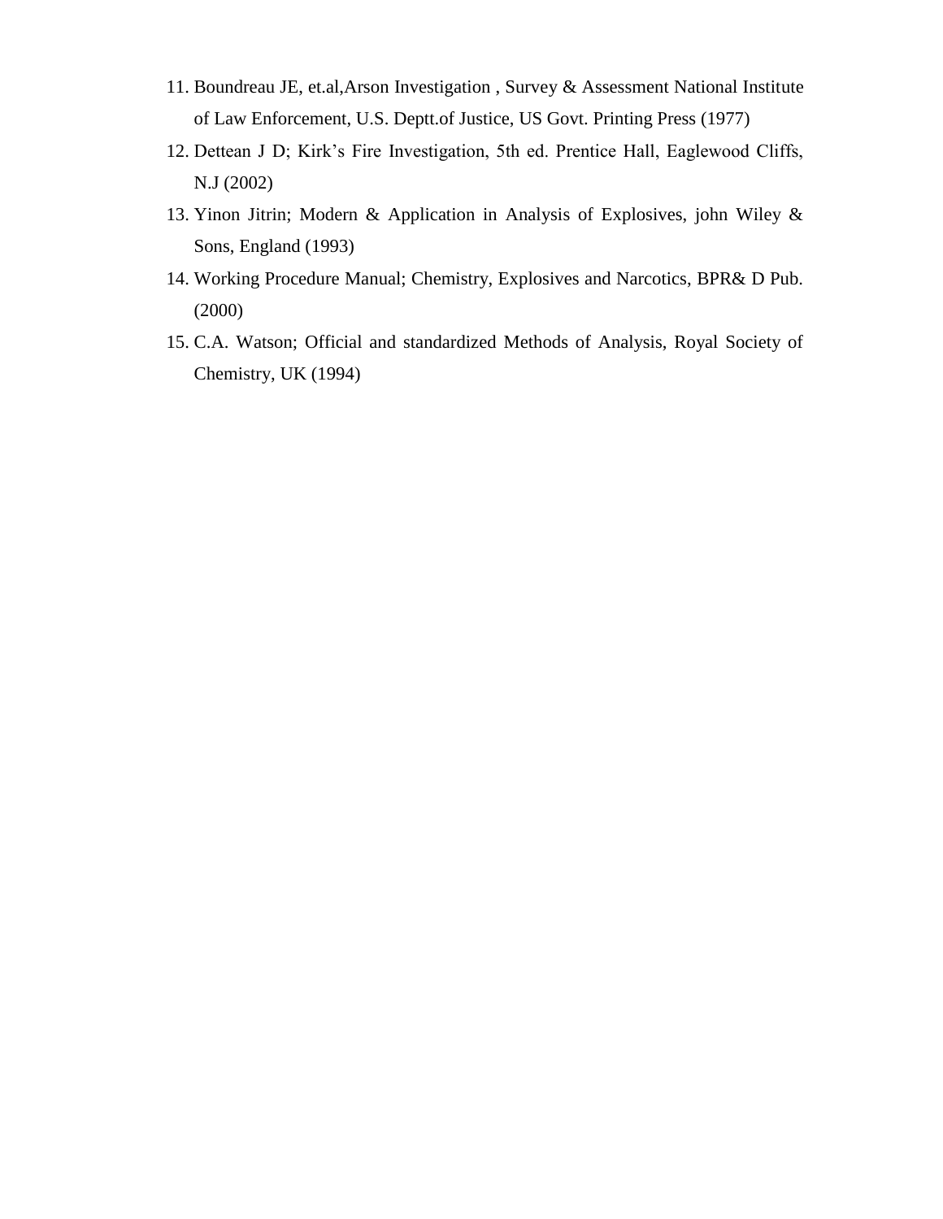11. Boundreau JE, et.al,Arson Investigation , Survey & Assessment National Institute of Law Enforcement, U.S. Deptt.of Justice, US Govt. Printing Press (1977)
12. Dettean J D; Kirk's Fire Investigation, 5th ed. Prentice Hall, Eaglewood Cliffs, N.J (2002)
13. Yinon Jitrin; Modern & Application in Analysis of Explosives, john Wiley & Sons, England (1993)
14. Working Procedure Manual; Chemistry, Explosives and Narcotics, BPR& D Pub. (2000)
15. C.A. Watson; Official and standardized Methods of Analysis, Royal Society of Chemistry, UK (1994)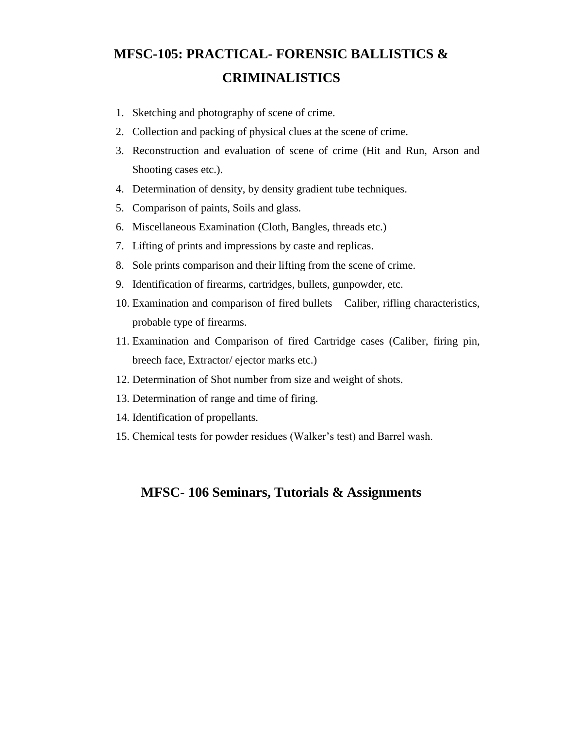# MFSC-105: PRACTICAL- FORENSIC BALLISTICS & CRIMINALISTICS

1. Sketching and photography of scene of crime.
2. Collection and packing of physical clues at the scene of crime.
3. Reconstruction and evaluation of scene of crime (Hit and Run, Arson and Shooting cases etc.).
4. Determination of density, by density gradient tube techniques.
5. Comparison of paints, Soils and glass.
6. Miscellaneous Examination (Cloth, Bangles, threads etc.)
7. Lifting of prints and impressions by caste and replicas.
8. Sole prints comparison and their lifting from the scene of crime.
9. Identification of firearms, cartridges, bullets, gunpowder, etc.
10. Examination and comparison of fired bullets – Caliber, rifling characteristics, probable type of firearms.
11. Examination and Comparison of fired Cartridge cases (Caliber, firing pin, breech face, Extractor/ ejector marks etc.)
12. Determination of Shot number from size and weight of shots.
13. Determination of range and time of firing.
14. Identification of propellants.
15. Chemical tests for powder residues (Walker's test) and Barrel wash.

# MFSC- 106 Seminars, Tutorials & Assignments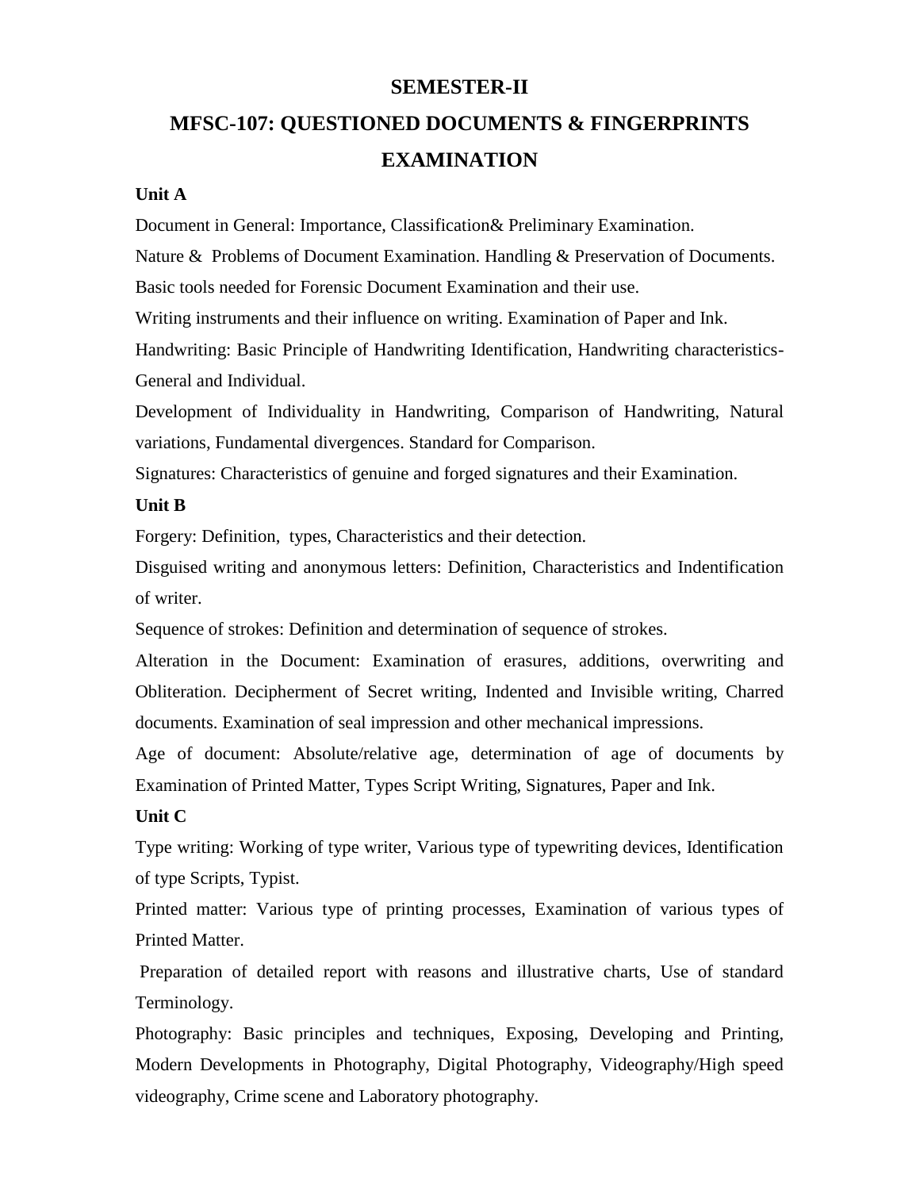## SEMESTER-II

# MFSC-107: QUESTIONED DOCUMENTS & FINGERPRINTS EXAMINATION

**Unit A**

Document in General: Importance, Classification& Preliminary Examination.

Nature & Problems of Document Examination. Handling & Preservation of Documents.

Basic tools needed for Forensic Document Examination and their use.

Writing instruments and their influence on writing. Examination of Paper and Ink.

Handwriting: Basic Principle of Handwriting Identification, Handwriting characteristics-General and Individual.

Development of Individuality in Handwriting, Comparison of Handwriting, Natural variations, Fundamental divergences. Standard for Comparison.

Signatures: Characteristics of genuine and forged signatures and their Examination.

**Unit B**

Forgery: Definition, types, Characteristics and their detection.

Disguised writing and anonymous letters: Definition, Characteristics and Indentification of writer.

Sequence of strokes: Definition and determination of sequence of strokes.

Alteration in the Document: Examination of erasures, additions, overwriting and Obliteration. Decipherment of Secret writing, Indented and Invisible writing, Charred documents. Examination of seal impression and other mechanical impressions.

Age of document: Absolute/relative age, determination of age of documents by Examination of Printed Matter, Types Script Writing, Signatures, Paper and Ink.

**Unit C**

Type writing: Working of type writer, Various type of typewriting devices, Identification of type Scripts, Typist.

Printed matter: Various type of printing processes, Examination of various types of Printed Matter.

Preparation of detailed report with reasons and illustrative charts, Use of standard Terminology.

Photography: Basic principles and techniques, Exposing, Developing and Printing, Modern Developments in Photography, Digital Photography, Videography/High speed videography, Crime scene and Laboratory photography.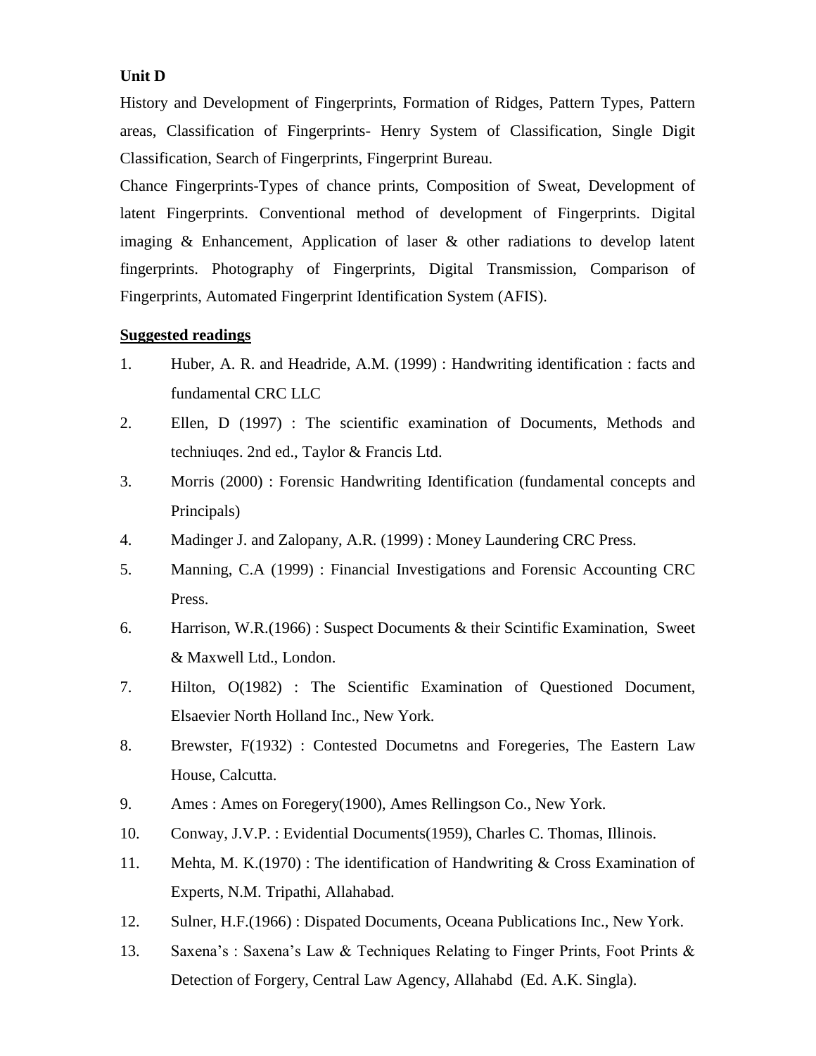**Unit D**

History and Development of Fingerprints, Formation of Ridges, Pattern Types, Pattern areas, Classification of Fingerprints- Henry System of Classification, Single Digit Classification, Search of Fingerprints, Fingerprint Bureau.

Chance Fingerprints-Types of chance prints, Composition of Sweat, Development of latent Fingerprints. Conventional method of development of Fingerprints. Digital imaging & Enhancement, Application of laser & other radiations to develop latent fingerprints. Photography of Fingerprints, Digital Transmission, Comparison of Fingerprints, Automated Fingerprint Identification System (AFIS).

**Suggested readings**

1. Huber, A. R. and Headride, A.M. (1999) : Handwriting identification : facts and fundamental CRC LLC
2. Ellen, D (1997) : The scientific examination of Documents, Methods and techniuqes. 2nd ed., Taylor & Francis Ltd.
3. Morris (2000) : Forensic Handwriting Identification (fundamental concepts and Principals)
4. Madinger J. and Zalopany, A.R. (1999) : Money Laundering CRC Press.
5. Manning, C.A (1999) : Financial Investigations and Forensic Accounting CRC Press.
6. Harrison, W.R.(1966) : Suspect Documents & their Scintific Examination, Sweet & Maxwell Ltd., London.
7. Hilton, O(1982) : The Scientific Examination of Questioned Document, Elsaevier North Holland Inc., New York.
8. Brewster, F(1932) : Contested Documetns and Foregeries, The Eastern Law House, Calcutta.
9. Ames : Ames on Foregery(1900), Ames Rellingson Co., New York.
10. Conway, J.V.P. : Evidential Documents(1959), Charles C. Thomas, Illinois.
11. Mehta, M. K.(1970) : The identification of Handwriting & Cross Examination of Experts, N.M. Tripathi, Allahabad.
12. Sulner, H.F.(1966) : Dispated Documents, Oceana Publications Inc., New York.
13. Saxena's : Saxena's Law & Techniques Relating to Finger Prints, Foot Prints & Detection of Forgery, Central Law Agency, Allahabd (Ed. A.K. Singla).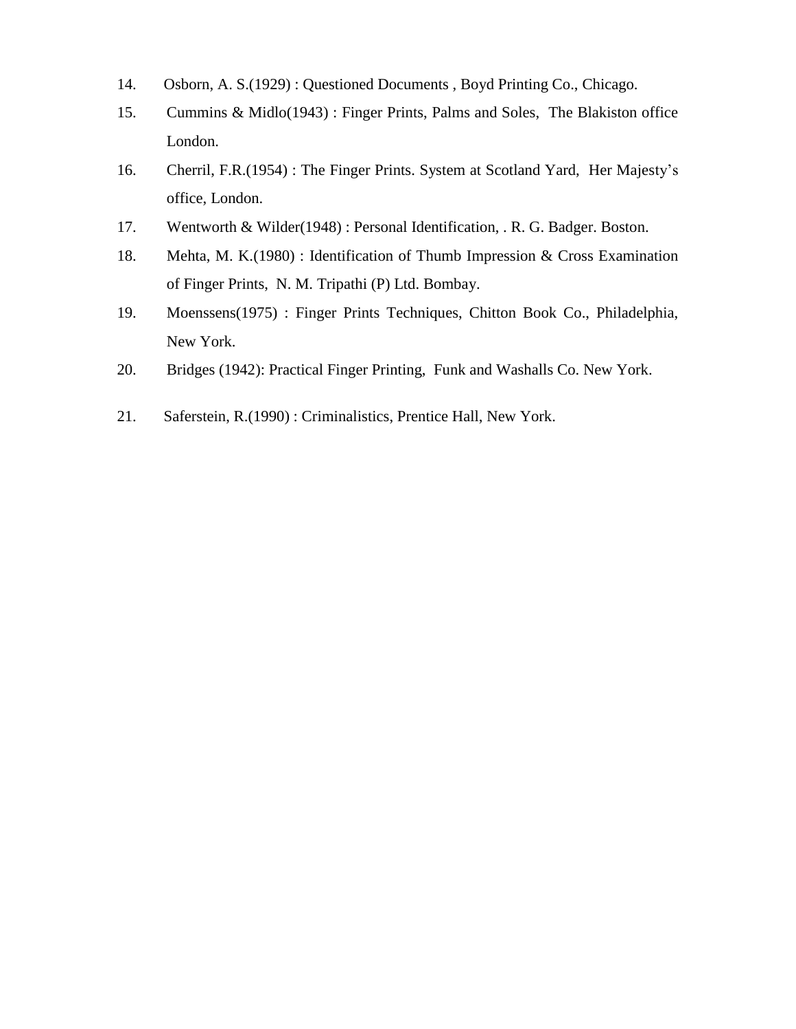14. Osborn, A. S.(1929) : Questioned Documents , Boyd Printing Co., Chicago.
15. Cummins & Midlo(1943) : Finger Prints, Palms and Soles, The Blakiston office London.
16. Cherril, F.R.(1954) : The Finger Prints. System at Scotland Yard, Her Majesty's office, London.
17. Wentworth & Wilder(1948) : Personal Identification, . R. G. Badger. Boston.
18. Mehta, M. K.(1980) : Identification of Thumb Impression & Cross Examination of Finger Prints, N. M. Tripathi (P) Ltd. Bombay.
19. Moenssens(1975) : Finger Prints Techniques, Chitton Book Co., Philadelphia, New York.
20. Bridges (1942): Practical Finger Printing, Funk and Washalls Co. New York.
21. Saferstein, R.(1990) : Criminalistics, Prentice Hall, New York.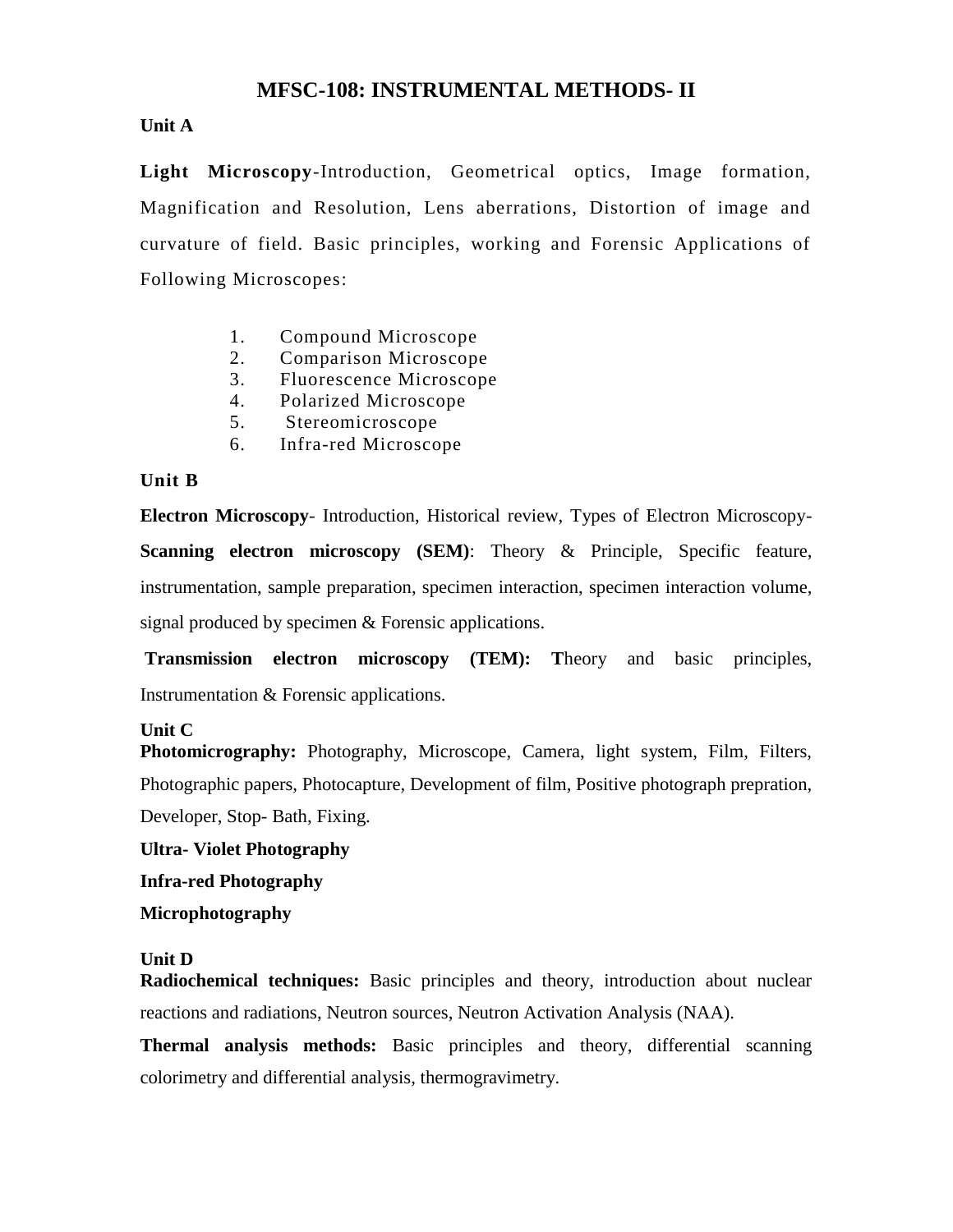# MFSC-108: INSTRUMENTAL METHODS- II

**Unit A**

**Light Microscopy**-Introduction, Geometrical optics, Image formation, Magnification and Resolution, Lens aberrations, Distortion of image and curvature of field. Basic principles, working and Forensic Applications of Following Microscopes:

1. Compound Microscope
2. Comparison Microscope
3. Fluorescence Microscope
4. Polarized Microscope
5. Stereomicroscope
6. Infra-red Microscope

**Unit B**

**Electron Microscopy**- Introduction, Historical review, Types of Electron Microscopy- **Scanning electron microscopy (SEM)**: Theory & Principle, Specific feature, instrumentation, sample preparation, specimen interaction, specimen interaction volume, signal produced by specimen & Forensic applications.

**Transmission electron microscopy (TEM): T**heory and basic principles, Instrumentation & Forensic applications.

**Unit C**

**Photomicrography:** Photography, Microscope, Camera, light system, Film, Filters, Photographic papers, Photocapture, Development of film, Positive photograph prepration, Developer, Stop- Bath, Fixing.

**Ultra- Violet Photography**

**Infra-red Photography**

**Microphotography**

**Unit D**

**Radiochemical techniques:** Basic principles and theory, introduction about nuclear reactions and radiations, Neutron sources, Neutron Activation Analysis (NAA).

**Thermal analysis methods:** Basic principles and theory, differential scanning colorimetry and differential analysis, thermogravimetry.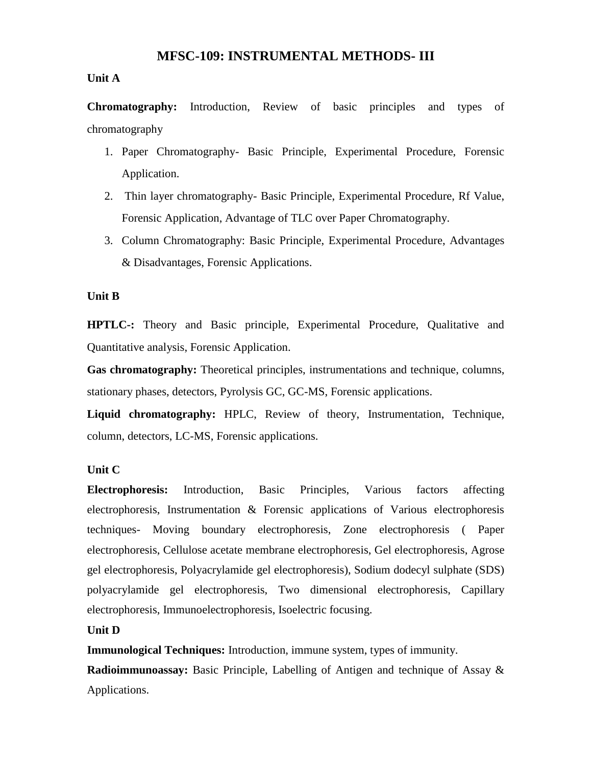# MFSC-109: INSTRUMENTAL METHODS- III

**Unit A**

**Chromatography:** Introduction, Review of basic principles and types of chromatography

1. Paper Chromatography- Basic Principle, Experimental Procedure, Forensic Application.
2. Thin layer chromatography- Basic Principle, Experimental Procedure, Rf Value, Forensic Application, Advantage of TLC over Paper Chromatography.
3. Column Chromatography: Basic Principle, Experimental Procedure, Advantages & Disadvantages, Forensic Applications.

**Unit B**

**HPTLC-:** Theory and Basic principle, Experimental Procedure, Qualitative and Quantitative analysis, Forensic Application.

**Gas chromatography:** Theoretical principles, instrumentations and technique, columns, stationary phases, detectors, Pyrolysis GC, GC-MS, Forensic applications.

**Liquid chromatography:** HPLC, Review of theory, Instrumentation, Technique, column, detectors, LC-MS, Forensic applications.

**Unit C**

**Electrophoresis:** Introduction, Basic Principles, Various factors affecting electrophoresis, Instrumentation & Forensic applications of Various electrophoresis techniques- Moving boundary electrophoresis, Zone electrophoresis ( Paper electrophoresis, Cellulose acetate membrane electrophoresis, Gel electrophoresis, Agrose gel electrophoresis, Polyacrylamide gel electrophoresis), Sodium dodecyl sulphate (SDS) polyacrylamide gel electrophoresis, Two dimensional electrophoresis, Capillary electrophoresis, Immunoelectrophoresis, Isoelectric focusing.

**Unit D**

**Immunological Techniques:** Introduction, immune system, types of immunity.

**Radioimmunoassay:** Basic Principle, Labelling of Antigen and technique of Assay & Applications.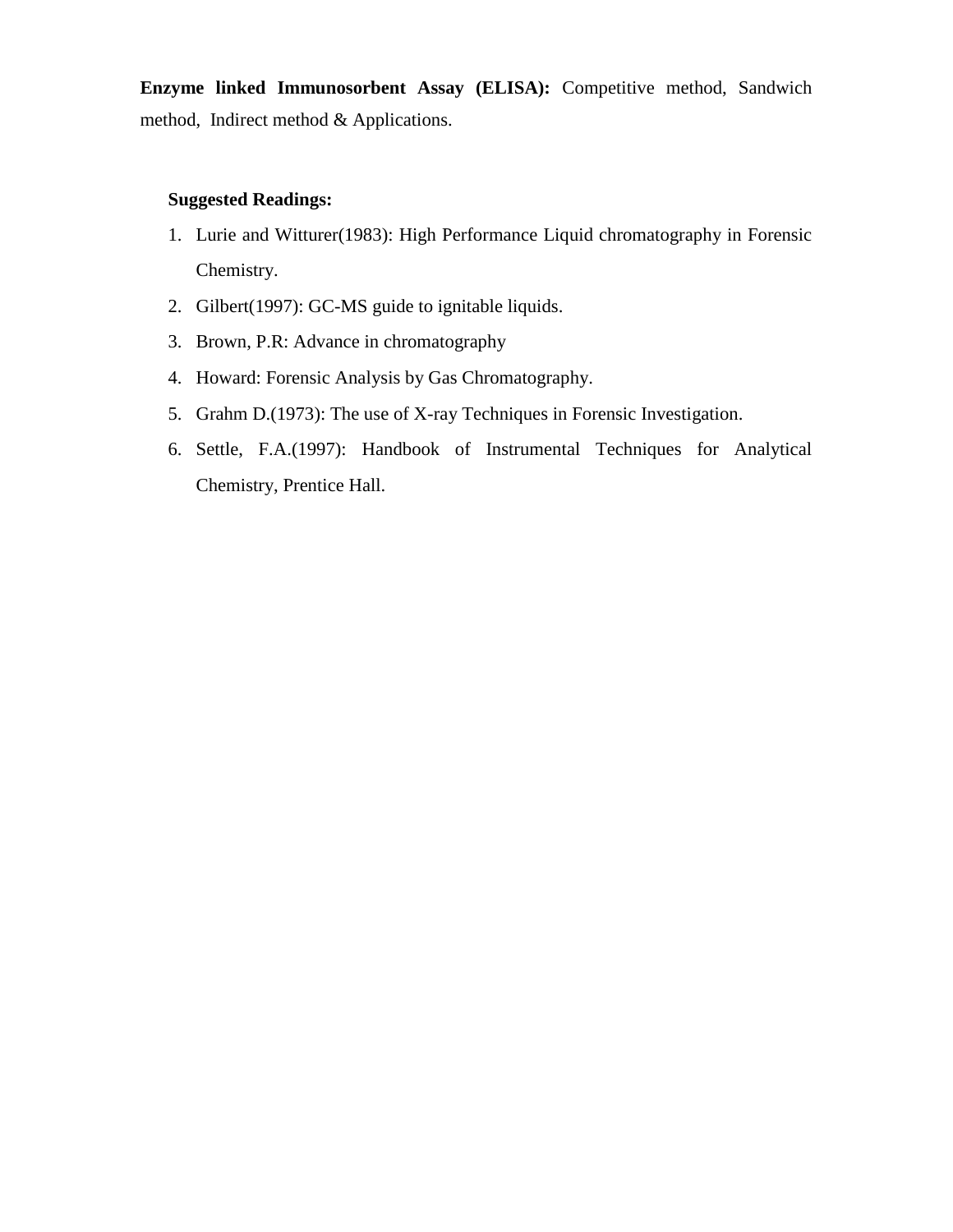**Enzyme linked Immunosorbent Assay (ELISA):** Competitive method, Sandwich method, Indirect method & Applications.

**Suggested Readings:**

1. Lurie and Witturer(1983): High Performance Liquid chromatography in Forensic Chemistry.
2. Gilbert(1997): GC-MS guide to ignitable liquids.
3. Brown, P.R: Advance in chromatography
4. Howard: Forensic Analysis by Gas Chromatography.
5. Grahm D.(1973): The use of X-ray Techniques in Forensic Investigation.
6. Settle, F.A.(1997): Handbook of Instrumental Techniques for Analytical Chemistry, Prentice Hall.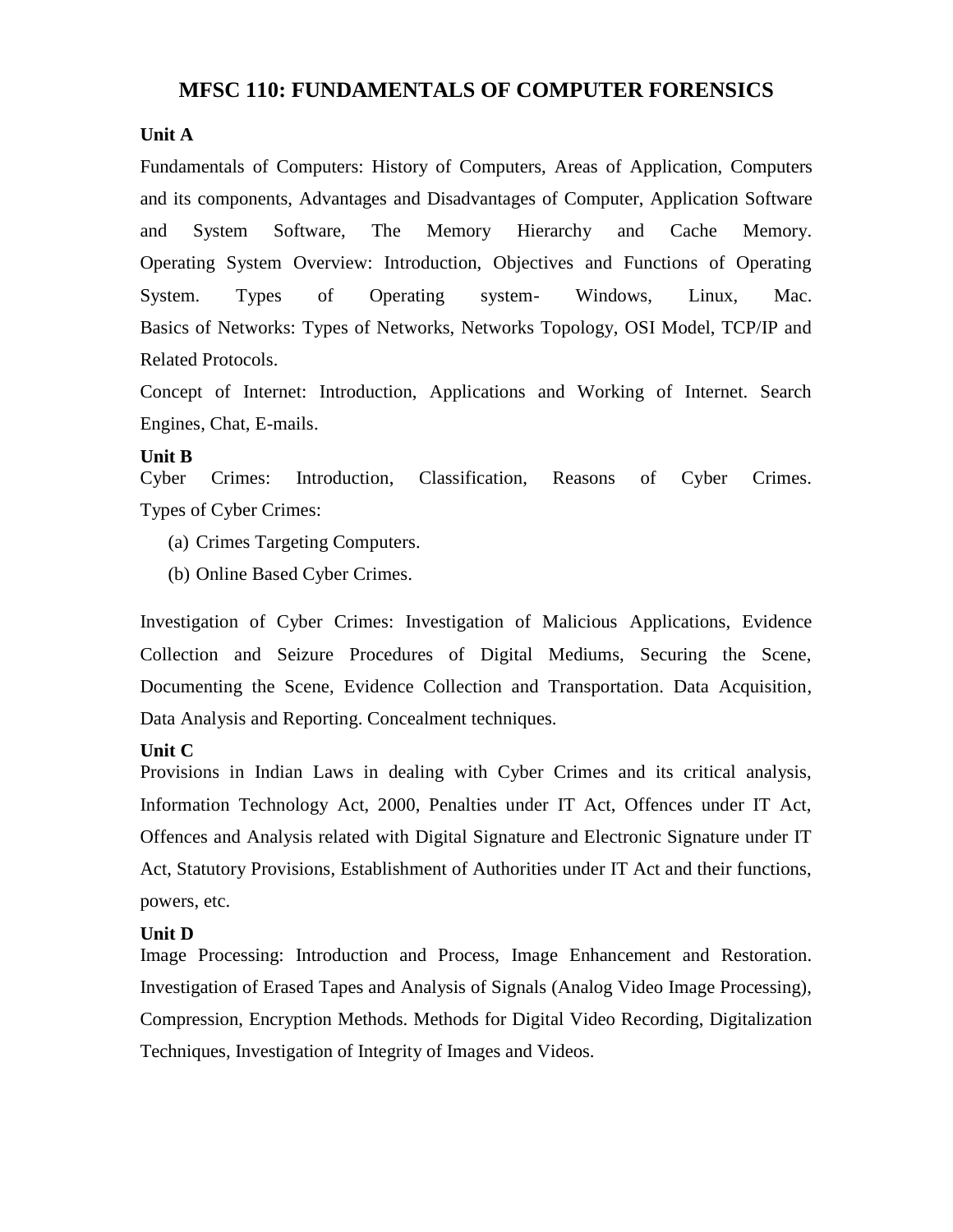## MFSC 110: FUNDAMENTALS OF COMPUTER FORENSICS

**Unit A**

Fundamentals of Computers: History of Computers, Areas of Application, Computers and its components, Advantages and Disadvantages of Computer, Application Software and System Software, The Memory Hierarchy and Cache Memory.
Operating System Overview: Introduction, Objectives and Functions of Operating System. Types of Operating system- Windows, Linux, Mac.
Basics of Networks: Types of Networks, Networks Topology, OSI Model, TCP/IP and Related Protocols.

Concept of Internet: Introduction, Applications and Working of Internet. Search Engines, Chat, E-mails.

**Unit B**

Cyber Crimes: Introduction, Classification, Reasons of Cyber Crimes.
Types of Cyber Crimes:

(a) Crimes Targeting Computers.

(b) Online Based Cyber Crimes.

Investigation of Cyber Crimes: Investigation of Malicious Applications, Evidence Collection and Seizure Procedures of Digital Mediums, Securing the Scene, Documenting the Scene, Evidence Collection and Transportation. Data Acquisition, Data Analysis and Reporting. Concealment techniques.

**Unit C**

Provisions in Indian Laws in dealing with Cyber Crimes and its critical analysis, Information Technology Act, 2000, Penalties under IT Act, Offences under IT Act, Offences and Analysis related with Digital Signature and Electronic Signature under IT Act, Statutory Provisions, Establishment of Authorities under IT Act and their functions, powers, etc.

**Unit D**

Image Processing: Introduction and Process, Image Enhancement and Restoration. Investigation of Erased Tapes and Analysis of Signals (Analog Video Image Processing), Compression, Encryption Methods. Methods for Digital Video Recording, Digitalization Techniques, Investigation of Integrity of Images and Videos.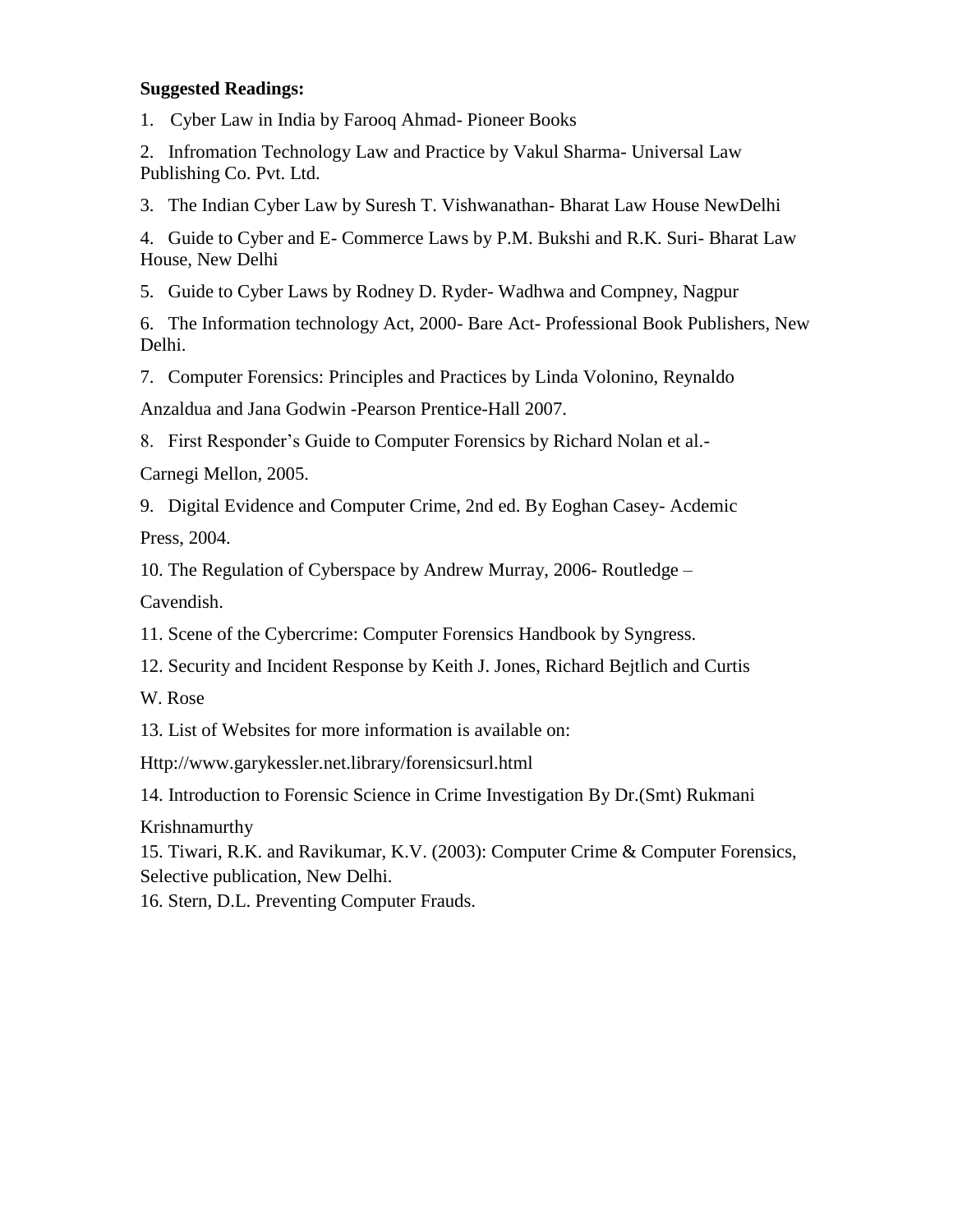**Suggested Readings:**

1. Cyber Law in India by Farooq Ahmad- Pioneer Books
2. Infromation Technology Law and Practice by Vakul Sharma- Universal Law Publishing Co. Pvt. Ltd.
3. The Indian Cyber Law by Suresh T. Vishwanathan- Bharat Law House NewDelhi
4. Guide to Cyber and E- Commerce Laws by P.M. Bukshi and R.K. Suri- Bharat Law House, New Delhi
5. Guide to Cyber Laws by Rodney D. Ryder- Wadhwa and Compney, Nagpur
6. The Information technology Act, 2000- Bare Act- Professional Book Publishers, New Delhi.
7. Computer Forensics: Principles and Practices by Linda Volonino, Reynaldo Anzaldua and Jana Godwin -Pearson Prentice-Hall 2007.
8. First Responder's Guide to Computer Forensics by Richard Nolan et al.- Carnegi Mellon, 2005.
9. Digital Evidence and Computer Crime, 2nd ed. By Eoghan Casey- Acdemic Press, 2004.
10. The Regulation of Cyberspace by Andrew Murray, 2006- Routledge – Cavendish.
11. Scene of the Cybercrime: Computer Forensics Handbook by Syngress.
12. Security and Incident Response by Keith J. Jones, Richard Bejtlich and Curtis W. Rose
13. List of Websites for more information is available on: Http://www.garykessler.net.library/forensicsurl.html
14. Introduction to Forensic Science in Crime Investigation By Dr.(Smt) Rukmani Krishnamurthy
15. Tiwari, R.K. and Ravikumar, K.V. (2003): Computer Crime & Computer Forensics, Selective publication, New Delhi.
16. Stern, D.L. Preventing Computer Frauds.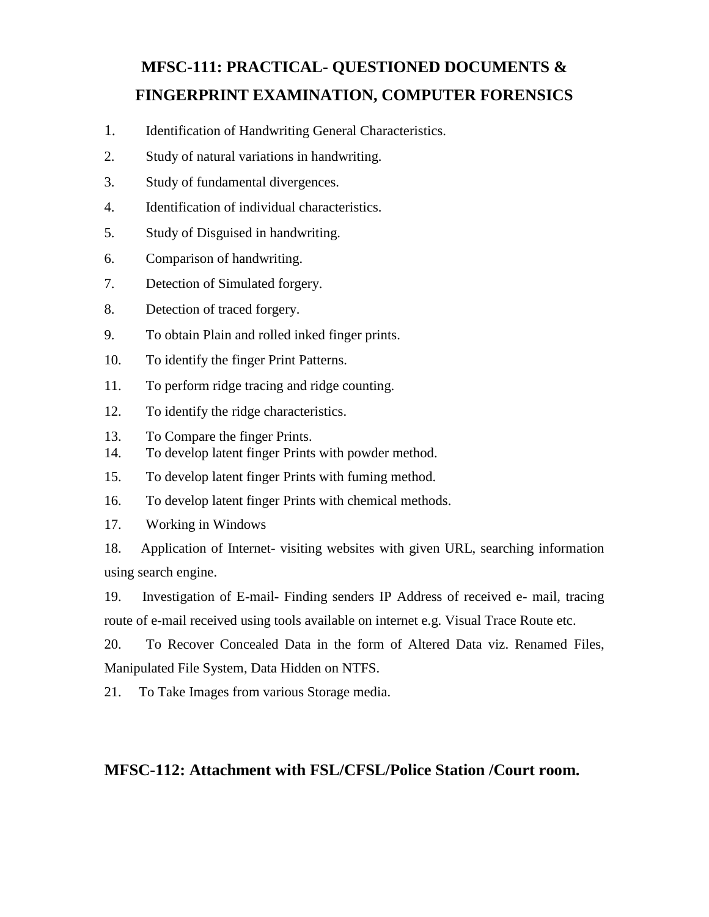# MFSC-111: PRACTICAL- QUESTIONED DOCUMENTS & FINGERPRINT EXAMINATION, COMPUTER FORENSICS

1. Identification of Handwriting General Characteristics.
2. Study of natural variations in handwriting.
3. Study of fundamental divergences.
4. Identification of individual characteristics.
5. Study of Disguised in handwriting.
6. Comparison of handwriting.
7. Detection of Simulated forgery.
8. Detection of traced forgery.
9. To obtain Plain and rolled inked finger prints.
10. To identify the finger Print Patterns.
11. To perform ridge tracing and ridge counting.
12. To identify the ridge characteristics.
13. To Compare the finger Prints.
14. To develop latent finger Prints with powder method.
15. To develop latent finger Prints with fuming method.
16. To develop latent finger Prints with chemical methods.
17. Working in Windows
18. Application of Internet- visiting websites with given URL, searching information using search engine.
19. Investigation of E-mail- Finding senders IP Address of received e- mail, tracing route of e-mail received using tools available on internet e.g. Visual Trace Route etc.
20. To Recover Concealed Data in the form of Altered Data viz. Renamed Files, Manipulated File System, Data Hidden on NTFS.
21. To Take Images from various Storage media.

## MFSC-112: Attachment with FSL/CFSL/Police Station /Court room.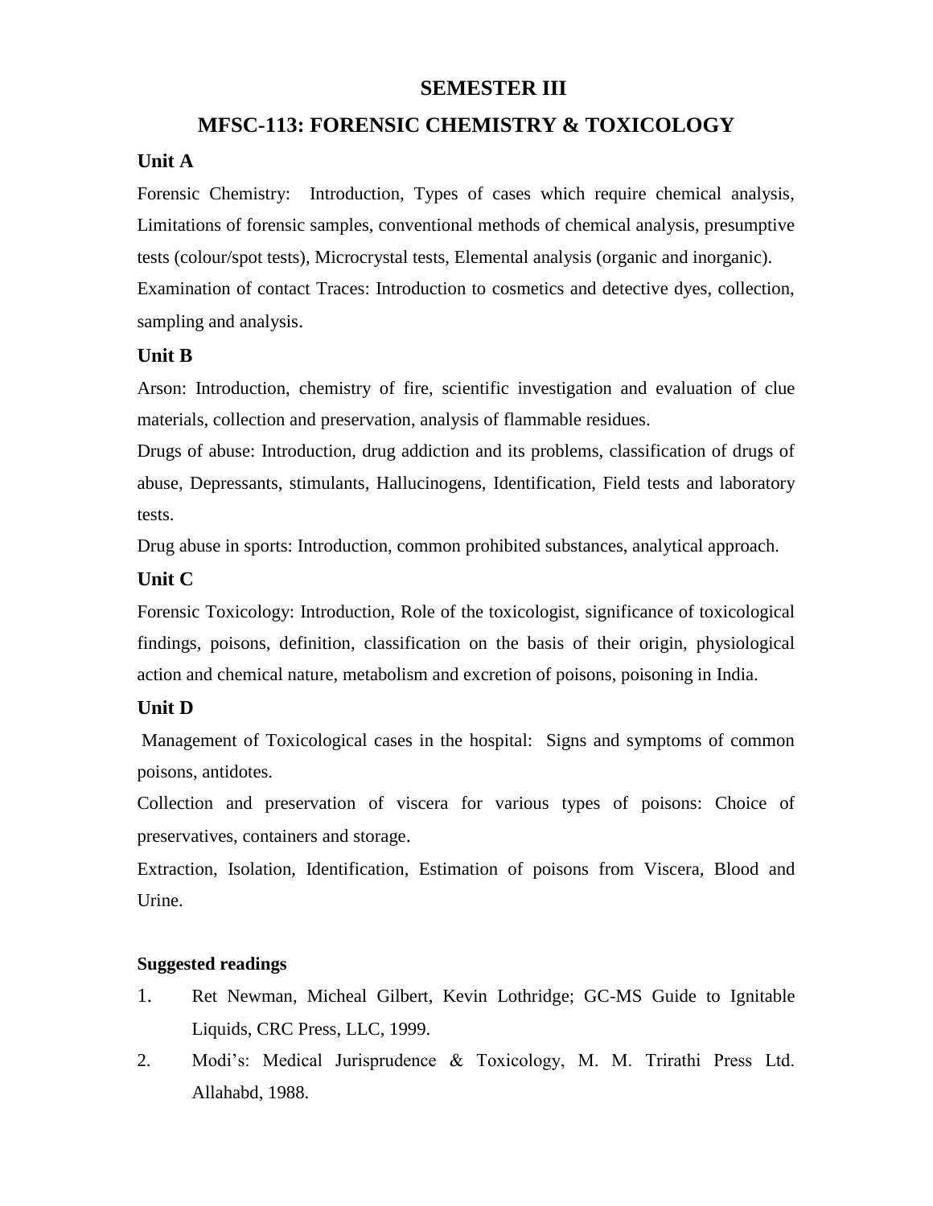# SEMESTER III

## MFSC-113: FORENSIC CHEMISTRY & TOXICOLOGY

### Unit A

Forensic Chemistry: Introduction, Types of cases which require chemical analysis, Limitations of forensic samples, conventional methods of chemical analysis, presumptive tests (colour/spot tests), Microcrystal tests, Elemental analysis (organic and inorganic).

Examination of contact Traces: Introduction to cosmetics and detective dyes, collection, sampling and analysis.

### Unit B

Arson: Introduction, chemistry of fire, scientific investigation and evaluation of clue materials, collection and preservation, analysis of flammable residues.

Drugs of abuse: Introduction, drug addiction and its problems, classification of drugs of abuse, Depressants, stimulants, Hallucinogens, Identification, Field tests and laboratory tests.

Drug abuse in sports: Introduction, common prohibited substances, analytical approach.

### Unit C

Forensic Toxicology: Introduction, Role of the toxicologist, significance of toxicological findings, poisons, definition, classification on the basis of their origin, physiological action and chemical nature, metabolism and excretion of poisons, poisoning in India.

### Unit D

Management of Toxicological cases in the hospital: Signs and symptoms of common poisons, antidotes.

Collection and preservation of viscera for various types of poisons: Choice of preservatives, containers and storage.

Extraction, Isolation, Identification, Estimation of poisons from Viscera, Blood and Urine.

#### Suggested readings

1. Ret Newman, Micheal Gilbert, Kevin Lothridge; GC-MS Guide to Ignitable Liquids, CRC Press, LLC, 1999.
2. Modi's: Medical Jurisprudence & Toxicology, M. M. Trirathi Press Ltd. Allahabd, 1988.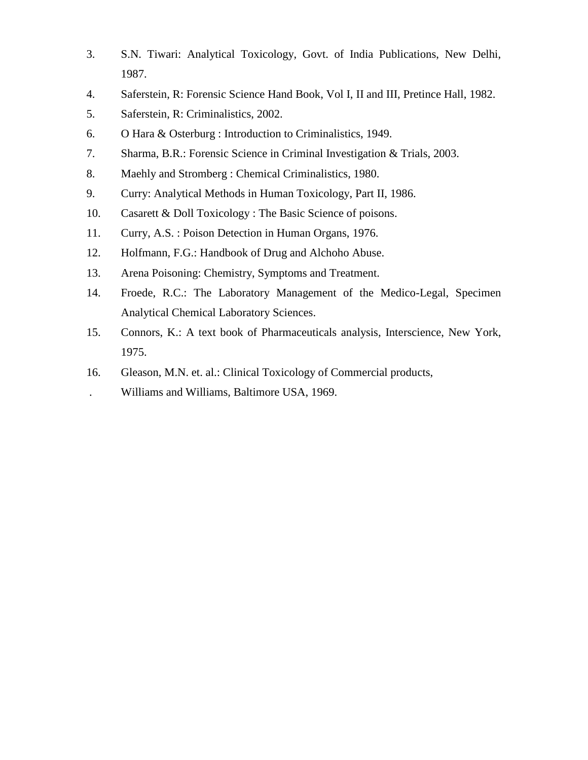3. S.N. Tiwari: Analytical Toxicology, Govt. of India Publications, New Delhi, 1987.
4. Saferstein, R: Forensic Science Hand Book, Vol I, II and III, Pretince Hall, 1982.
5. Saferstein, R: Criminalistics, 2002.
6. O Hara & Osterburg : Introduction to Criminalistics, 1949.
7. Sharma, B.R.: Forensic Science in Criminal Investigation & Trials, 2003.
8. Maehly and Stromberg : Chemical Criminalistics, 1980.
9. Curry: Analytical Methods in Human Toxicology, Part II, 1986.
10. Casarett & Doll Toxicology : The Basic Science of poisons.
11. Curry, A.S. : Poison Detection in Human Organs, 1976.
12. Holfmann, F.G.: Handbook of Drug and Alchoho Abuse.
13. Arena Poisoning: Chemistry, Symptoms and Treatment.
14. Froede, R.C.: The Laboratory Management of the Medico-Legal, Specimen Analytical Chemical Laboratory Sciences.
15. Connors, K.: A text book of Pharmaceuticals analysis, Interscience, New York, 1975.
16. Gleason, M.N. et. al.: Clinical Toxicology of Commercial products,

. Williams and Williams, Baltimore USA, 1969.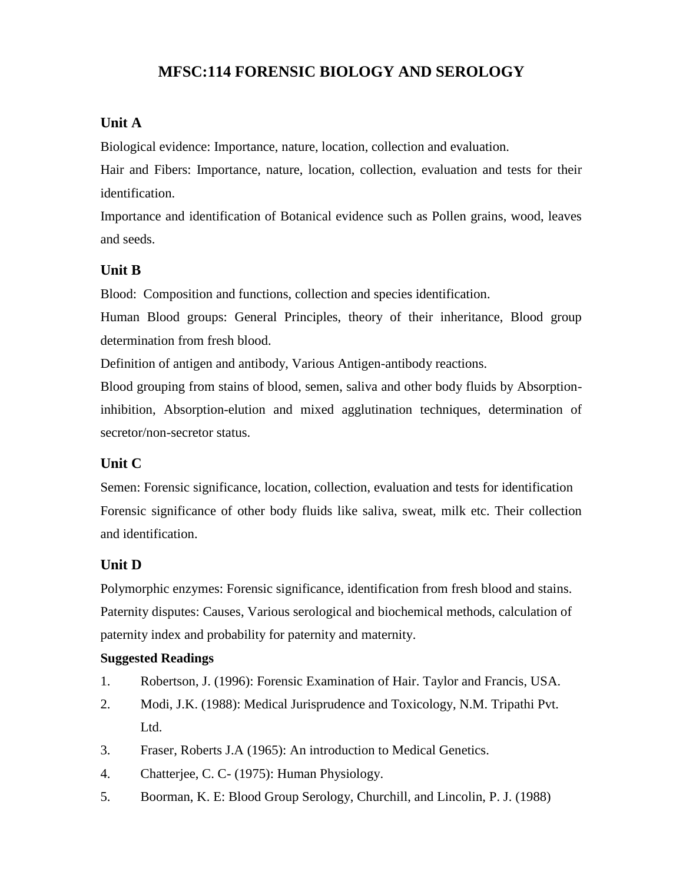# MFSC:114 FORENSIC BIOLOGY AND SEROLOGY

## Unit A

Biological evidence: Importance, nature, location, collection and evaluation.

Hair and Fibers: Importance, nature, location, collection, evaluation and tests for their identification.

Importance and identification of Botanical evidence such as Pollen grains, wood, leaves and seeds.

## Unit B

Blood: Composition and functions, collection and species identification.

Human Blood groups: General Principles, theory of their inheritance, Blood group determination from fresh blood.

Definition of antigen and antibody, Various Antigen-antibody reactions.

Blood grouping from stains of blood, semen, saliva and other body fluids by Absorption-inhibition, Absorption-elution and mixed agglutination techniques, determination of secretor/non-secretor status.

## Unit C

Semen: Forensic significance, location, collection, evaluation and tests for identification

Forensic significance of other body fluids like saliva, sweat, milk etc. Their collection and identification.

## Unit D

Polymorphic enzymes: Forensic significance, identification from fresh blood and stains.

Paternity disputes: Causes, Various serological and biochemical methods, calculation of paternity index and probability for paternity and maternity.

**Suggested Readings**

1. Robertson, J. (1996): Forensic Examination of Hair. Taylor and Francis, USA.
2. Modi, J.K. (1988): Medical Jurisprudence and Toxicology, N.M. Tripathi Pvt. Ltd.
3. Fraser, Roberts J.A (1965): An introduction to Medical Genetics.
4. Chatterjee, C. C- (1975): Human Physiology.
5. Boorman, K. E: Blood Group Serology, Churchill, and Lincolin, P. J. (1988)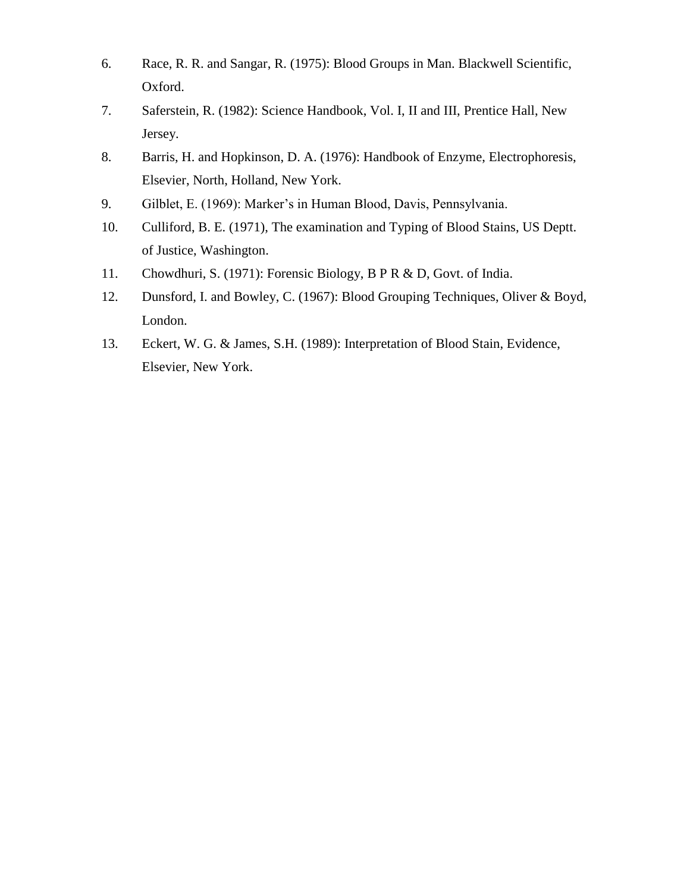6. Race, R. R. and Sangar, R. (1975): Blood Groups in Man. Blackwell Scientific, Oxford.
7. Saferstein, R. (1982): Science Handbook, Vol. I, II and III, Prentice Hall, New Jersey.
8. Barris, H. and Hopkinson, D. A. (1976): Handbook of Enzyme, Electrophoresis, Elsevier, North, Holland, New York.
9. Gilblet, E. (1969): Marker's in Human Blood, Davis, Pennsylvania.
10. Culliford, B. E. (1971), The examination and Typing of Blood Stains, US Deptt. of Justice, Washington.
11. Chowdhuri, S. (1971): Forensic Biology, B P R & D, Govt. of India.
12. Dunsford, I. and Bowley, C. (1967): Blood Grouping Techniques, Oliver & Boyd, London.
13. Eckert, W. G. & James, S.H. (1989): Interpretation of Blood Stain, Evidence, Elsevier, New York.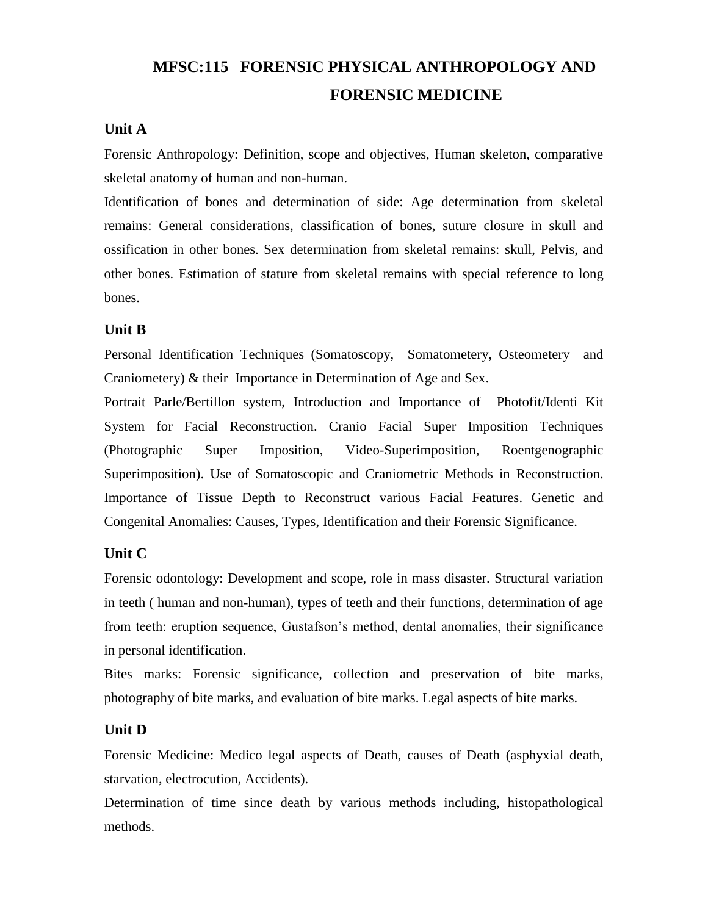# MFSC:115 FORENSIC PHYSICAL ANTHROPOLOGY AND FORENSIC MEDICINE

**Unit A**

Forensic Anthropology: Definition, scope and objectives, Human skeleton, comparative skeletal anatomy of human and non-human.

Identification of bones and determination of side: Age determination from skeletal remains: General considerations, classification of bones, suture closure in skull and ossification in other bones. Sex determination from skeletal remains: skull, Pelvis, and other bones. Estimation of stature from skeletal remains with special reference to long bones.

**Unit B**

Personal Identification Techniques (Somatoscopy, Somatometery, Osteometery and Craniometery) & their Importance in Determination of Age and Sex.

Portrait Parle/Bertillon system, Introduction and Importance of Photofit/Identi Kit System for Facial Reconstruction. Cranio Facial Super Imposition Techniques (Photographic Super Imposition, Video-Superimposition, Roentgenographic Superimposition). Use of Somatoscopic and Craniometric Methods in Reconstruction. Importance of Tissue Depth to Reconstruct various Facial Features. Genetic and Congenital Anomalies: Causes, Types, Identification and their Forensic Significance.

**Unit C**

Forensic odontology: Development and scope, role in mass disaster. Structural variation in teeth ( human and non-human), types of teeth and their functions, determination of age from teeth: eruption sequence, Gustafson's method, dental anomalies, their significance in personal identification.

Bites marks: Forensic significance, collection and preservation of bite marks, photography of bite marks, and evaluation of bite marks. Legal aspects of bite marks.

**Unit D**

Forensic Medicine: Medico legal aspects of Death, causes of Death (asphyxial death, starvation, electrocution, Accidents).

Determination of time since death by various methods including, histopathological methods.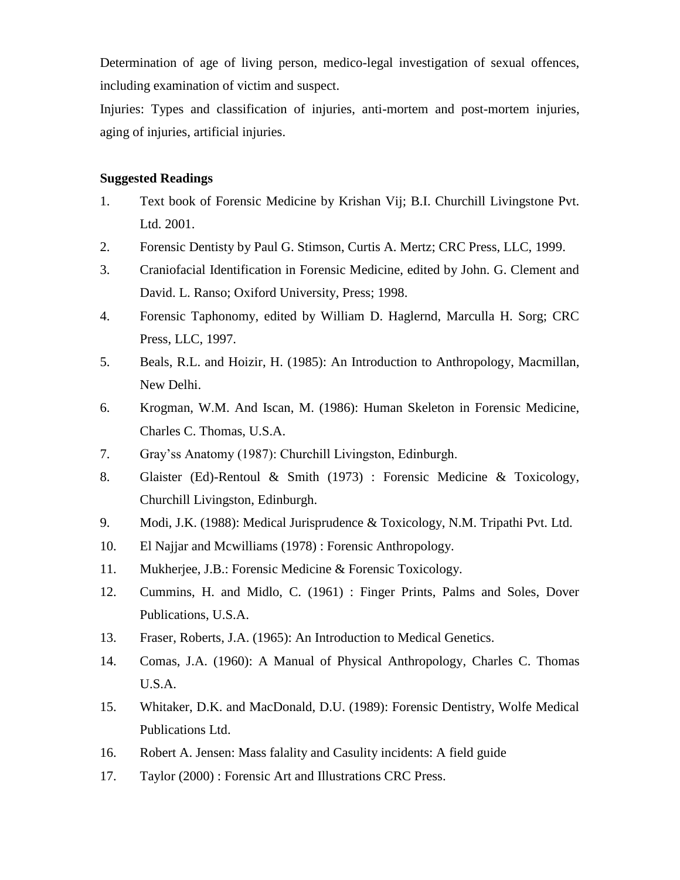Determination of age of living person, medico-legal investigation of sexual offences, including examination of victim and suspect.

Injuries: Types and classification of injuries, anti-mortem and post-mortem injuries, aging of injuries, artificial injuries.

**Suggested Readings**

1. Text book of Forensic Medicine by Krishan Vij; B.I. Churchill Livingstone Pvt. Ltd. 2001.
2. Forensic Dentisty by Paul G. Stimson, Curtis A. Mertz; CRC Press, LLC, 1999.
3. Craniofacial Identification in Forensic Medicine, edited by John. G. Clement and David. L. Ranso; Oxiford University, Press; 1998.
4. Forensic Taphonomy, edited by William D. Haglernd, Marculla H. Sorg; CRC Press, LLC, 1997.
5. Beals, R.L. and Hoizir, H. (1985): An Introduction to Anthropology, Macmillan, New Delhi.
6. Krogman, W.M. And Iscan, M. (1986): Human Skeleton in Forensic Medicine, Charles C. Thomas, U.S.A.
7. Gray'ss Anatomy (1987): Churchill Livingston, Edinburgh.
8. Glaister (Ed)-Rentoul & Smith (1973) : Forensic Medicine & Toxicology, Churchill Livingston, Edinburgh.
9. Modi, J.K. (1988): Medical Jurisprudence & Toxicology, N.M. Tripathi Pvt. Ltd.
10. El Najjar and Mcwilliams (1978) : Forensic Anthropology.
11. Mukherjee, J.B.: Forensic Medicine & Forensic Toxicology.
12. Cummins, H. and Midlo, C. (1961) : Finger Prints, Palms and Soles, Dover Publications, U.S.A.
13. Fraser, Roberts, J.A. (1965): An Introduction to Medical Genetics.
14. Comas, J.A. (1960): A Manual of Physical Anthropology, Charles C. Thomas U.S.A.
15. Whitaker, D.K. and MacDonald, D.U. (1989): Forensic Dentistry, Wolfe Medical Publications Ltd.
16. Robert A. Jensen: Mass falality and Casulity incidents: A field guide
17. Taylor (2000) : Forensic Art and Illustrations CRC Press.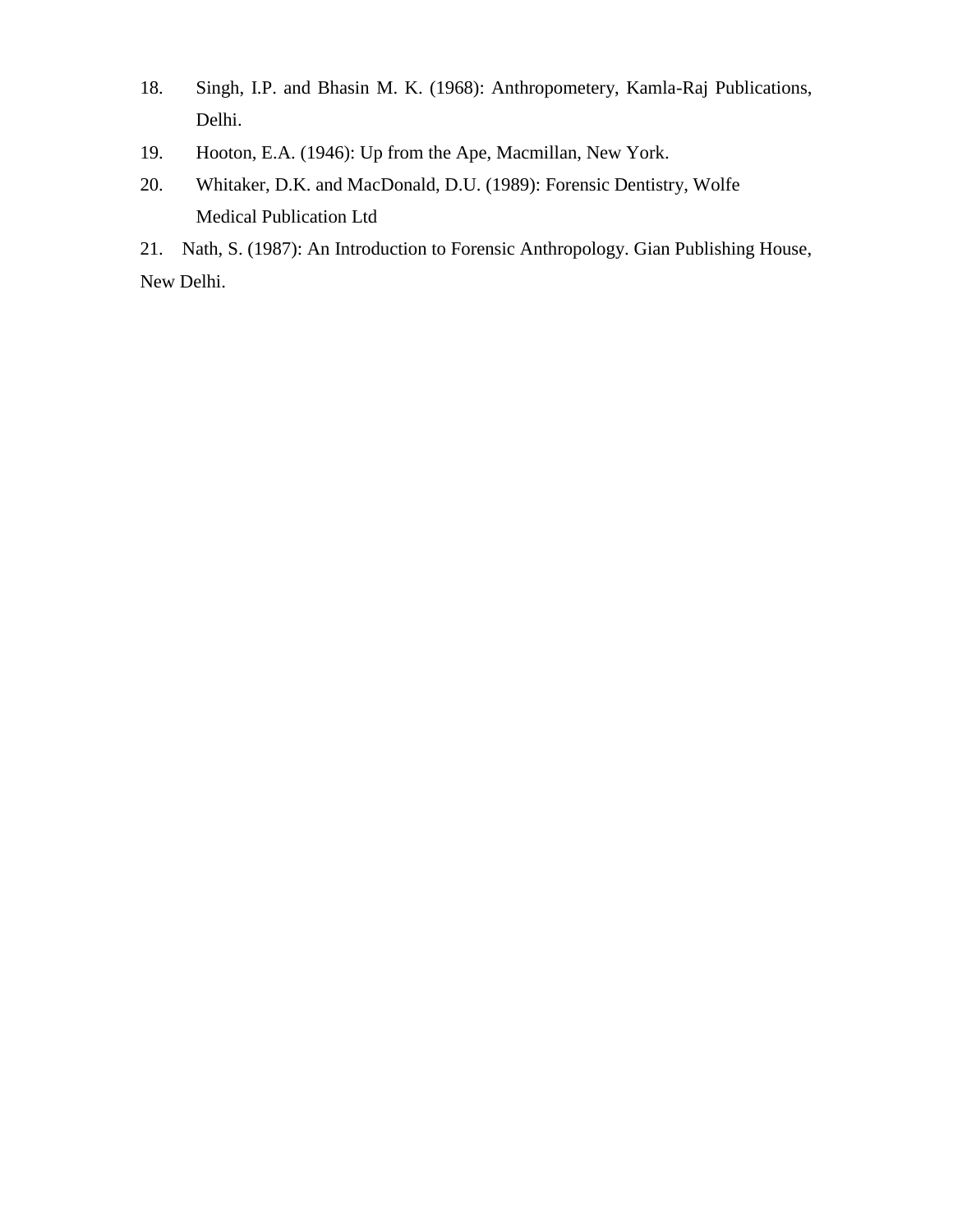18. Singh, I.P. and Bhasin M. K. (1968): Anthropometery, Kamla-Raj Publications, Delhi.
19. Hooton, E.A. (1946): Up from the Ape, Macmillan, New York.
20. Whitaker, D.K. and MacDonald, D.U. (1989): Forensic Dentistry, Wolfe Medical Publication Ltd
21. Nath, S. (1987): An Introduction to Forensic Anthropology. Gian Publishing House, New Delhi.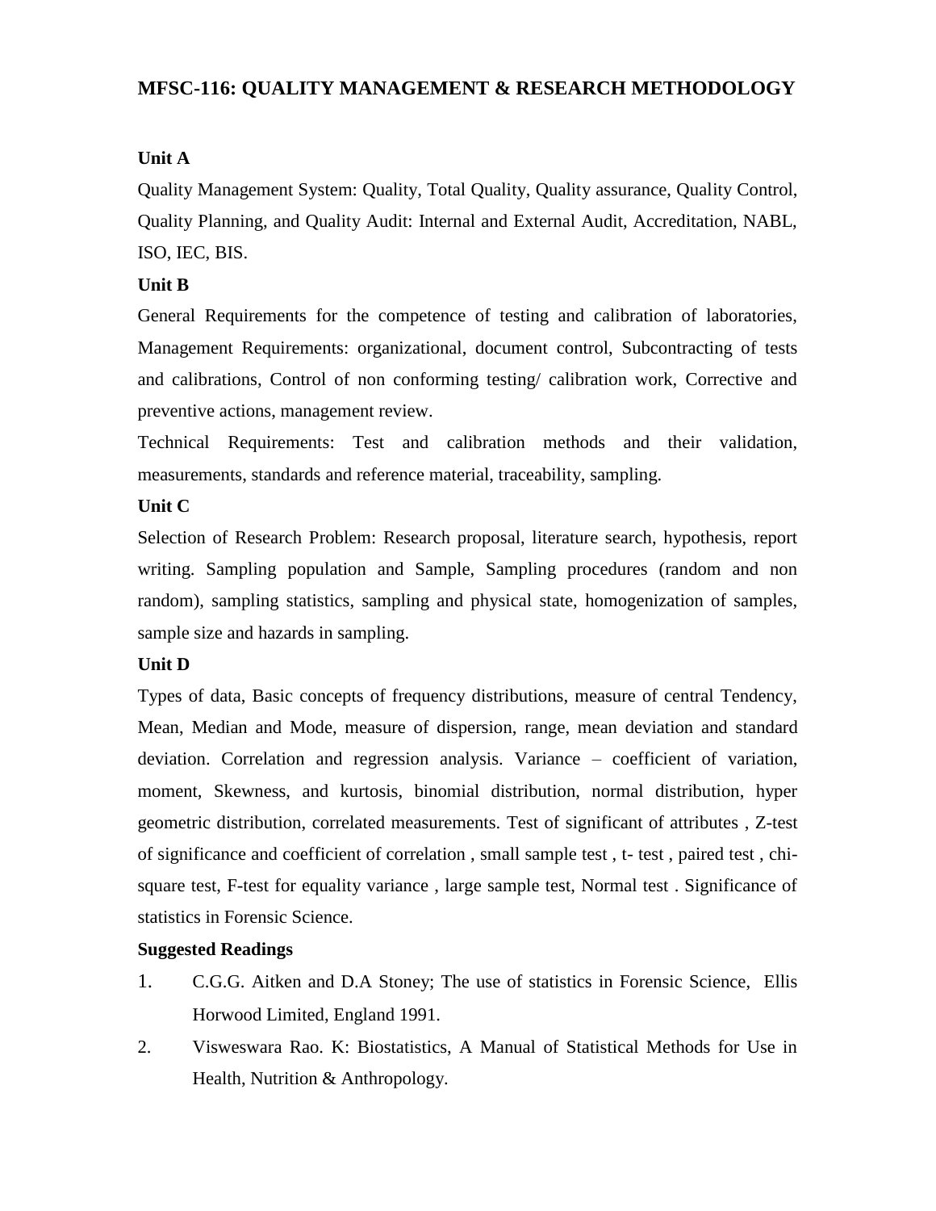## MFSC-116: QUALITY MANAGEMENT & RESEARCH METHODOLOGY

### Unit A

Quality Management System: Quality, Total Quality, Quality assurance, Quality Control, Quality Planning, and Quality Audit: Internal and External Audit, Accreditation, NABL, ISO, IEC, BIS.

### Unit B

General Requirements for the competence of testing and calibration of laboratories, Management Requirements: organizational, document control, Subcontracting of tests and calibrations, Control of non conforming testing/ calibration work, Corrective and preventive actions, management review.

Technical Requirements: Test and calibration methods and their validation, measurements, standards and reference material, traceability, sampling.

### Unit C

Selection of Research Problem: Research proposal, literature search, hypothesis, report writing. Sampling population and Sample, Sampling procedures (random and non random), sampling statistics, sampling and physical state, homogenization of samples, sample size and hazards in sampling.

### Unit D

Types of data, Basic concepts of frequency distributions, measure of central Tendency, Mean, Median and Mode, measure of dispersion, range, mean deviation and standard deviation. Correlation and regression analysis. Variance – coefficient of variation, moment, Skewness, and kurtosis, binomial distribution, normal distribution, hyper geometric distribution, correlated measurements. Test of significant of attributes , Z-test of significance and coefficient of correlation , small sample test , t- test , paired test , chi-square test, F-test for equality variance , large sample test, Normal test . Significance of statistics in Forensic Science.

### Suggested Readings

1. C.G.G. Aitken and D.A Stoney; The use of statistics in Forensic Science, Ellis Horwood Limited, England 1991.
2. Visweswara Rao. K: Biostatistics, A Manual of Statistical Methods for Use in Health, Nutrition & Anthropology.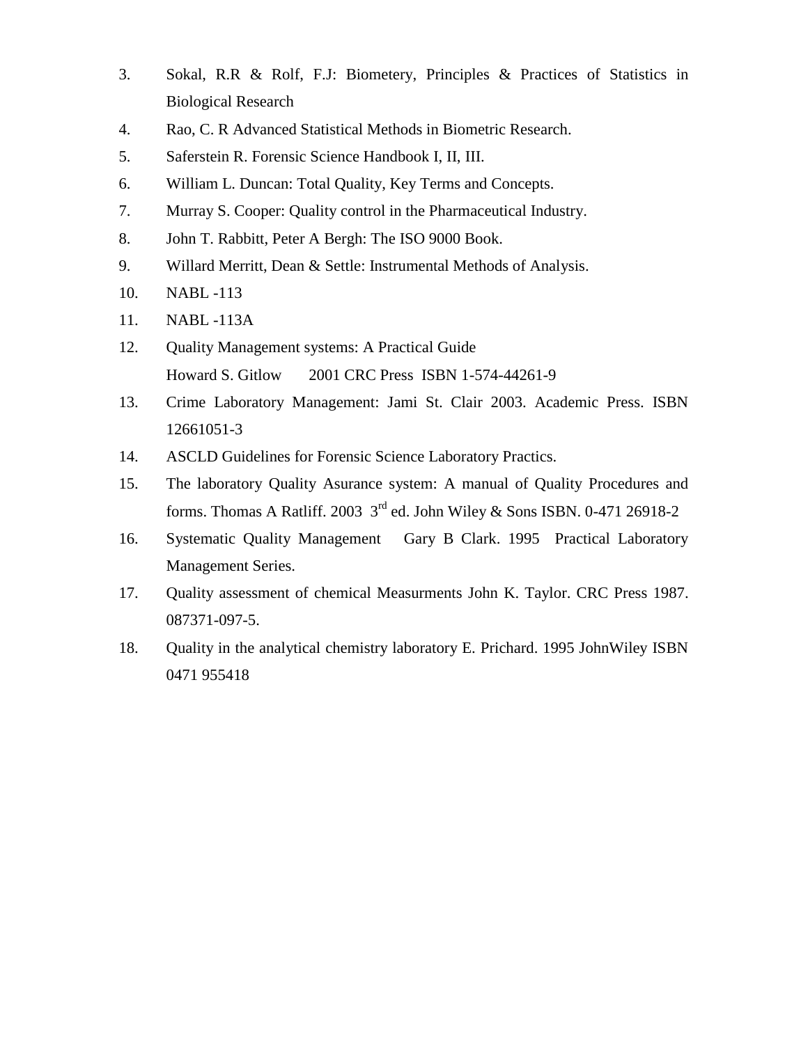3. Sokal, R.R & Rolf, F.J: Biometery, Principles & Practices of Statistics in Biological Research
4. Rao, C. R Advanced Statistical Methods in Biometric Research.
5. Saferstein R. Forensic Science Handbook I, II, III.
6. William L. Duncan: Total Quality, Key Terms and Concepts.
7. Murray S. Cooper: Quality control in the Pharmaceutical Industry.
8. John T. Rabbitt, Peter A Bergh: The ISO 9000 Book.
9. Willard Merritt, Dean & Settle: Instrumental Methods of Analysis.
10. NABL -113
11. NABL -113A
12. Quality Management systems: A Practical Guide  
    Howard S. Gitlow 2001 CRC Press ISBN 1-574-44261-9
13. Crime Laboratory Management: Jami St. Clair 2003. Academic Press. ISBN 12661051-3
14. ASCLD Guidelines for Forensic Science Laboratory Practics.
15. The laboratory Quality Asurance system: A manual of Quality Procedures and forms. Thomas A Ratliff. 2003 3rd ed. John Wiley & Sons ISBN. 0-471 26918-2
16. Systematic Quality Management Gary B Clark. 1995 Practical Laboratory Management Series.
17. Quality assessment of chemical Measurments John K. Taylor. CRC Press 1987. 087371-097-5.
18. Quality in the analytical chemistry laboratory E. Prichard. 1995 JohnWiley ISBN 0471 955418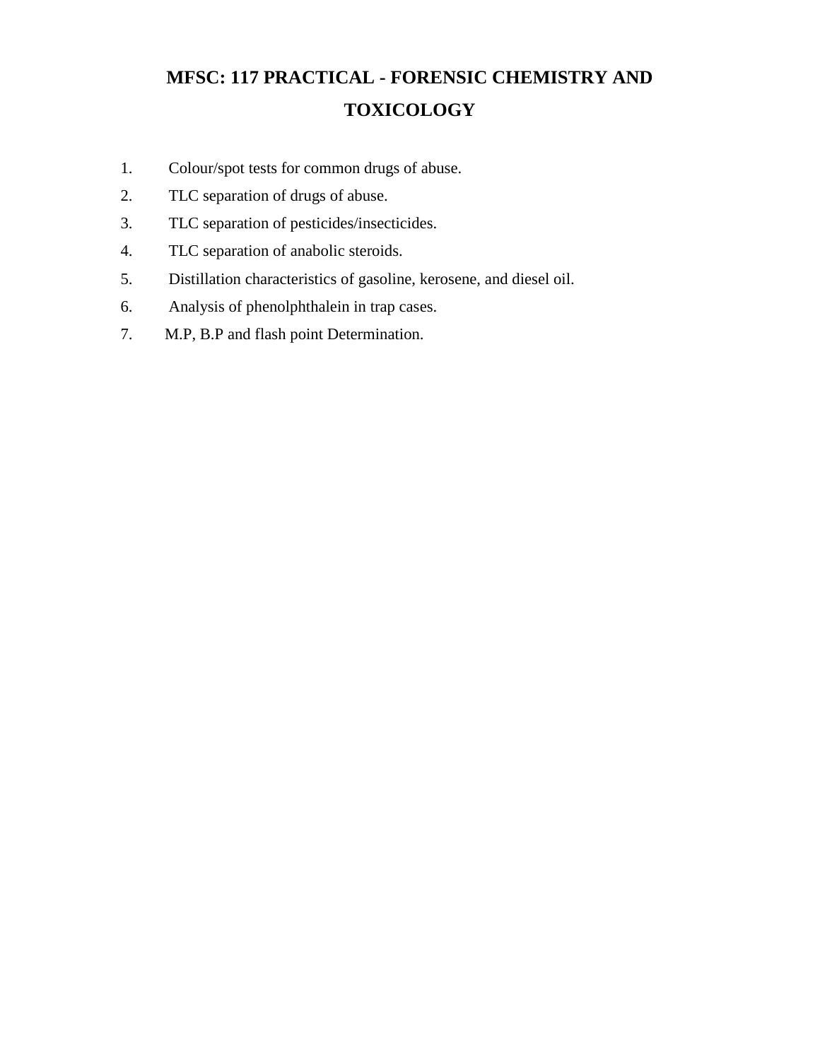# MFSC: 117 PRACTICAL - FORENSIC CHEMISTRY AND TOXICOLOGY

1. Colour/spot tests for common drugs of abuse.
2. TLC separation of drugs of abuse.
3. TLC separation of pesticides/insecticides.
4. TLC separation of anabolic steroids.
5. Distillation characteristics of gasoline, kerosene, and diesel oil.
6. Analysis of phenolphthalein in trap cases.
7. M.P, B.P and flash point Determination.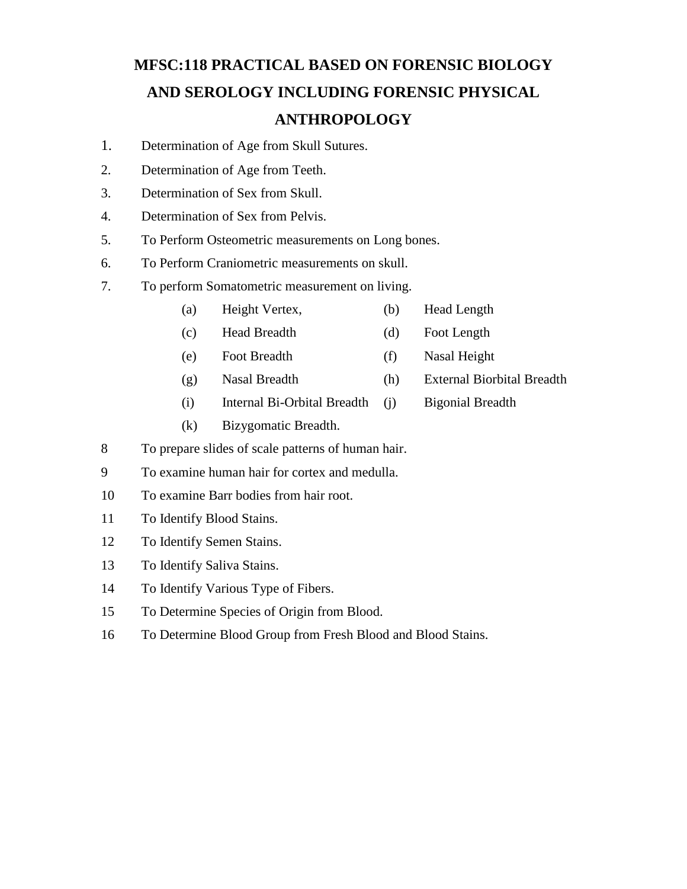# MFSC:118 PRACTICAL BASED ON FORENSIC BIOLOGY AND SEROLOGY INCLUDING FORENSIC PHYSICAL ANTHROPOLOGY

1. Determination of Age from Skull Sutures.
2. Determination of Age from Teeth.
3. Determination of Sex from Skull.
4. Determination of Sex from Pelvis.
5. To Perform Osteometric measurements on Long bones.
6. To Perform Craniometric measurements on skull.
7. To perform Somatometric measurement on living.
   - (a) Height Vertex,
   - (b) Head Length
   - (c) Head Breadth
   - (d) Foot Length
   - (e) Foot Breadth
   - (f) Nasal Height
   - (g) Nasal Breadth
   - (h) External Biorbital Breadth
   - (i) Internal Bi-Orbital Breadth
   - (j) Bigonial Breadth
   - (k) Bizygomatic Breadth.
8. To prepare slides of scale patterns of human hair.
9. To examine human hair for cortex and medulla.
10. To examine Barr bodies from hair root.
11. To Identify Blood Stains.
12. To Identify Semen Stains.
13. To Identify Saliva Stains.
14. To Identify Various Type of Fibers.
15. To Determine Species of Origin from Blood.
16. To Determine Blood Group from Fresh Blood and Blood Stains.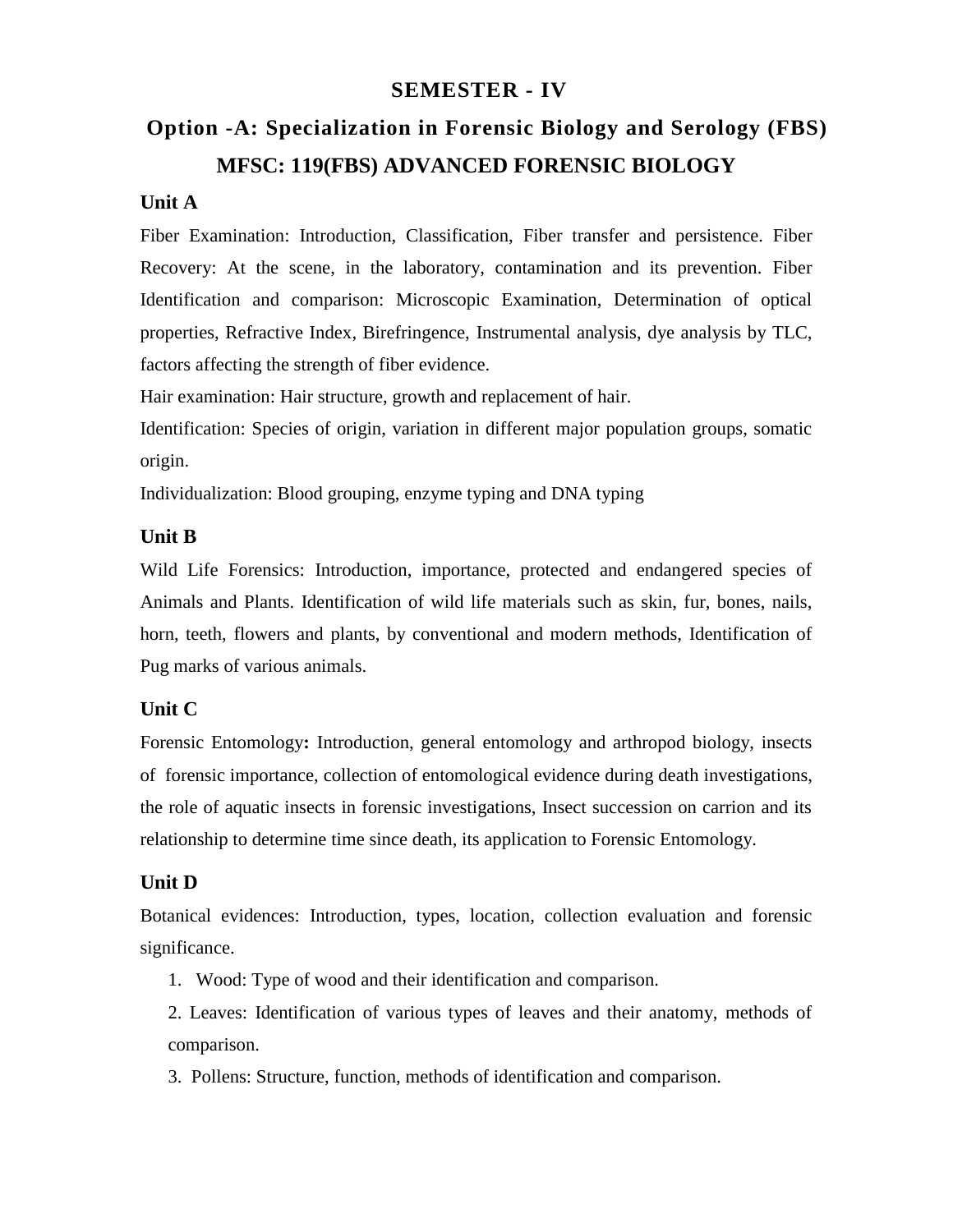# SEMESTER - IV

## Option -A: Specialization in Forensic Biology and Serology (FBS)

## MFSC: 119(FBS) ADVANCED FORENSIC BIOLOGY

### Unit A

Fiber Examination: Introduction, Classification, Fiber transfer and persistence. Fiber Recovery: At the scene, in the laboratory, contamination and its prevention. Fiber Identification and comparison: Microscopic Examination, Determination of optical properties, Refractive Index, Birefringence, Instrumental analysis, dye analysis by TLC, factors affecting the strength of fiber evidence.

Hair examination: Hair structure, growth and replacement of hair.

Identification: Species of origin, variation in different major population groups, somatic origin.

Individualization: Blood grouping, enzyme typing and DNA typing

### Unit B

Wild Life Forensics: Introduction, importance, protected and endangered species of Animals and Plants. Identification of wild life materials such as skin, fur, bones, nails, horn, teeth, flowers and plants, by conventional and modern methods, Identification of Pug marks of various animals.

### Unit C

Forensic Entomology**:** Introduction, general entomology and arthropod biology, insects of forensic importance, collection of entomological evidence during death investigations, the role of aquatic insects in forensic investigations, Insect succession on carrion and its relationship to determine time since death, its application to Forensic Entomology.

### Unit D

Botanical evidences: Introduction, types, location, collection evaluation and forensic significance.

1. Wood: Type of wood and their identification and comparison.
2. Leaves: Identification of various types of leaves and their anatomy, methods of comparison.
3. Pollens: Structure, function, methods of identification and comparison.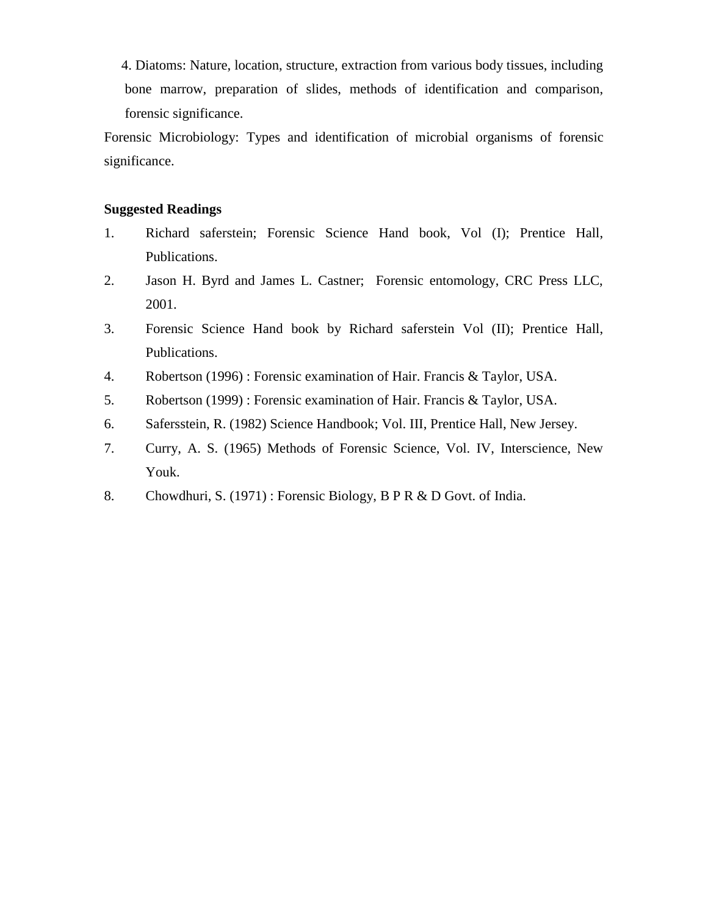4. Diatoms: Nature, location, structure, extraction from various body tissues, including bone marrow, preparation of slides, methods of identification and comparison, forensic significance.

Forensic Microbiology: Types and identification of microbial organisms of forensic significance.

**Suggested Readings**

1. Richard saferstein; Forensic Science Hand book, Vol (I); Prentice Hall, Publications.
2. Jason H. Byrd and James L. Castner; Forensic entomology, CRC Press LLC, 2001.
3. Forensic Science Hand book by Richard saferstein Vol (II); Prentice Hall, Publications.
4. Robertson (1996) : Forensic examination of Hair. Francis & Taylor, USA.
5. Robertson (1999) : Forensic examination of Hair. Francis & Taylor, USA.
6. Safersstein, R. (1982) Science Handbook; Vol. III, Prentice Hall, New Jersey.
7. Curry, A. S. (1965) Methods of Forensic Science, Vol. IV, Interscience, New Youk.
8. Chowdhuri, S. (1971) : Forensic Biology, B P R & D Govt. of India.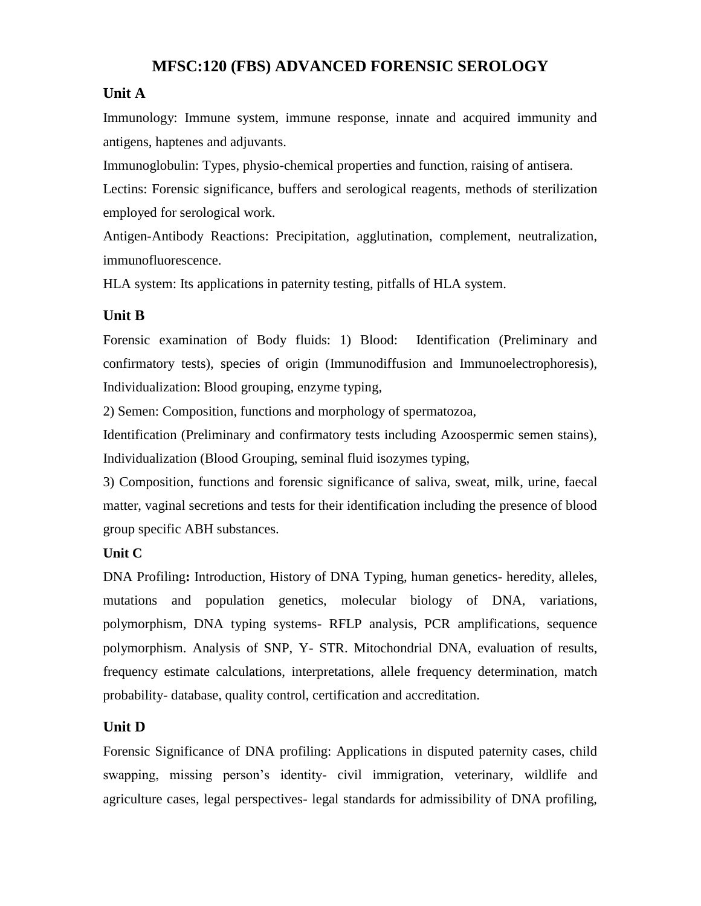# MFSC:120 (FBS) ADVANCED FORENSIC SEROLOGY

## Unit A

Immunology: Immune system, immune response, innate and acquired immunity and antigens, haptenes and adjuvants.

Immunoglobulin: Types, physio-chemical properties and function, raising of antisera.

Lectins: Forensic significance, buffers and serological reagents, methods of sterilization employed for serological work.

Antigen-Antibody Reactions: Precipitation, agglutination, complement, neutralization, immunofluorescence.

HLA system: Its applications in paternity testing, pitfalls of HLA system.

## Unit B

Forensic examination of Body fluids: 1) Blood: Identification (Preliminary and confirmatory tests), species of origin (Immunodiffusion and Immunoelectrophoresis), Individualization: Blood grouping, enzyme typing,

2) Semen: Composition, functions and morphology of spermatozoa,

Identification (Preliminary and confirmatory tests including Azoospermic semen stains), Individualization (Blood Grouping, seminal fluid isozymes typing,

3) Composition, functions and forensic significance of saliva, sweat, milk, urine, faecal matter, vaginal secretions and tests for their identification including the presence of blood group specific ABH substances.

## Unit C

DNA Profiling**:** Introduction, History of DNA Typing, human genetics- heredity, alleles, mutations and population genetics, molecular biology of DNA, variations, polymorphism, DNA typing systems- RFLP analysis, PCR amplifications, sequence polymorphism. Analysis of SNP, Y- STR. Mitochondrial DNA, evaluation of results, frequency estimate calculations, interpretations, allele frequency determination, match probability- database, quality control, certification and accreditation.

## Unit D

Forensic Significance of DNA profiling: Applications in disputed paternity cases, child swapping, missing person's identity- civil immigration, veterinary, wildlife and agriculture cases, legal perspectives- legal standards for admissibility of DNA profiling,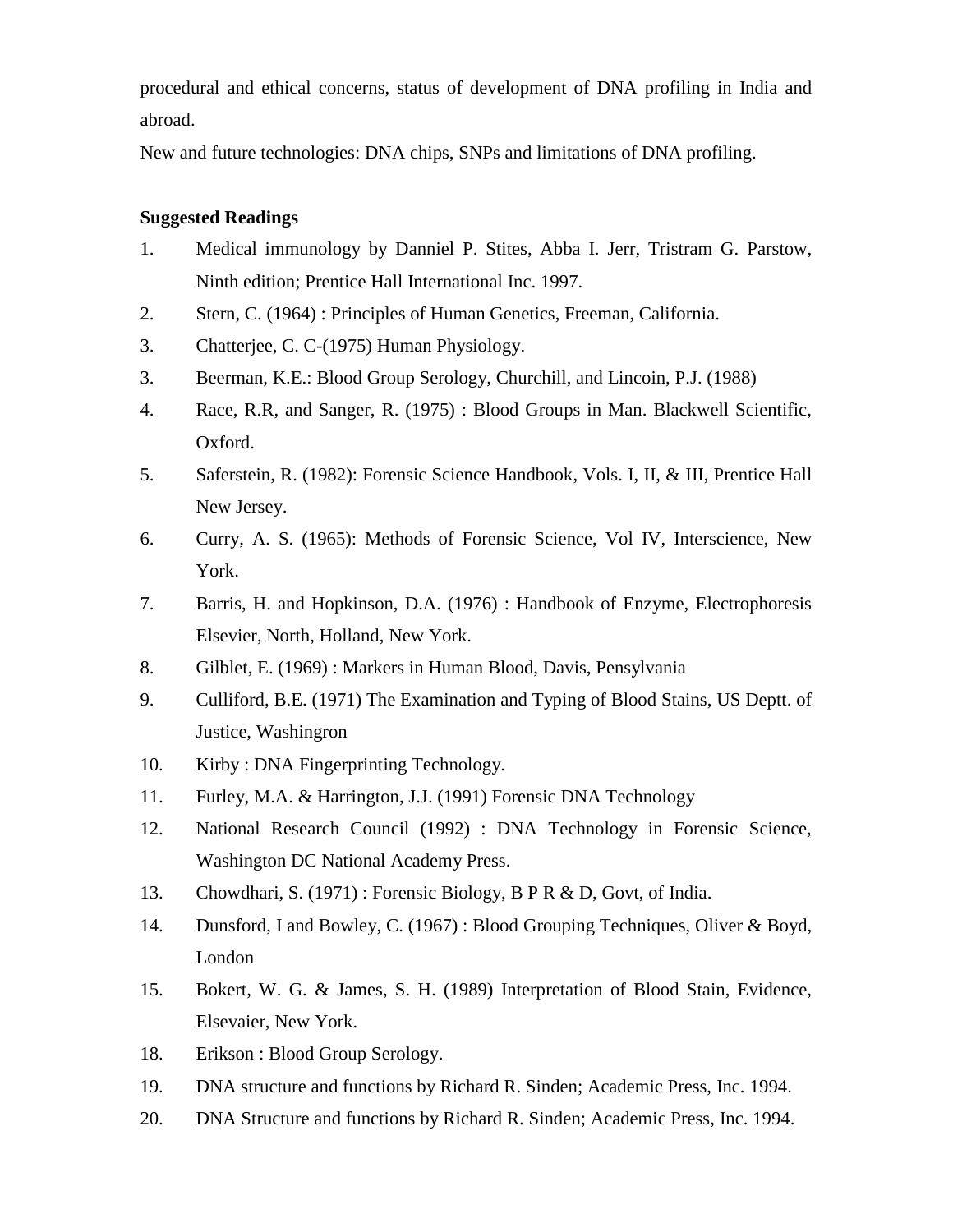procedural and ethical concerns, status of development of DNA profiling in India and abroad.

New and future technologies: DNA chips, SNPs and limitations of DNA profiling.

**Suggested Readings**

1. Medical immunology by Danniel P. Stites, Abba I. Jerr, Tristram G. Parstow, Ninth edition; Prentice Hall International Inc. 1997.
2. Stern, C. (1964) : Principles of Human Genetics, Freeman, California.
3. Chatterjee, C. C-(1975) Human Physiology.
3. Beerman, K.E.: Blood Group Serology, Churchill, and Lincoin, P.J. (1988)
4. Race, R.R, and Sanger, R. (1975) : Blood Groups in Man. Blackwell Scientific, Oxford.
5. Saferstein, R. (1982): Forensic Science Handbook, Vols. I, II, & III, Prentice Hall New Jersey.
6. Curry, A. S. (1965): Methods of Forensic Science, Vol IV, Interscience, New York.
7. Barris, H. and Hopkinson, D.A. (1976) : Handbook of Enzyme, Electrophoresis Elsevier, North, Holland, New York.
8. Gilblet, E. (1969) : Markers in Human Blood, Davis, Pensylvania
9. Culliford, B.E. (1971) The Examination and Typing of Blood Stains, US Deptt. of Justice, Washingron
10. Kirby : DNA Fingerprinting Technology.
11. Furley, M.A. & Harrington, J.J. (1991) Forensic DNA Technology
12. National Research Council (1992) : DNA Technology in Forensic Science, Washington DC National Academy Press.
13. Chowdhari, S. (1971) : Forensic Biology, B P R & D, Govt, of India.
14. Dunsford, I and Bowley, C. (1967) : Blood Grouping Techniques, Oliver & Boyd, London
15. Bokert, W. G. & James, S. H. (1989) Interpretation of Blood Stain, Evidence, Elsevaier, New York.
18. Erikson : Blood Group Serology.
19. DNA structure and functions by Richard R. Sinden; Academic Press, Inc. 1994.
20. DNA Structure and functions by Richard R. Sinden; Academic Press, Inc. 1994.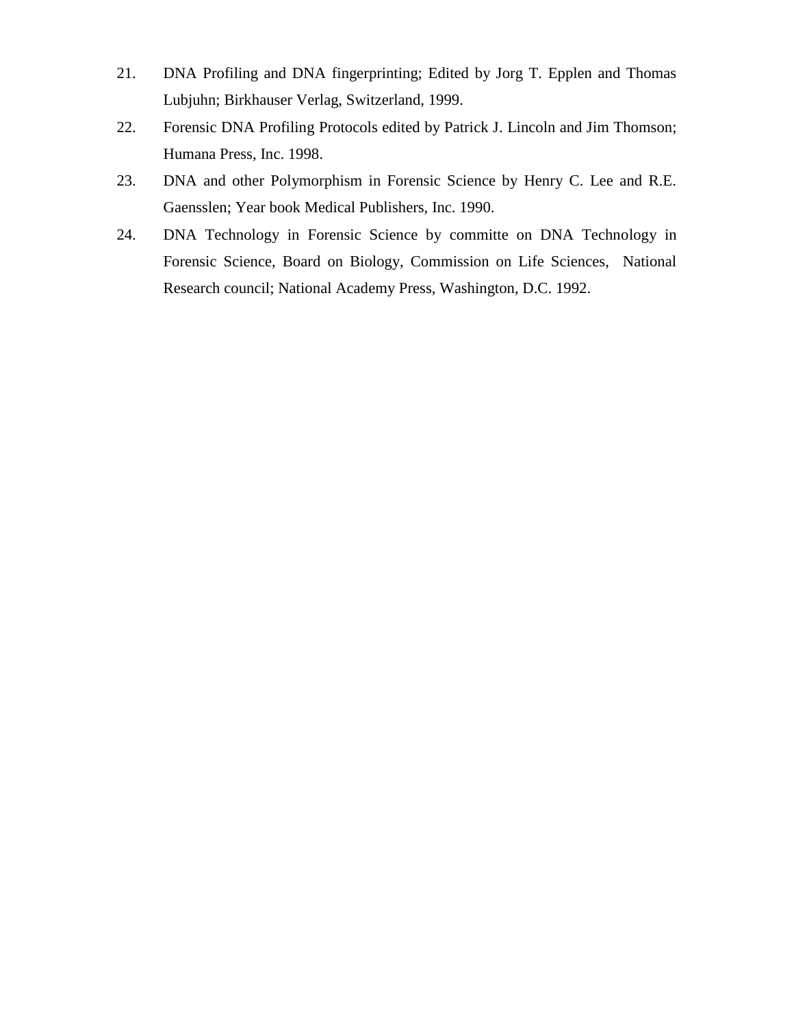21. DNA Profiling and DNA fingerprinting; Edited by Jorg T. Epplen and Thomas Lubjuhn; Birkhauser Verlag, Switzerland, 1999.
22. Forensic DNA Profiling Protocols edited by Patrick J. Lincoln and Jim Thomson; Humana Press, Inc. 1998.
23. DNA and other Polymorphism in Forensic Science by Henry C. Lee and R.E. Gaensslen; Year book Medical Publishers, Inc. 1990.
24. DNA Technology in Forensic Science by committe on DNA Technology in Forensic Science, Board on Biology, Commission on Life Sciences, National Research council; National Academy Press, Washington, D.C. 1992.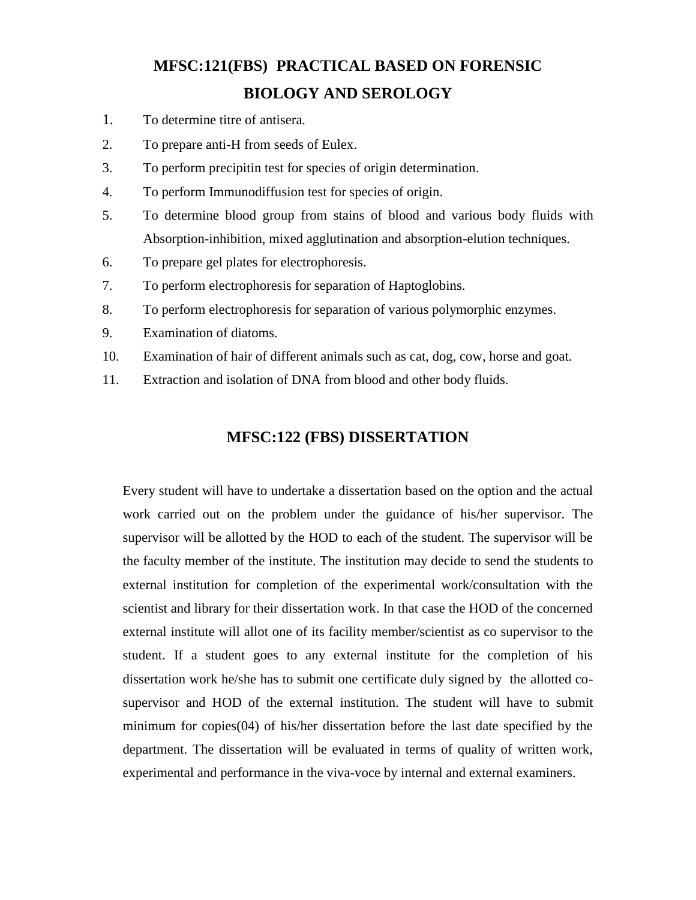## MFSC:121(FBS) PRACTICAL BASED ON FORENSIC BIOLOGY AND SEROLOGY

1. To determine titre of antisera.
2. To prepare anti-H from seeds of Eulex.
3. To perform precipitin test for species of origin determination.
4. To perform Immunodiffusion test for species of origin.
5. To determine blood group from stains of blood and various body fluids with Absorption-inhibition, mixed agglutination and absorption-elution techniques.
6. To prepare gel plates for electrophoresis.
7. To perform electrophoresis for separation of Haptoglobins.
8. To perform electrophoresis for separation of various polymorphic enzymes.
9. Examination of diatoms.
10. Examination of hair of different animals such as cat, dog, cow, horse and goat.
11. Extraction and isolation of DNA from blood and other body fluids.

## MFSC:122 (FBS) DISSERTATION

Every student will have to undertake a dissertation based on the option and the actual work carried out on the problem under the guidance of his/her supervisor. The supervisor will be allotted by the HOD to each of the student. The supervisor will be the faculty member of the institute. The institution may decide to send the students to external institution for completion of the experimental work/consultation with the scientist and library for their dissertation work. In that case the HOD of the concerned external institute will allot one of its facility member/scientist as co supervisor to the student. If a student goes to any external institute for the completion of his dissertation work he/she has to submit one certificate duly signed by the allotted co-supervisor and HOD of the external institution. The student will have to submit minimum for copies(04) of his/her dissertation before the last date specified by the department. The dissertation will be evaluated in terms of quality of written work, experimental and performance in the viva-voce by internal and external examiners.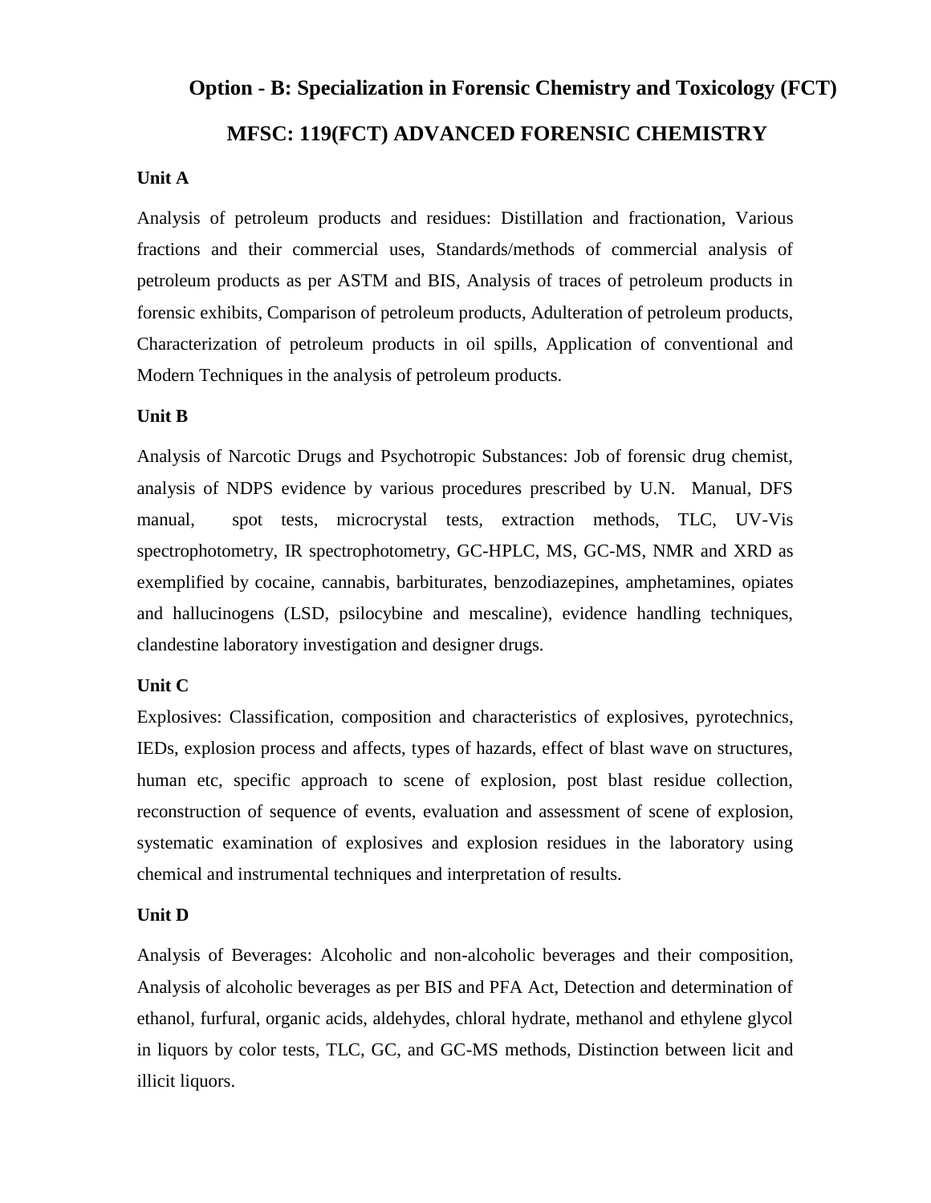## Option - B: Specialization in Forensic Chemistry and Toxicology (FCT)

## MFSC: 119(FCT) ADVANCED FORENSIC CHEMISTRY

**Unit A**

Analysis of petroleum products and residues: Distillation and fractionation, Various fractions and their commercial uses, Standards/methods of commercial analysis of petroleum products as per ASTM and BIS, Analysis of traces of petroleum products in forensic exhibits, Comparison of petroleum products, Adulteration of petroleum products, Characterization of petroleum products in oil spills, Application of conventional and Modern Techniques in the analysis of petroleum products.

**Unit B**

Analysis of Narcotic Drugs and Psychotropic Substances: Job of forensic drug chemist, analysis of NDPS evidence by various procedures prescribed by U.N. Manual, DFS manual, spot tests, microcrystal tests, extraction methods, TLC, UV-Vis spectrophotometry, IR spectrophotometry, GC-HPLC, MS, GC-MS, NMR and XRD as exemplified by cocaine, cannabis, barbiturates, benzodiazepines, amphetamines, opiates and hallucinogens (LSD, psilocybine and mescaline), evidence handling techniques, clandestine laboratory investigation and designer drugs.

**Unit C**

Explosives: Classification, composition and characteristics of explosives, pyrotechnics, IEDs, explosion process and affects, types of hazards, effect of blast wave on structures, human etc, specific approach to scene of explosion, post blast residue collection, reconstruction of sequence of events, evaluation and assessment of scene of explosion, systematic examination of explosives and explosion residues in the laboratory using chemical and instrumental techniques and interpretation of results.

**Unit D**

Analysis of Beverages: Alcoholic and non-alcoholic beverages and their composition, Analysis of alcoholic beverages as per BIS and PFA Act, Detection and determination of ethanol, furfural, organic acids, aldehydes, chloral hydrate, methanol and ethylene glycol in liquors by color tests, TLC, GC, and GC-MS methods, Distinction between licit and illicit liquors.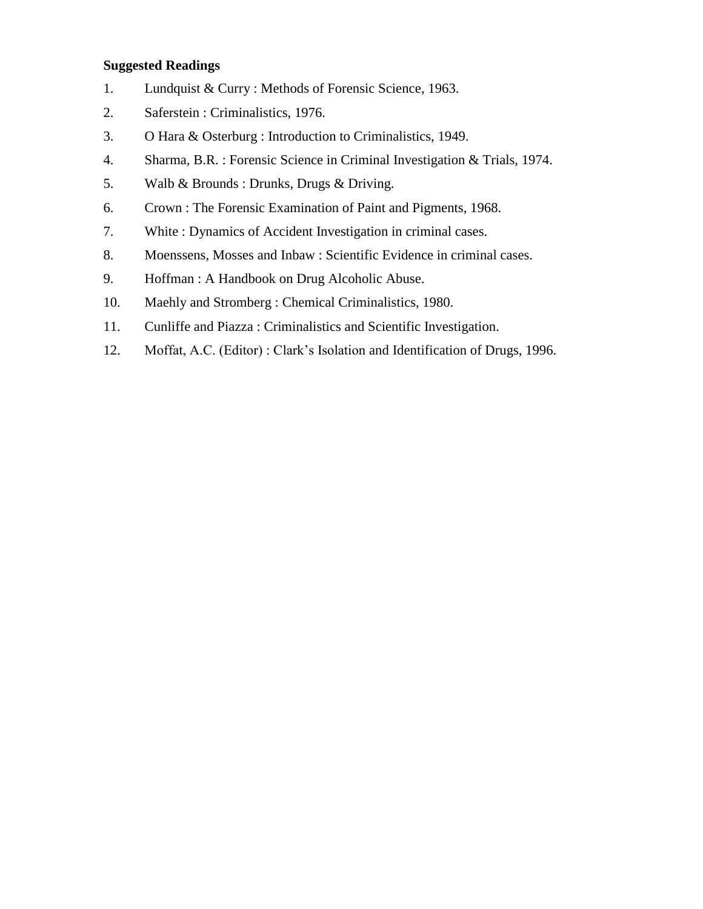**Suggested Readings**

1. Lundquist & Curry : Methods of Forensic Science, 1963.
2. Saferstein : Criminalistics, 1976.
3. O Hara & Osterburg : Introduction to Criminalistics, 1949.
4. Sharma, B.R. : Forensic Science in Criminal Investigation & Trials, 1974.
5. Walb & Brounds : Drunks, Drugs & Driving.
6. Crown : The Forensic Examination of Paint and Pigments, 1968.
7. White : Dynamics of Accident Investigation in criminal cases.
8. Moenssens, Mosses and Inbaw : Scientific Evidence in criminal cases.
9. Hoffman : A Handbook on Drug Alcoholic Abuse.
10. Maehly and Stromberg : Chemical Criminalistics, 1980.
11. Cunliffe and Piazza : Criminalistics and Scientific Investigation.
12. Moffat, A.C. (Editor) : Clark's Isolation and Identification of Drugs, 1996.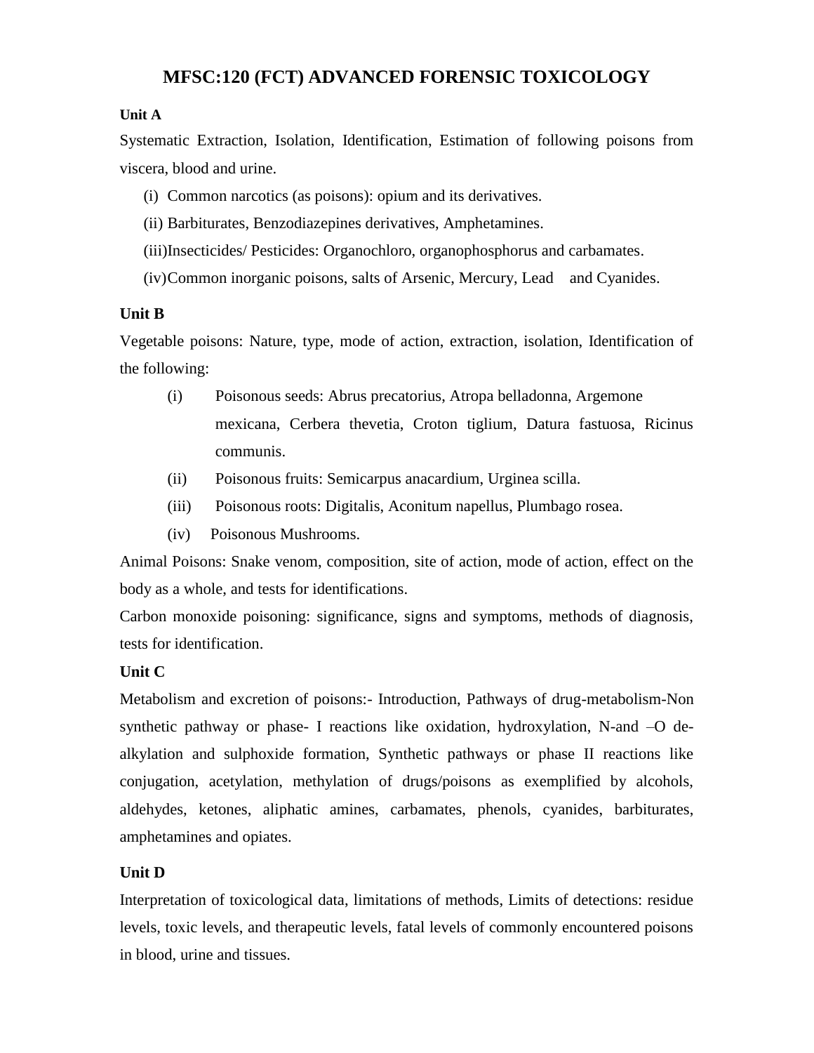# MFSC:120 (FCT) ADVANCED FORENSIC TOXICOLOGY

**Unit A**

Systematic Extraction, Isolation, Identification, Estimation of following poisons from viscera, blood and urine.

(i) Common narcotics (as poisons): opium and its derivatives.

(ii) Barbiturates, Benzodiazepines derivatives, Amphetamines.

(iii) Insecticides/ Pesticides: Organochloro, organophosphorus and carbamates.

(iv) Common inorganic poisons, salts of Arsenic, Mercury, Lead and Cyanides.

**Unit B**

Vegetable poisons: Nature, type, mode of action, extraction, isolation, Identification of the following:

(i) Poisonous seeds: Abrus precatorius, Atropa belladonna, Argemone mexicana, Cerbera thevetia, Croton tiglium, Datura fastuosa, Ricinus communis.

(ii) Poisonous fruits: Semicarpus anacardium, Urginea scilla.

(iii) Poisonous roots: Digitalis, Aconitum napellus, Plumbago rosea.

(iv) Poisonous Mushrooms.

Animal Poisons: Snake venom, composition, site of action, mode of action, effect on the body as a whole, and tests for identifications.

Carbon monoxide poisoning: significance, signs and symptoms, methods of diagnosis, tests for identification.

**Unit C**

Metabolism and excretion of poisons:- Introduction, Pathways of drug-metabolism-Non synthetic pathway or phase- I reactions like oxidation, hydroxylation, N-and –O de-alkylation and sulphoxide formation, Synthetic pathways or phase II reactions like conjugation, acetylation, methylation of drugs/poisons as exemplified by alcohols, aldehydes, ketones, aliphatic amines, carbamates, phenols, cyanides, barbiturates, amphetamines and opiates.

**Unit D**

Interpretation of toxicological data, limitations of methods, Limits of detections: residue levels, toxic levels, and therapeutic levels, fatal levels of commonly encountered poisons in blood, urine and tissues.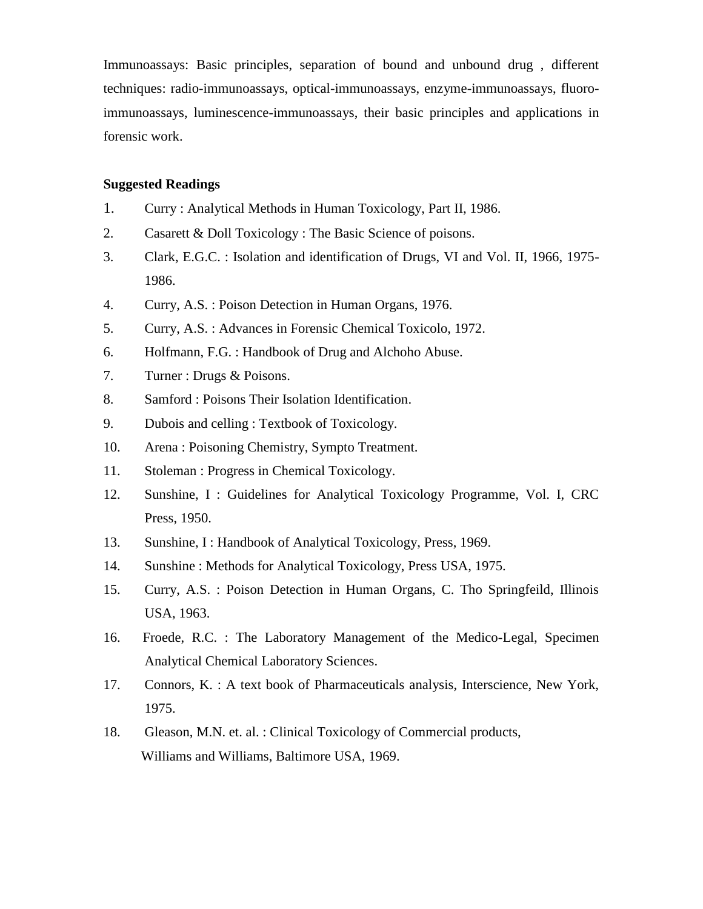Immunoassays: Basic principles, separation of bound and unbound drug , different techniques: radio-immunoassays, optical-immunoassays, enzyme-immunoassays, fluoro-immunoassays, luminescence-immunoassays, their basic principles and applications in forensic work.

**Suggested Readings**

1. Curry : Analytical Methods in Human Toxicology, Part II, 1986.
2. Casarett & Doll Toxicology : The Basic Science of poisons.
3. Clark, E.G.C. : Isolation and identification of Drugs, VI and Vol. II, 1966, 1975-1986.
4. Curry, A.S. : Poison Detection in Human Organs, 1976.
5. Curry, A.S. : Advances in Forensic Chemical Toxicolo, 1972.
6. Holfmann, F.G. : Handbook of Drug and Alchoho Abuse.
7. Turner : Drugs & Poisons.
8. Samford : Poisons Their Isolation Identification.
9. Dubois and celling : Textbook of Toxicology.
10. Arena : Poisoning Chemistry, Sympto Treatment.
11. Stoleman : Progress in Chemical Toxicology.
12. Sunshine, I : Guidelines for Analytical Toxicology Programme, Vol. I, CRC Press, 1950.
13. Sunshine, I : Handbook of Analytical Toxicology, Press, 1969.
14. Sunshine : Methods for Analytical Toxicology, Press USA, 1975.
15. Curry, A.S. : Poison Detection in Human Organs, C. Tho Springfeild, Illinois USA, 1963.
16. Froede, R.C. : The Laboratory Management of the Medico-Legal, Specimen Analytical Chemical Laboratory Sciences.
17. Connors, K. : A text book of Pharmaceuticals analysis, Interscience, New York, 1975.
18. Gleason, M.N. et. al. : Clinical Toxicology of Commercial products, Williams and Williams, Baltimore USA, 1969.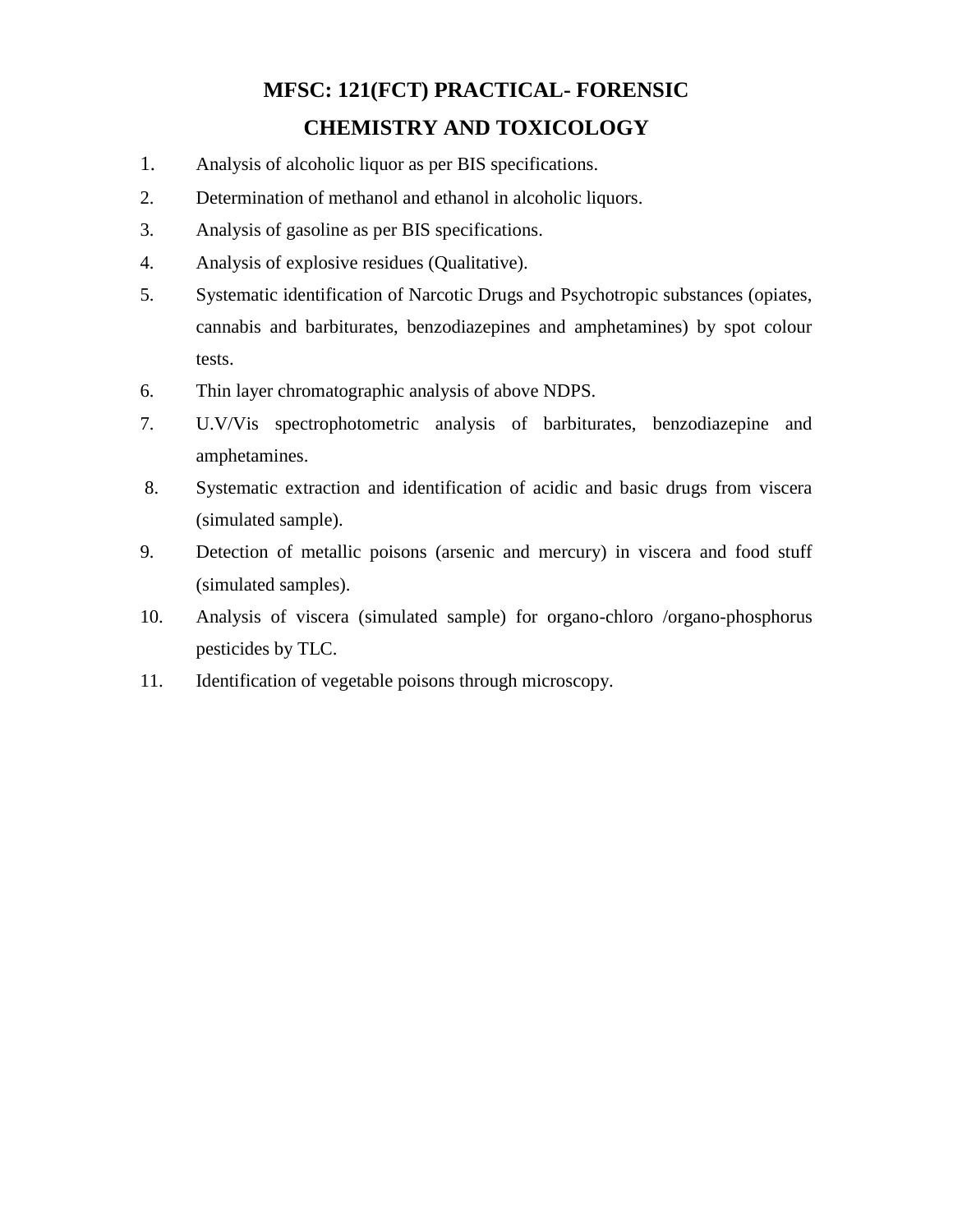# MFSC: 121(FCT) PRACTICAL- FORENSIC CHEMISTRY AND TOXICOLOGY

1. Analysis of alcoholic liquor as per BIS specifications.
2. Determination of methanol and ethanol in alcoholic liquors.
3. Analysis of gasoline as per BIS specifications.
4. Analysis of explosive residues (Qualitative).
5. Systematic identification of Narcotic Drugs and Psychotropic substances (opiates, cannabis and barbiturates, benzodiazepines and amphetamines) by spot colour tests.
6. Thin layer chromatographic analysis of above NDPS.
7. U.V/Vis spectrophotometric analysis of barbiturates, benzodiazepine and amphetamines.
8. Systematic extraction and identification of acidic and basic drugs from viscera (simulated sample).
9. Detection of metallic poisons (arsenic and mercury) in viscera and food stuff (simulated samples).
10. Analysis of viscera (simulated sample) for organo-chloro /organo-phosphorus pesticides by TLC.
11. Identification of vegetable poisons through microscopy.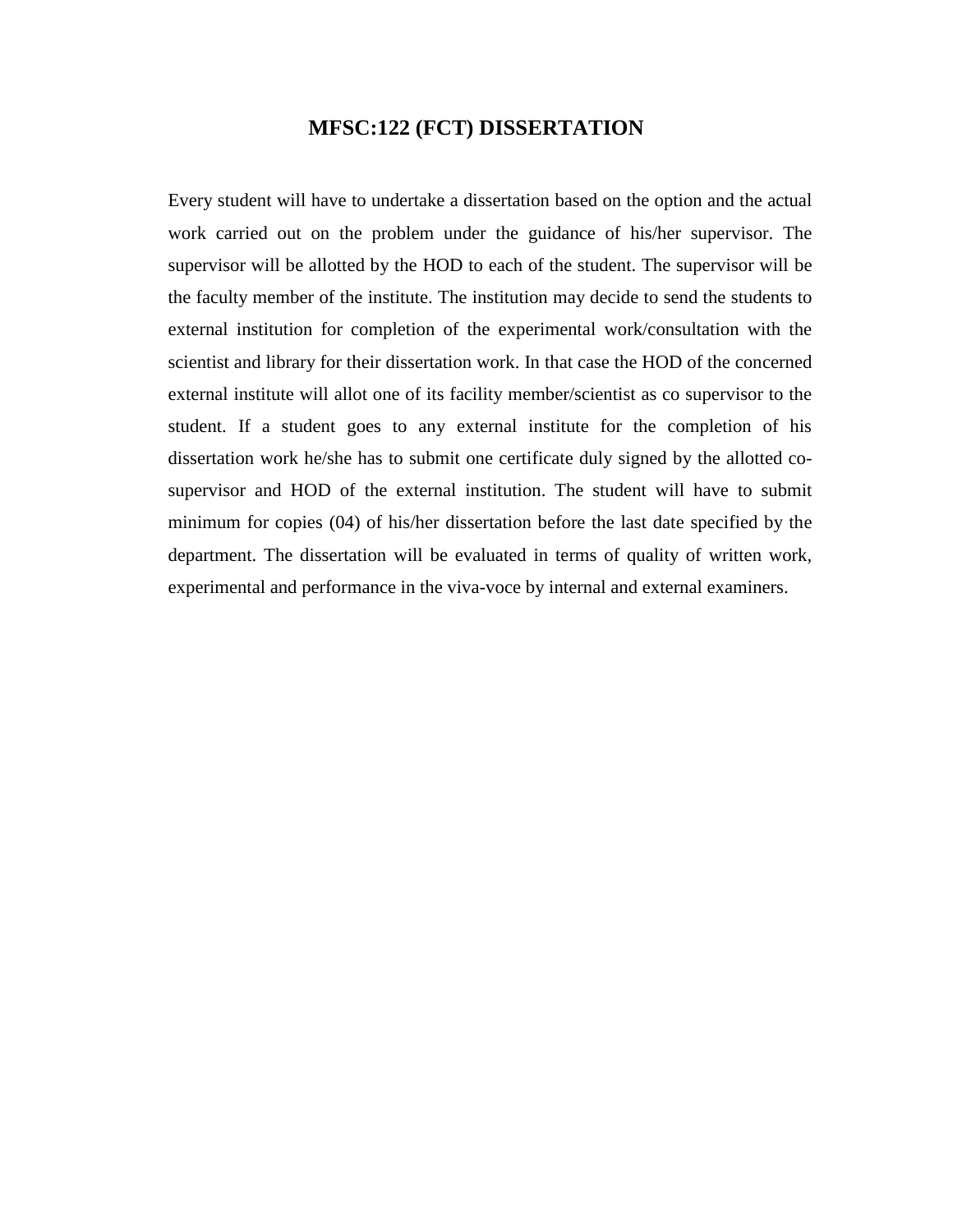# MFSC:122 (FCT) DISSERTATION

Every student will have to undertake a dissertation based on the option and the actual work carried out on the problem under the guidance of his/her supervisor. The supervisor will be allotted by the HOD to each of the student. The supervisor will be the faculty member of the institute. The institution may decide to send the students to external institution for completion of the experimental work/consultation with the scientist and library for their dissertation work. In that case the HOD of the concerned external institute will allot one of its facility member/scientist as co supervisor to the student. If a student goes to any external institute for the completion of his dissertation work he/she has to submit one certificate duly signed by the allotted co-supervisor and HOD of the external institution. The student will have to submit minimum for copies (04) of his/her dissertation before the last date specified by the department. The dissertation will be evaluated in terms of quality of written work, experimental and performance in the viva-voce by internal and external examiners.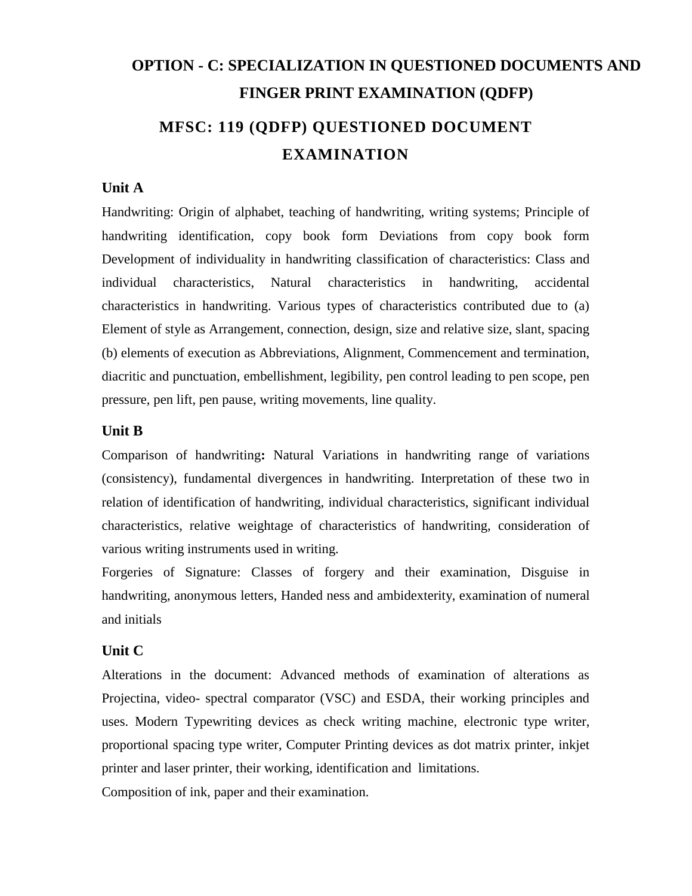# OPTION - C: SPECIALIZATION IN QUESTIONED DOCUMENTS AND FINGER PRINT EXAMINATION (QDFP)

## MFSC: 119 (QDFP) QUESTIONED DOCUMENT EXAMINATION

### Unit A

Handwriting: Origin of alphabet, teaching of handwriting, writing systems; Principle of handwriting identification, copy book form Deviations from copy book form Development of individuality in handwriting classification of characteristics: Class and individual characteristics, Natural characteristics in handwriting, accidental characteristics in handwriting. Various types of characteristics contributed due to (a) Element of style as Arrangement, connection, design, size and relative size, slant, spacing (b) elements of execution as Abbreviations, Alignment, Commencement and termination, diacritic and punctuation, embellishment, legibility, pen control leading to pen scope, pen pressure, pen lift, pen pause, writing movements, line quality.

### Unit B

Comparison of handwriting**:** Natural Variations in handwriting range of variations (consistency), fundamental divergences in handwriting. Interpretation of these two in relation of identification of handwriting, individual characteristics, significant individual characteristics, relative weightage of characteristics of handwriting, consideration of various writing instruments used in writing.

Forgeries of Signature: Classes of forgery and their examination, Disguise in handwriting, anonymous letters, Handed ness and ambidexterity, examination of numeral and initials

### Unit C

Alterations in the document: Advanced methods of examination of alterations as Projectina, video- spectral comparator (VSC) and ESDA, their working principles and uses. Modern Typewriting devices as check writing machine, electronic type writer, proportional spacing type writer, Computer Printing devices as dot matrix printer, inkjet printer and laser printer, their working, identification and limitations.

Composition of ink, paper and their examination.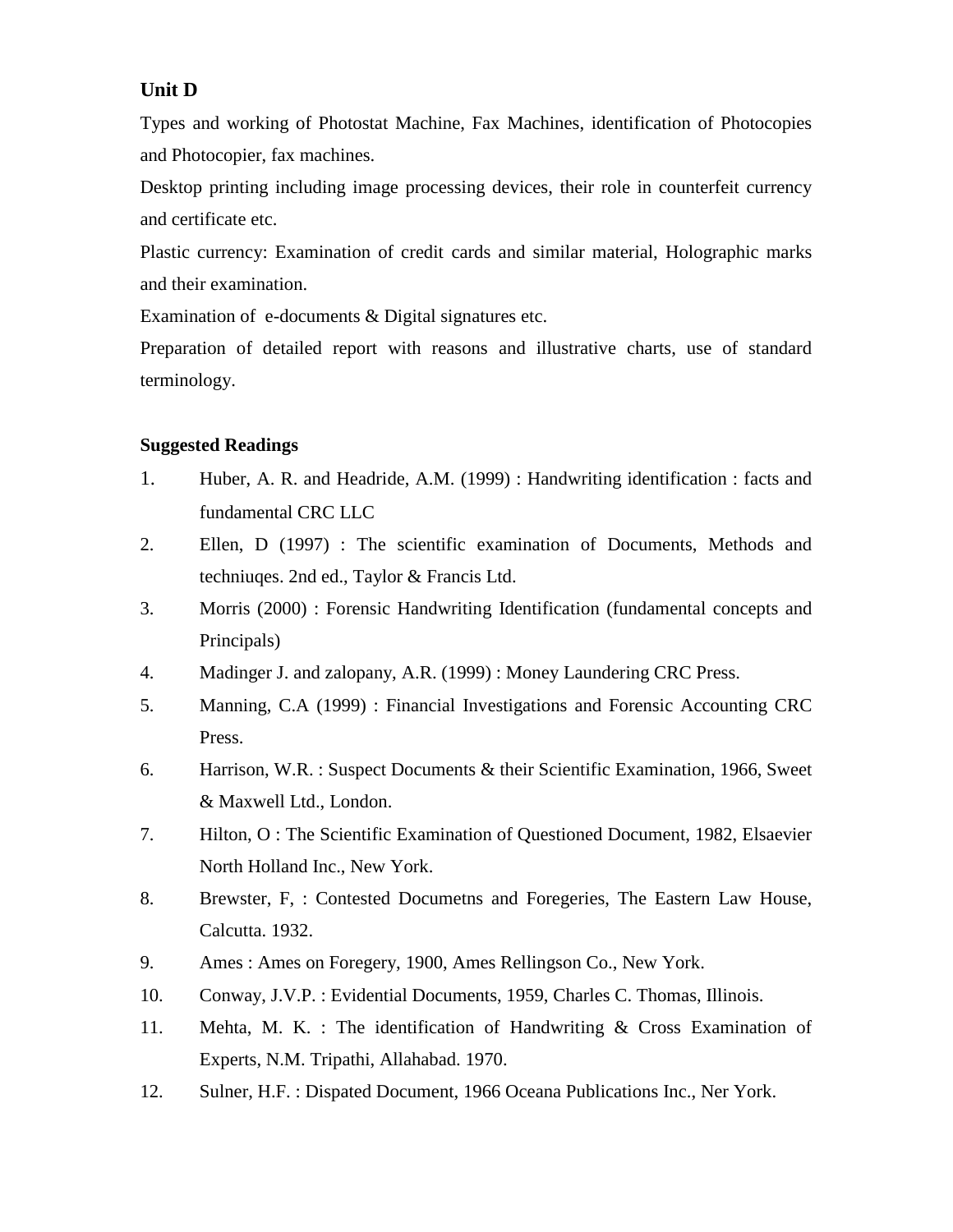**Unit D**

Types and working of Photostat Machine, Fax Machines, identification of Photocopies and Photocopier, fax machines.

Desktop printing including image processing devices, their role in counterfeit currency and certificate etc.

Plastic currency: Examination of credit cards and similar material, Holographic marks and their examination.

Examination of e-documents & Digital signatures etc.

Preparation of detailed report with reasons and illustrative charts, use of standard terminology.

**Suggested Readings**

1. Huber, A. R. and Headride, A.M. (1999) : Handwriting identification : facts and fundamental CRC LLC
2. Ellen, D (1997) : The scientific examination of Documents, Methods and techniuqes. 2nd ed., Taylor & Francis Ltd.
3. Morris (2000) : Forensic Handwriting Identification (fundamental concepts and Principals)
4. Madinger J. and zalopany, A.R. (1999) : Money Laundering CRC Press.
5. Manning, C.A (1999) : Financial Investigations and Forensic Accounting CRC Press.
6. Harrison, W.R. : Suspect Documents & their Scientific Examination, 1966, Sweet & Maxwell Ltd., London.
7. Hilton, O : The Scientific Examination of Questioned Document, 1982, Elsaevier North Holland Inc., New York.
8. Brewster, F, : Contested Documetns and Foregeries, The Eastern Law House, Calcutta. 1932.
9. Ames : Ames on Foregery, 1900, Ames Rellingson Co., New York.
10. Conway, J.V.P. : Evidential Documents, 1959, Charles C. Thomas, Illinois.
11. Mehta, M. K. : The identification of Handwriting & Cross Examination of Experts, N.M. Tripathi, Allahabad. 1970.
12. Sulner, H.F. : Dispated Document, 1966 Oceana Publications Inc., Ner York.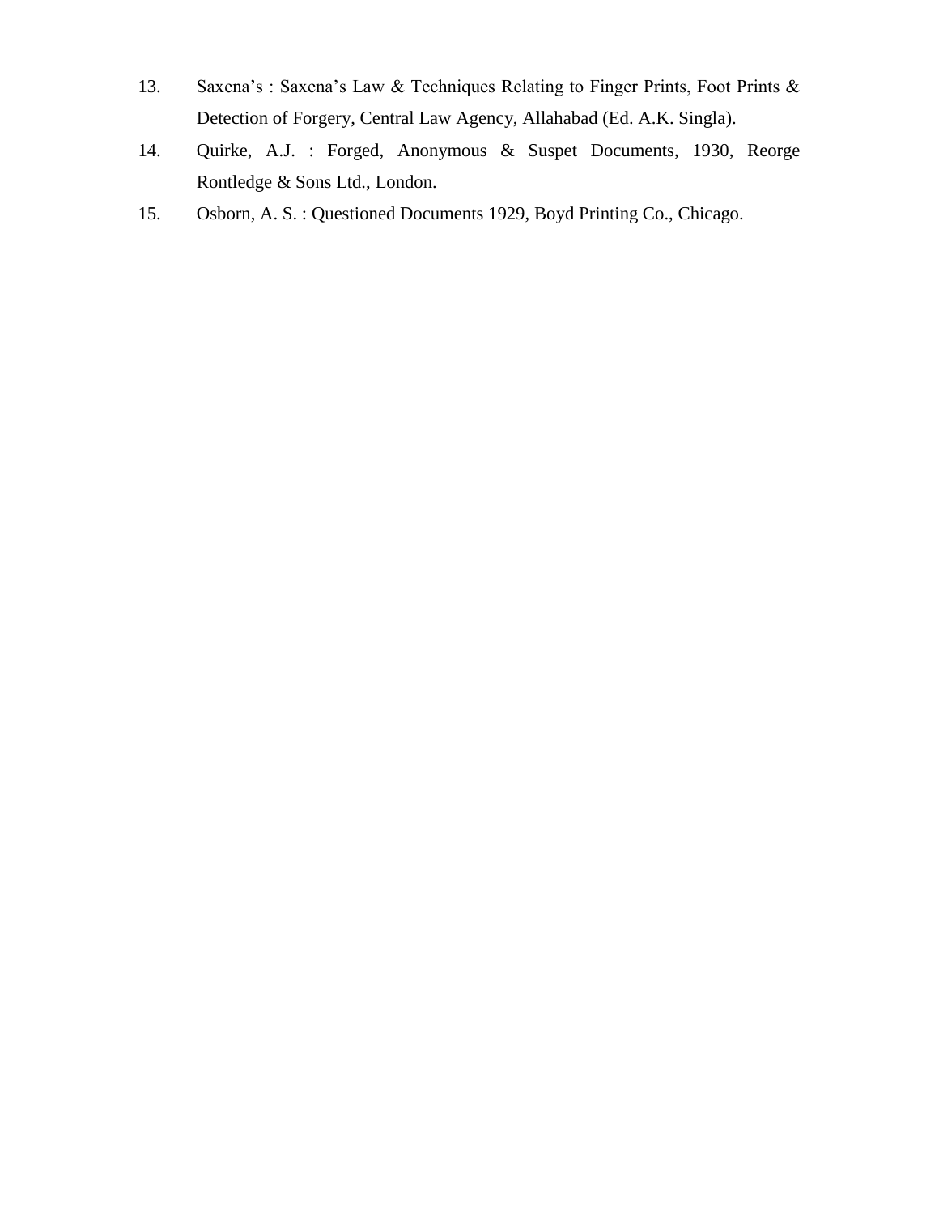13. Saxena's : Saxena's Law & Techniques Relating to Finger Prints, Foot Prints & Detection of Forgery, Central Law Agency, Allahabad (Ed. A.K. Singla).
14. Quirke, A.J. : Forged, Anonymous & Suspet Documents, 1930, Reorge Rontledge & Sons Ltd., London.
15. Osborn, A. S. : Questioned Documents 1929, Boyd Printing Co., Chicago.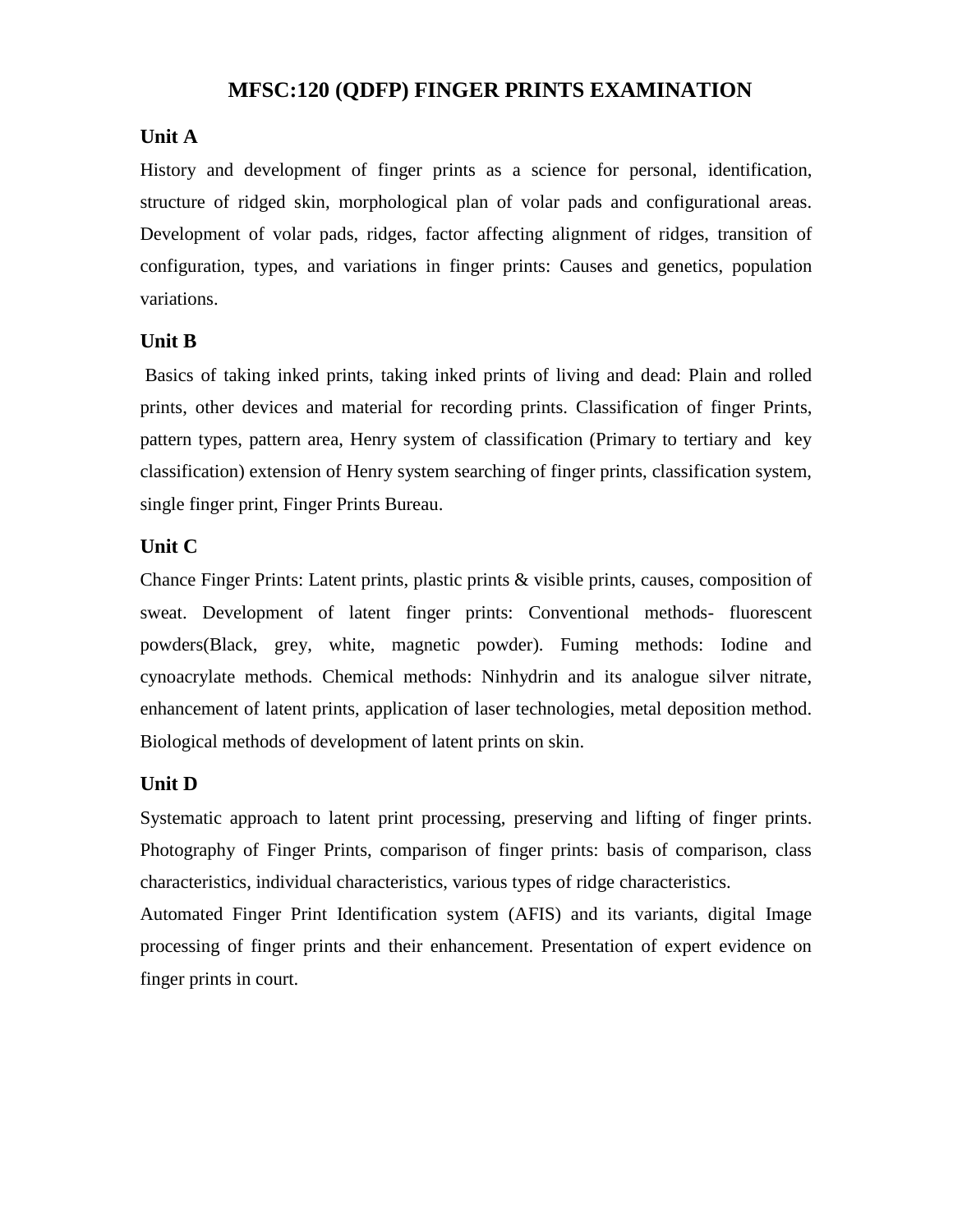# MFSC:120 (QDFP) FINGER PRINTS EXAMINATION

## Unit A

History and development of finger prints as a science for personal, identification, structure of ridged skin, morphological plan of volar pads and configurational areas. Development of volar pads, ridges, factor affecting alignment of ridges, transition of configuration, types, and variations in finger prints: Causes and genetics, population variations.

## Unit B

Basics of taking inked prints, taking inked prints of living and dead: Plain and rolled prints, other devices and material for recording prints. Classification of finger Prints, pattern types, pattern area, Henry system of classification (Primary to tertiary and key classification) extension of Henry system searching of finger prints, classification system, single finger print, Finger Prints Bureau.

## Unit C

Chance Finger Prints: Latent prints, plastic prints & visible prints, causes, composition of sweat. Development of latent finger prints: Conventional methods- fluorescent powders(Black, grey, white, magnetic powder). Fuming methods: Iodine and cynoacrylate methods. Chemical methods: Ninhydrin and its analogue silver nitrate, enhancement of latent prints, application of laser technologies, metal deposition method. Biological methods of development of latent prints on skin.

## Unit D

Systematic approach to latent print processing, preserving and lifting of finger prints. Photography of Finger Prints, comparison of finger prints: basis of comparison, class characteristics, individual characteristics, various types of ridge characteristics.

Automated Finger Print Identification system (AFIS) and its variants, digital Image processing of finger prints and their enhancement. Presentation of expert evidence on finger prints in court.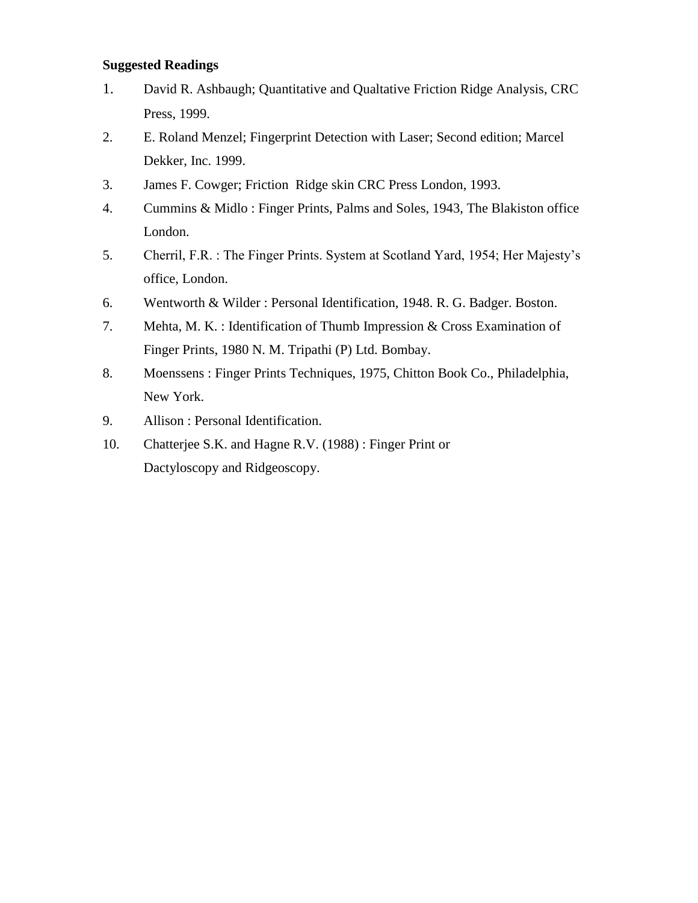**Suggested Readings**

1. David R. Ashbaugh; Quantitative and Qualtative Friction Ridge Analysis, CRC Press, 1999.
2. E. Roland Menzel; Fingerprint Detection with Laser; Second edition; Marcel Dekker, Inc. 1999.
3. James F. Cowger; Friction Ridge skin CRC Press London, 1993.
4. Cummins & Midlo : Finger Prints, Palms and Soles, 1943, The Blakiston office London.
5. Cherril, F.R. : The Finger Prints. System at Scotland Yard, 1954; Her Majesty's office, London.
6. Wentworth & Wilder : Personal Identification, 1948. R. G. Badger. Boston.
7. Mehta, M. K. : Identification of Thumb Impression & Cross Examination of Finger Prints, 1980 N. M. Tripathi (P) Ltd. Bombay.
8. Moenssens : Finger Prints Techniques, 1975, Chitton Book Co., Philadelphia, New York.
9. Allison : Personal Identification.
10. Chatterjee S.K. and Hagne R.V. (1988) : Finger Print or Dactyloscopy and Ridgeoscopy.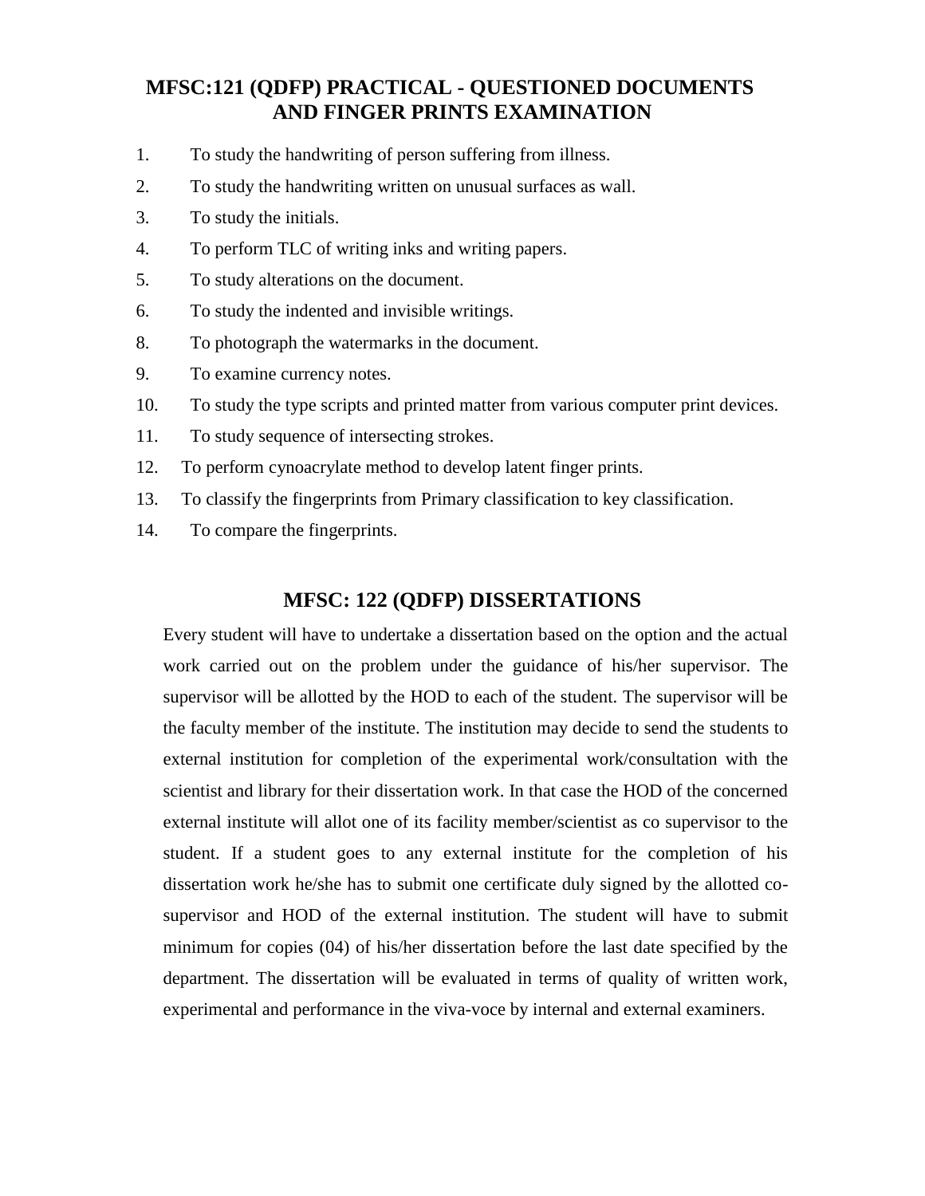## MFSC:121 (QDFP) PRACTICAL - QUESTIONED DOCUMENTS AND FINGER PRINTS EXAMINATION

1. To study the handwriting of person suffering from illness.
2. To study the handwriting written on unusual surfaces as wall.
3. To study the initials.
4. To perform TLC of writing inks and writing papers.
5. To study alterations on the document.
6. To study the indented and invisible writings.
8. To photograph the watermarks in the document.
9. To examine currency notes.
10. To study the type scripts and printed matter from various computer print devices.
11. To study sequence of intersecting strokes.
12. To perform cynoacrylate method to develop latent finger prints.
13. To classify the fingerprints from Primary classification to key classification.
14. To compare the fingerprints.

## MFSC: 122 (QDFP) DISSERTATIONS

Every student will have to undertake a dissertation based on the option and the actual work carried out on the problem under the guidance of his/her supervisor. The supervisor will be allotted by the HOD to each of the student. The supervisor will be the faculty member of the institute. The institution may decide to send the students to external institution for completion of the experimental work/consultation with the scientist and library for their dissertation work. In that case the HOD of the concerned external institute will allot one of its facility member/scientist as co supervisor to the student. If a student goes to any external institute for the completion of his dissertation work he/she has to submit one certificate duly signed by the allotted co-supervisor and HOD of the external institution. The student will have to submit minimum for copies (04) of his/her dissertation before the last date specified by the department. The dissertation will be evaluated in terms of quality of written work, experimental and performance in the viva-voce by internal and external examiners.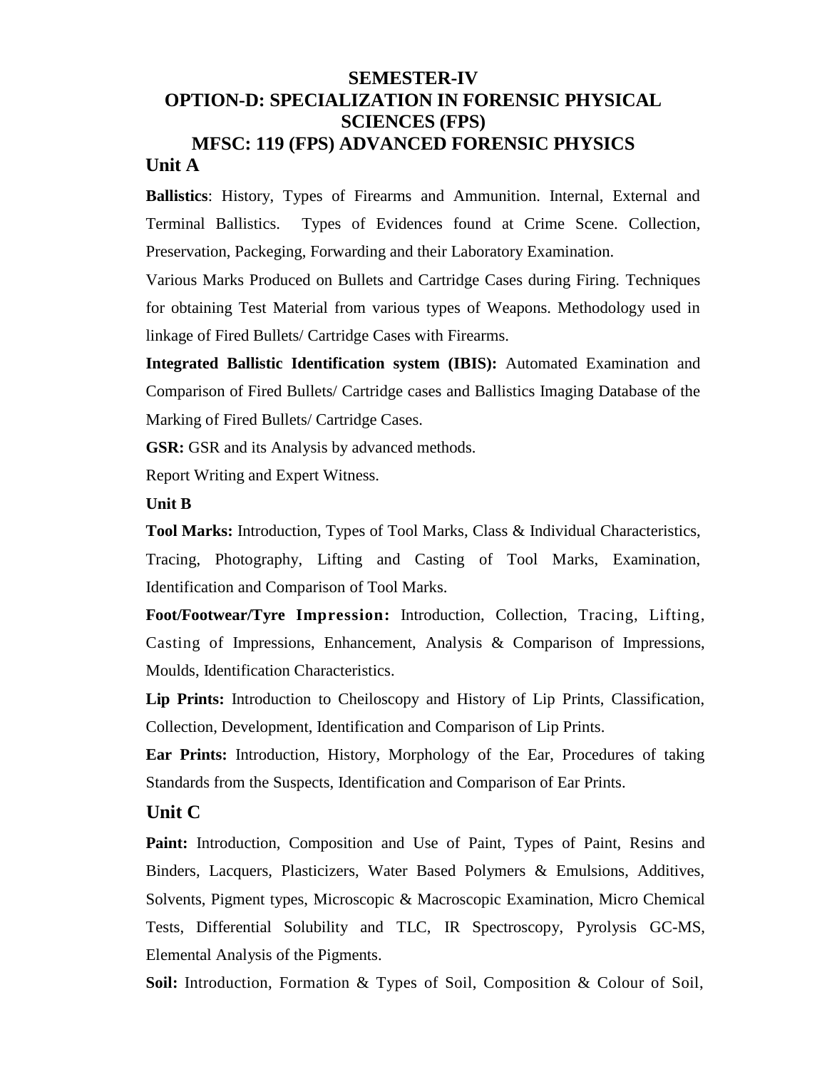# SEMESTER-IV

## OPTION-D: SPECIALIZATION IN FORENSIC PHYSICAL SCIENCES (FPS)

## MFSC: 119 (FPS) ADVANCED FORENSIC PHYSICS

### Unit A

**Ballistics**: History, Types of Firearms and Ammunition. Internal, External and Terminal Ballistics. Types of Evidences found at Crime Scene. Collection, Preservation, Packeging, Forwarding and their Laboratory Examination.

Various Marks Produced on Bullets and Cartridge Cases during Firing. Techniques for obtaining Test Material from various types of Weapons. Methodology used in linkage of Fired Bullets/ Cartridge Cases with Firearms.

**Integrated Ballistic Identification system (IBIS):** Automated Examination and Comparison of Fired Bullets/ Cartridge cases and Ballistics Imaging Database of the Marking of Fired Bullets/ Cartridge Cases.

**GSR:** GSR and its Analysis by advanced methods.

Report Writing and Expert Witness.

### Unit B

**Tool Marks:** Introduction, Types of Tool Marks, Class & Individual Characteristics, Tracing, Photography, Lifting and Casting of Tool Marks, Examination, Identification and Comparison of Tool Marks.

**Foot/Footwear/Tyre Impression:** Introduction, Collection, Tracing, Lifting, Casting of Impressions, Enhancement, Analysis & Comparison of Impressions, Moulds, Identification Characteristics.

**Lip Prints:** Introduction to Cheiloscopy and History of Lip Prints, Classification, Collection, Development, Identification and Comparison of Lip Prints.

**Ear Prints:** Introduction, History, Morphology of the Ear, Procedures of taking Standards from the Suspects, Identification and Comparison of Ear Prints.

### Unit C

**Paint:** Introduction, Composition and Use of Paint, Types of Paint, Resins and Binders, Lacquers, Plasticizers, Water Based Polymers & Emulsions, Additives, Solvents, Pigment types, Microscopic & Macroscopic Examination, Micro Chemical Tests, Differential Solubility and TLC, IR Spectroscopy, Pyrolysis GC-MS, Elemental Analysis of the Pigments.

**Soil:** Introduction, Formation & Types of Soil, Composition & Colour of Soil,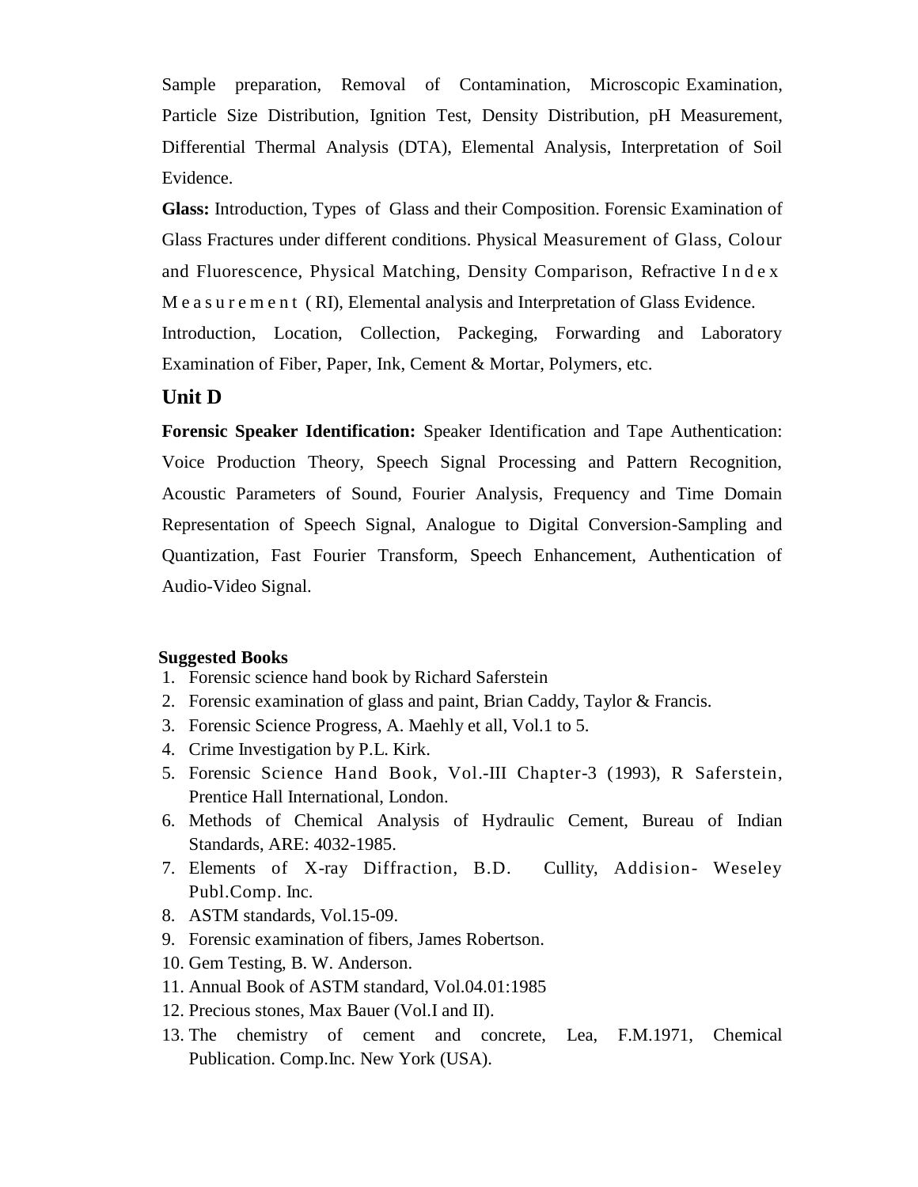Sample preparation, Removal of Contamination, Microscopic Examination, Particle Size Distribution, Ignition Test, Density Distribution, pH Measurement, Differential Thermal Analysis (DTA), Elemental Analysis, Interpretation of Soil Evidence.

**Glass:** Introduction, Types of Glass and their Composition. Forensic Examination of Glass Fractures under different conditions. Physical Measurement of Glass, Colour and Fluorescence, Physical Matching, Density Comparison, Refractive Index Measurement (RI), Elemental analysis and Interpretation of Glass Evidence.

Introduction, Location, Collection, Packeging, Forwarding and Laboratory Examination of Fiber, Paper, Ink, Cement & Mortar, Polymers, etc.

## Unit D

**Forensic Speaker Identification:** Speaker Identification and Tape Authentication: Voice Production Theory, Speech Signal Processing and Pattern Recognition, Acoustic Parameters of Sound, Fourier Analysis, Frequency and Time Domain Representation of Speech Signal, Analogue to Digital Conversion-Sampling and Quantization, Fast Fourier Transform, Speech Enhancement, Authentication of Audio-Video Signal.

**Suggested Books**

1. Forensic science hand book by Richard Saferstein
2. Forensic examination of glass and paint, Brian Caddy, Taylor & Francis.
3. Forensic Science Progress, A. Maehly et all, Vol.1 to 5.
4. Crime Investigation by P.L. Kirk.
5. Forensic Science Hand Book, Vol.-III Chapter-3 (1993), R Saferstein, Prentice Hall International, London.
6. Methods of Chemical Analysis of Hydraulic Cement, Bureau of Indian Standards, ARE: 4032-1985.
7. Elements of X-ray Diffraction, B.D. Cullity, Addision- Weseley Publ.Comp. Inc.
8. ASTM standards, Vol.15-09.
9. Forensic examination of fibers, James Robertson.
10. Gem Testing, B. W. Anderson.
11. Annual Book of ASTM standard, Vol.04.01:1985
12. Precious stones, Max Bauer (Vol.I and II).
13. The chemistry of cement and concrete, Lea, F.M.1971, Chemical Publication. Comp.Inc. New York (USA).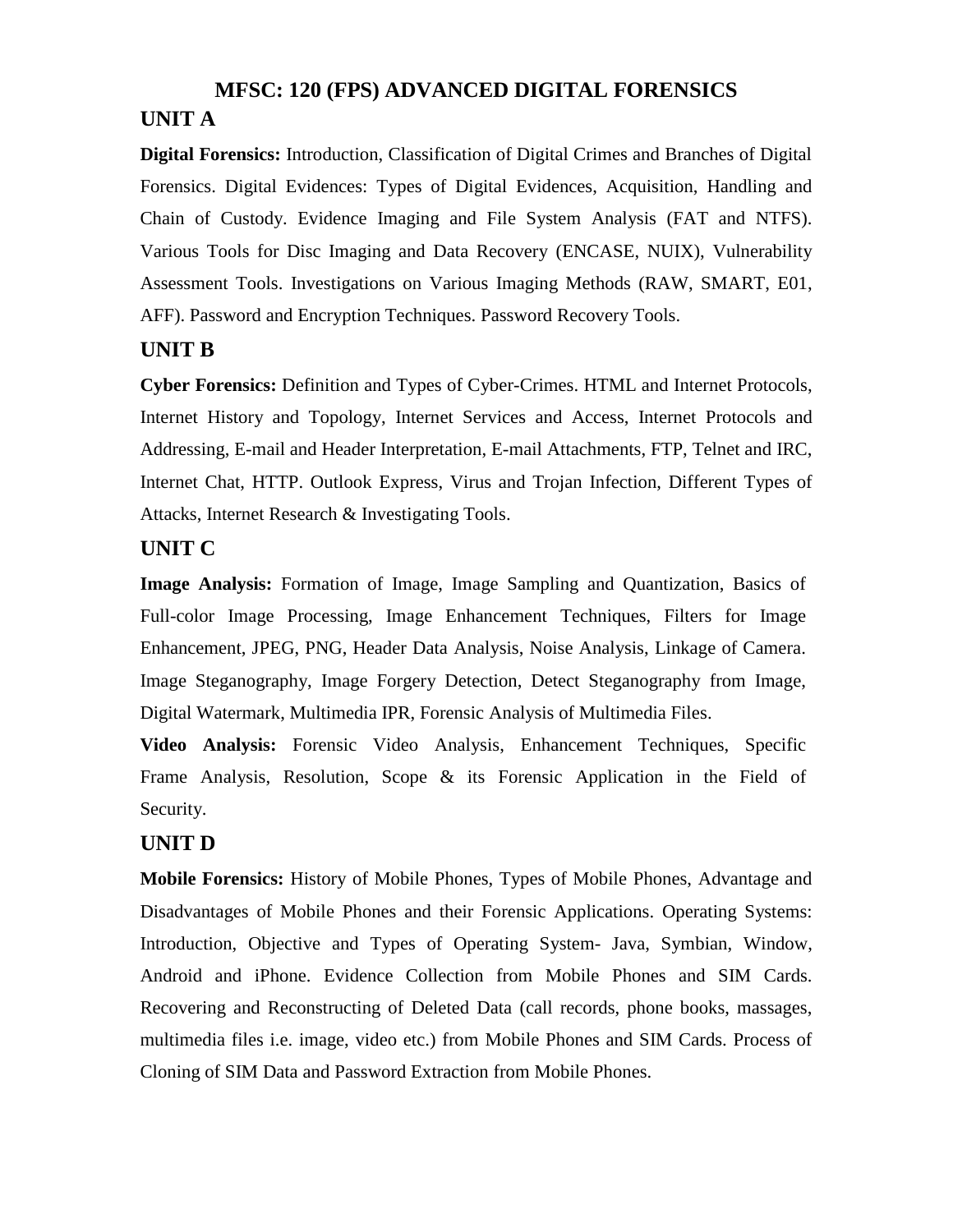# MFSC: 120 (FPS) ADVANCED DIGITAL FORENSICS

## UNIT A

**Digital Forensics:** Introduction, Classification of Digital Crimes and Branches of Digital Forensics. Digital Evidences: Types of Digital Evidences, Acquisition, Handling and Chain of Custody. Evidence Imaging and File System Analysis (FAT and NTFS). Various Tools for Disc Imaging and Data Recovery (ENCASE, NUIX), Vulnerability Assessment Tools. Investigations on Various Imaging Methods (RAW, SMART, E01, AFF). Password and Encryption Techniques. Password Recovery Tools.

## UNIT B

**Cyber Forensics:** Definition and Types of Cyber-Crimes. HTML and Internet Protocols, Internet History and Topology, Internet Services and Access, Internet Protocols and Addressing, E-mail and Header Interpretation, E-mail Attachments, FTP, Telnet and IRC, Internet Chat, HTTP. Outlook Express, Virus and Trojan Infection, Different Types of Attacks, Internet Research & Investigating Tools.

## UNIT C

**Image Analysis:** Formation of Image, Image Sampling and Quantization, Basics of Full-color Image Processing, Image Enhancement Techniques, Filters for Image Enhancement, JPEG, PNG, Header Data Analysis, Noise Analysis, Linkage of Camera. Image Steganography, Image Forgery Detection, Detect Steganography from Image, Digital Watermark, Multimedia IPR, Forensic Analysis of Multimedia Files.

**Video Analysis:** Forensic Video Analysis, Enhancement Techniques, Specific Frame Analysis, Resolution, Scope & its Forensic Application in the Field of Security.

## UNIT D

**Mobile Forensics:** History of Mobile Phones, Types of Mobile Phones, Advantage and Disadvantages of Mobile Phones and their Forensic Applications. Operating Systems: Introduction, Objective and Types of Operating System- Java, Symbian, Window, Android and iPhone. Evidence Collection from Mobile Phones and SIM Cards. Recovering and Reconstructing of Deleted Data (call records, phone books, massages, multimedia files i.e. image, video etc.) from Mobile Phones and SIM Cards. Process of Cloning of SIM Data and Password Extraction from Mobile Phones.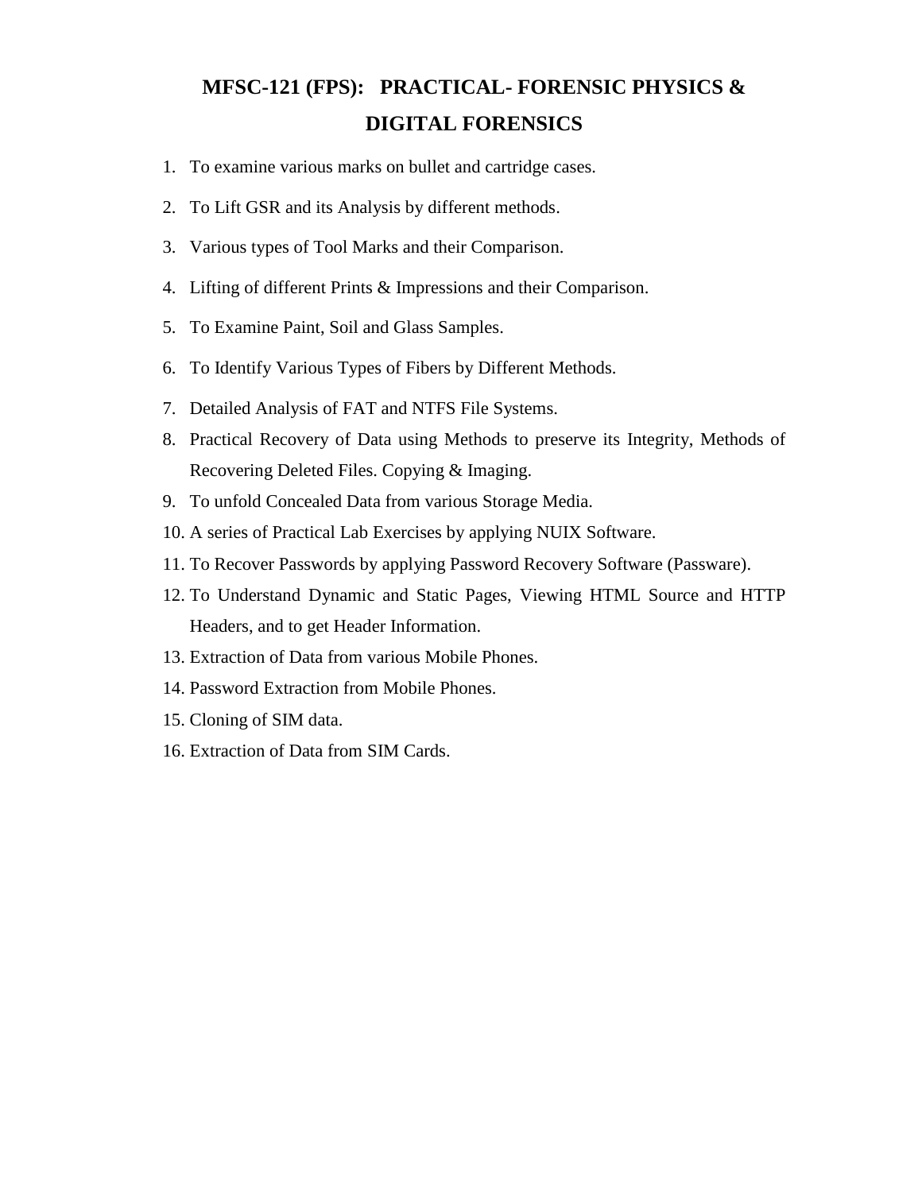# MFSC-121 (FPS): PRACTICAL- FORENSIC PHYSICS & DIGITAL FORENSICS

1. To examine various marks on bullet and cartridge cases.
2. To Lift GSR and its Analysis by different methods.
3. Various types of Tool Marks and their Comparison.
4. Lifting of different Prints & Impressions and their Comparison.
5. To Examine Paint, Soil and Glass Samples.
6. To Identify Various Types of Fibers by Different Methods.
7. Detailed Analysis of FAT and NTFS File Systems.
8. Practical Recovery of Data using Methods to preserve its Integrity, Methods of Recovering Deleted Files. Copying & Imaging.
9. To unfold Concealed Data from various Storage Media.
10. A series of Practical Lab Exercises by applying NUIX Software.
11. To Recover Passwords by applying Password Recovery Software (Passware).
12. To Understand Dynamic and Static Pages, Viewing HTML Source and HTTP Headers, and to get Header Information.
13. Extraction of Data from various Mobile Phones.
14. Password Extraction from Mobile Phones.
15. Cloning of SIM data.
16. Extraction of Data from SIM Cards.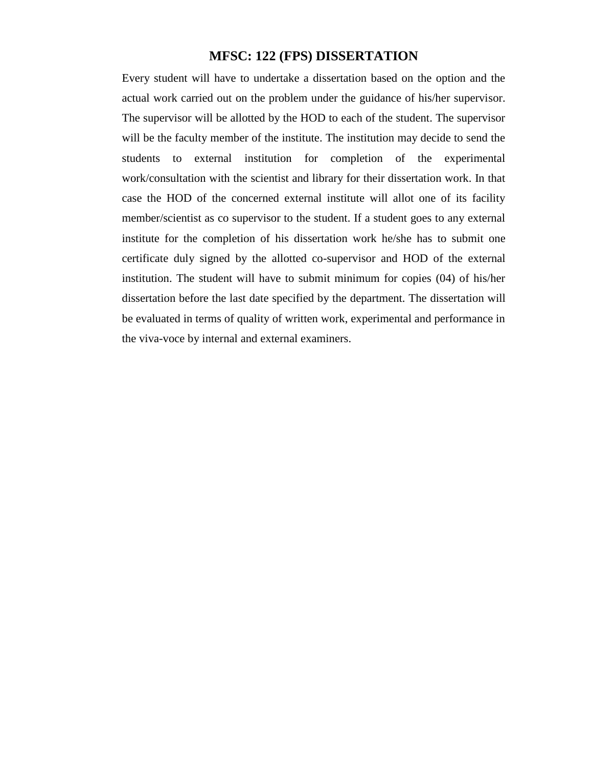# MFSC: 122 (FPS) DISSERTATION

Every student will have to undertake a dissertation based on the option and the actual work carried out on the problem under the guidance of his/her supervisor. The supervisor will be allotted by the HOD to each of the student. The supervisor will be the faculty member of the institute. The institution may decide to send the students to external institution for completion of the experimental work/consultation with the scientist and library for their dissertation work. In that case the HOD of the concerned external institute will allot one of its facility member/scientist as co supervisor to the student. If a student goes to any external institute for the completion of his dissertation work he/she has to submit one certificate duly signed by the allotted co-supervisor and HOD of the external institution. The student will have to submit minimum for copies (04) of his/her dissertation before the last date specified by the department. The dissertation will be evaluated in terms of quality of written work, experimental and performance in the viva-voce by internal and external examiners.